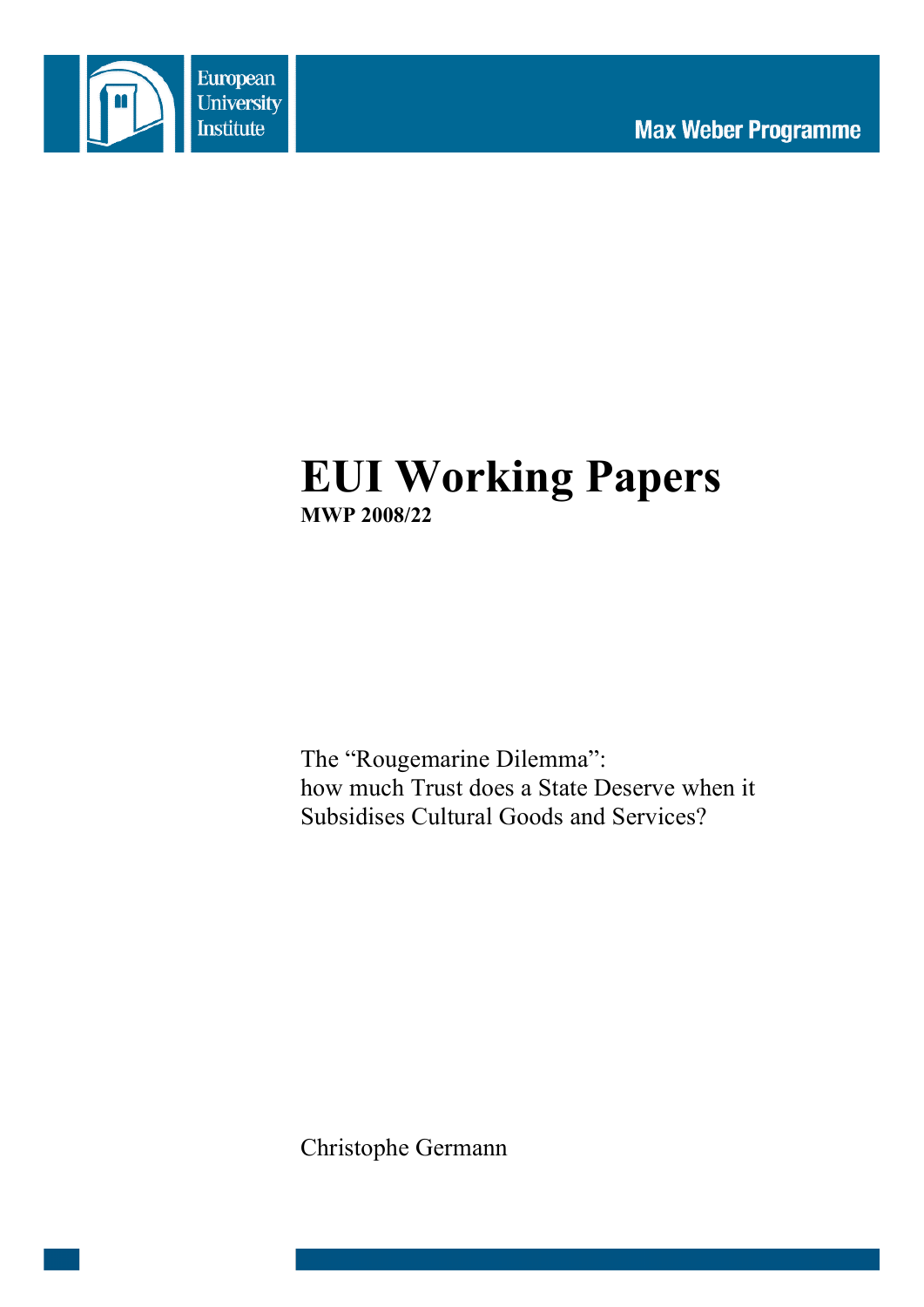European University Institute

Max Weber Programme

# EUI Working Papers

**MWP 2008/22**

The “Rougemarine Dilemma”:
how much Trust does a State Deserve when it Subsidises Cultural Goods and Services?

Christophe Germann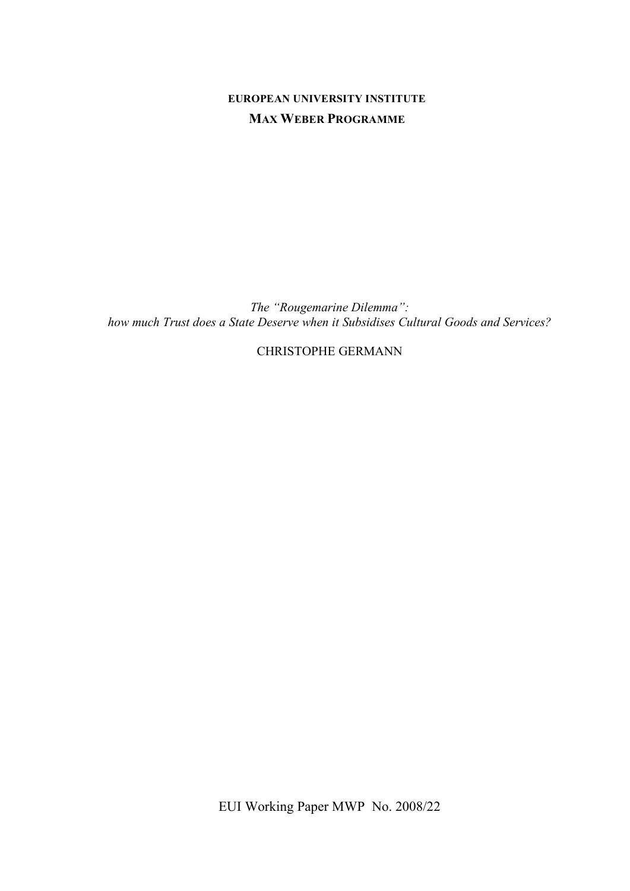**EUROPEAN UNIVERSITY INSTITUTE**

**MAX WEBER PROGRAMME**

*The "Rougemarine Dilemma": how much Trust does a State Deserve when it Subsidises Cultural Goods and Services?*

CHRISTOPHE GERMANN

EUI Working Paper MWP No. 2008/22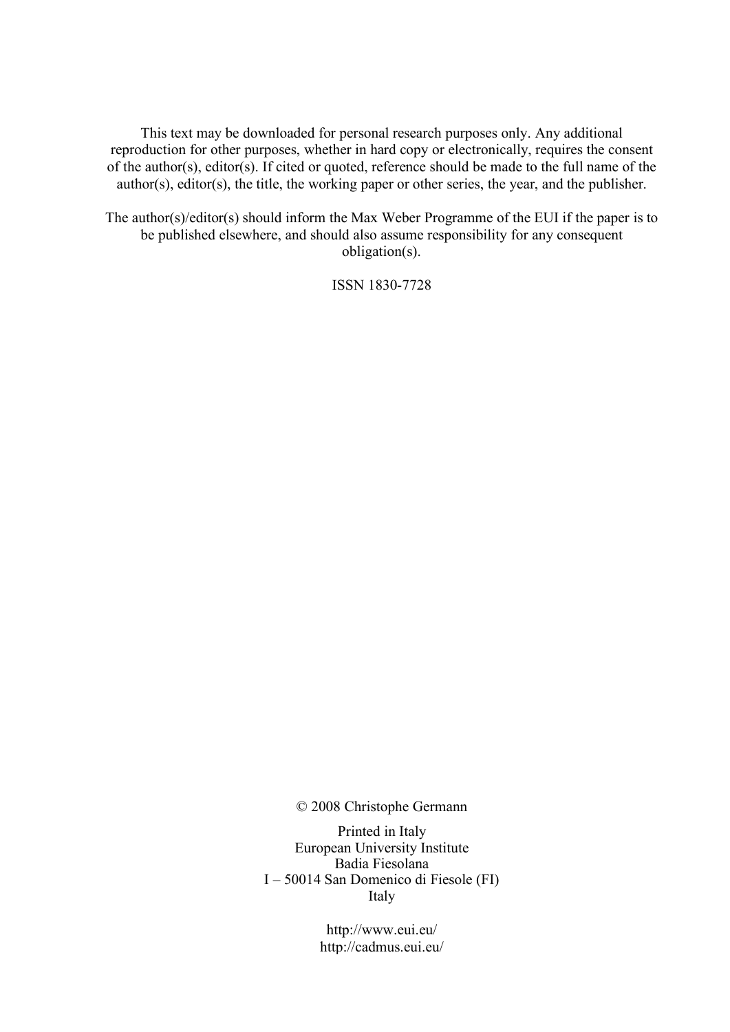This text may be downloaded for personal research purposes only. Any additional reproduction for other purposes, whether in hard copy or electronically, requires the consent of the author(s), editor(s). If cited or quoted, reference should be made to the full name of the author(s), editor(s), the title, the working paper or other series, the year, and the publisher.

The author(s)/editor(s) should inform the Max Weber Programme of the EUI if the paper is to be published elsewhere, and should also assume responsibility for any consequent obligation(s).

ISSN 1830-7728

© 2008 Christophe Germann

Printed in Italy
European University Institute
Badia Fiesolana
I – 50014 San Domenico di Fiesole (FI)
Italy

http://www.eui.eu/
http://cadmus.eui.eu/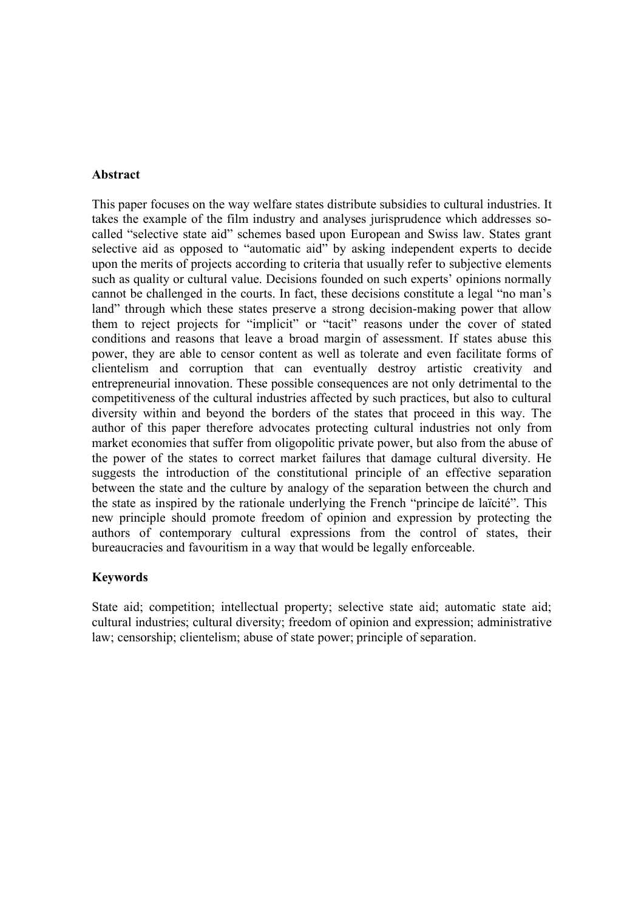**Abstract**

This paper focuses on the way welfare states distribute subsidies to cultural industries. It takes the example of the film industry and analyses jurisprudence which addresses so-called "selective state aid" schemes based upon European and Swiss law. States grant selective aid as opposed to "automatic aid" by asking independent experts to decide upon the merits of projects according to criteria that usually refer to subjective elements such as quality or cultural value. Decisions founded on such experts' opinions normally cannot be challenged in the courts. In fact, these decisions constitute a legal "no man's land" through which these states preserve a strong decision-making power that allow them to reject projects for "implicit" or "tacit" reasons under the cover of stated conditions and reasons that leave a broad margin of assessment. If states abuse this power, they are able to censor content as well as tolerate and even facilitate forms of clientelism and corruption that can eventually destroy artistic creativity and entrepreneurial innovation. These possible consequences are not only detrimental to the competitiveness of the cultural industries affected by such practices, but also to cultural diversity within and beyond the borders of the states that proceed in this way. The author of this paper therefore advocates protecting cultural industries not only from market economies that suffer from oligopolitic private power, but also from the abuse of the power of the states to correct market failures that damage cultural diversity. He suggests the introduction of the constitutional principle of an effective separation between the state and the culture by analogy of the separation between the church and the state as inspired by the rationale underlying the French "principe de laïcité". This new principle should promote freedom of opinion and expression by protecting the authors of contemporary cultural expressions from the control of states, their bureaucracies and favouritism in a way that would be legally enforceable.

**Keywords**

State aid; competition; intellectual property; selective state aid; automatic state aid; cultural industries; cultural diversity; freedom of opinion and expression; administrative law; censorship; clientelism; abuse of state power; principle of separation.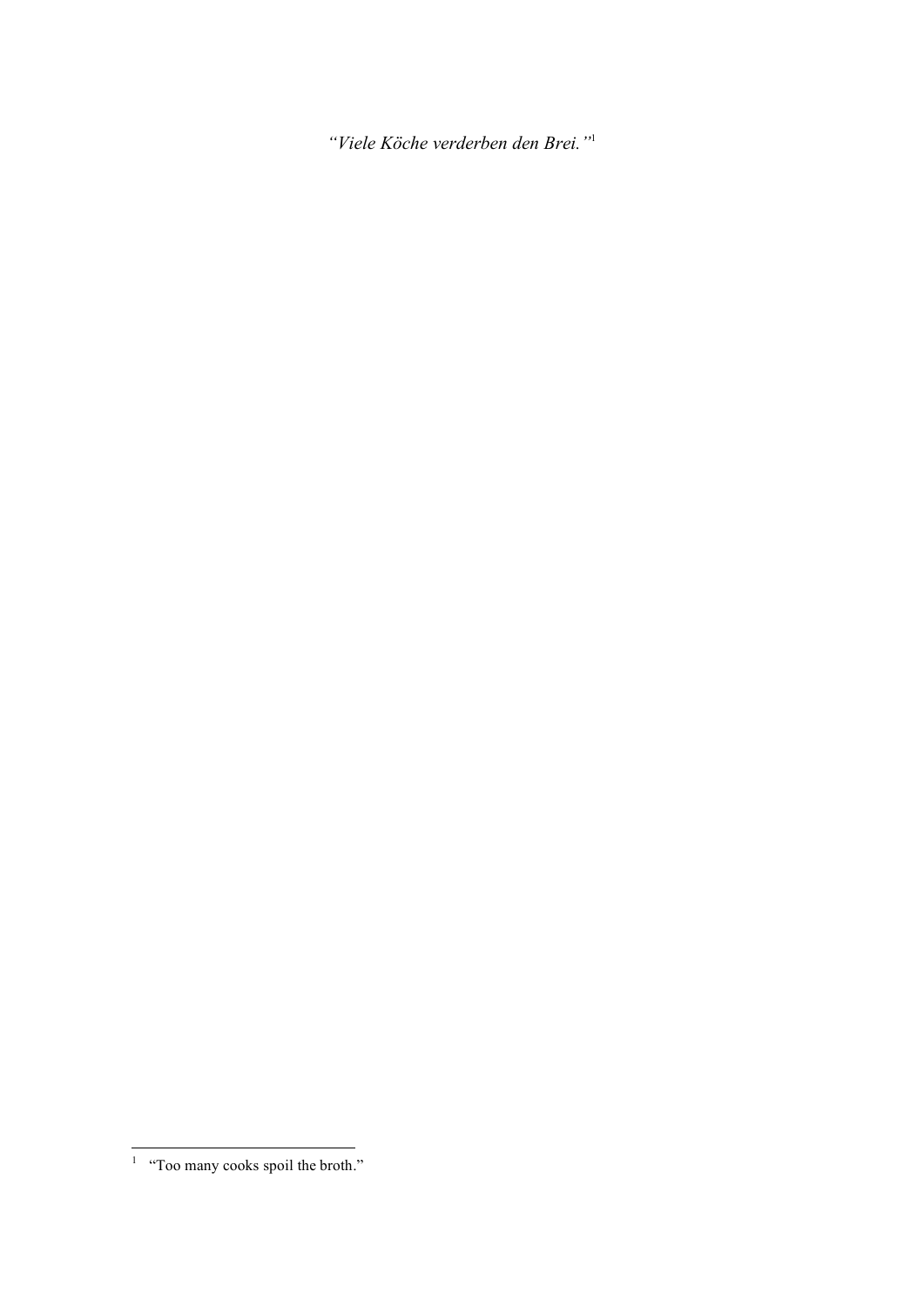*“Viele Köche verderben den Brei.”*[1]

[1] “Too many cooks spoil the broth.”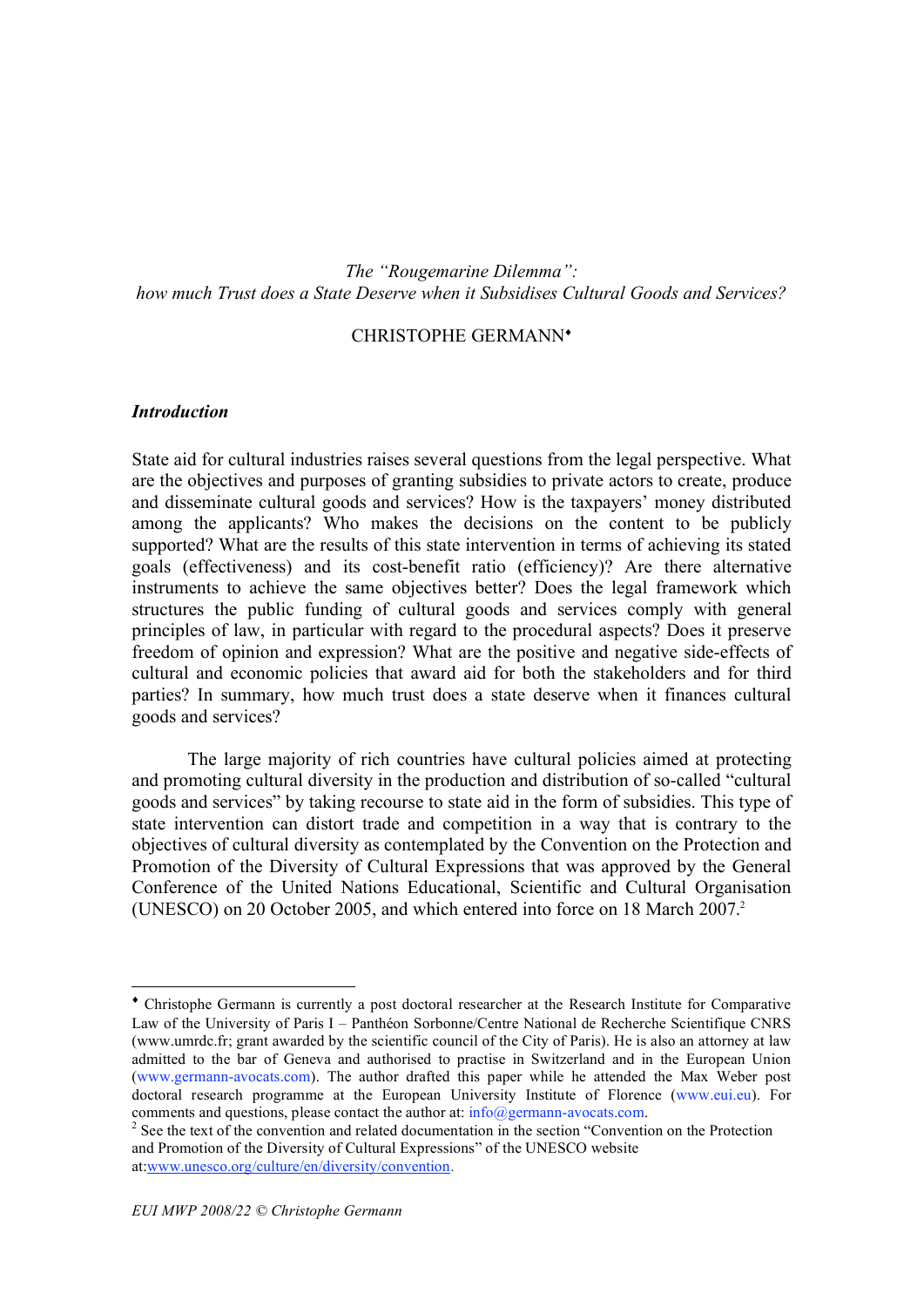*The "Rougemarine Dilemma":*
*how much Trust does a State Deserve when it Subsidises Cultural Goods and Services?*

CHRISTOPHE GERMANN[♦]

## *Introduction*

State aid for cultural industries raises several questions from the legal perspective. What are the objectives and purposes of granting subsidies to private actors to create, produce and disseminate cultural goods and services? How is the taxpayers' money distributed among the applicants? Who makes the decisions on the content to be publicly supported? What are the results of this state intervention in terms of achieving its stated goals (effectiveness) and its cost-benefit ratio (efficiency)? Are there alternative instruments to achieve the same objectives better? Does the legal framework which structures the public funding of cultural goods and services comply with general principles of law, in particular with regard to the procedural aspects? Does it preserve freedom of opinion and expression? What are the positive and negative side-effects of cultural and economic policies that award aid for both the stakeholders and for third parties? In summary, how much trust does a state deserve when it finances cultural goods and services?

The large majority of rich countries have cultural policies aimed at protecting and promoting cultural diversity in the production and distribution of so-called "cultural goods and services" by taking recourse to state aid in the form of subsidies. This type of state intervention can distort trade and competition in a way that is contrary to the objectives of cultural diversity as contemplated by the Convention on the Protection and Promotion of the Diversity of Cultural Expressions that was approved by the General Conference of the United Nations Educational, Scientific and Cultural Organisation (UNESCO) on 20 October 2005, and which entered into force on 18 March 2007.[2]

---

[♦] Christophe Germann is currently a post doctoral researcher at the Research Institute for Comparative Law of the University of Paris I – Panthéon Sorbonne/Centre National de Recherche Scientifique CNRS (www.umrdc.fr; grant awarded by the scientific council of the City of Paris). He is also an attorney at law admitted to the bar of Geneva and authorised to practise in Switzerland and in the European Union (www.germann-avocats.com). The author drafted this paper while he attended the Max Weber post doctoral research programme at the European University Institute of Florence (www.eui.eu). For comments and questions, please contact the author at: info@germann-avocats.com.

[2] See the text of the convention and related documentation in the section "Convention on the Protection and Promotion of the Diversity of Cultural Expressions" of the UNESCO website at:www.unesco.org/culture/en/diversity/convention.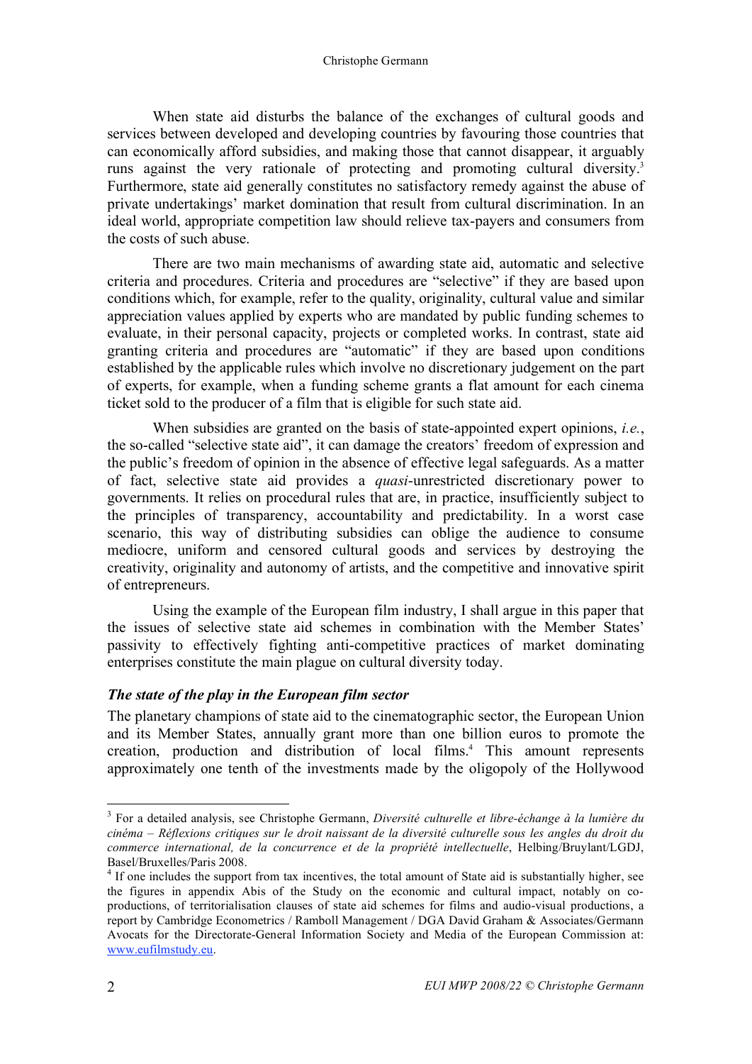When state aid disturbs the balance of the exchanges of cultural goods and services between developed and developing countries by favouring those countries that can economically afford subsidies, and making those that cannot disappear, it arguably runs against the very rationale of protecting and promoting cultural diversity.[3] Furthermore, state aid generally constitutes no satisfactory remedy against the abuse of private undertakings' market domination that result from cultural discrimination. In an ideal world, appropriate competition law should relieve tax-payers and consumers from the costs of such abuse.

There are two main mechanisms of awarding state aid, automatic and selective criteria and procedures. Criteria and procedures are "selective" if they are based upon conditions which, for example, refer to the quality, originality, cultural value and similar appreciation values applied by experts who are mandated by public funding schemes to evaluate, in their personal capacity, projects or completed works. In contrast, state aid granting criteria and procedures are "automatic" if they are based upon conditions established by the applicable rules which involve no discretionary judgement on the part of experts, for example, when a funding scheme grants a flat amount for each cinema ticket sold to the producer of a film that is eligible for such state aid.

When subsidies are granted on the basis of state-appointed expert opinions, *i.e.*, the so-called "selective state aid", it can damage the creators' freedom of expression and the public's freedom of opinion in the absence of effective legal safeguards. As a matter of fact, selective state aid provides a *quasi*-unrestricted discretionary power to governments. It relies on procedural rules that are, in practice, insufficiently subject to the principles of transparency, accountability and predictability. In a worst case scenario, this way of distributing subsidies can oblige the audience to consume mediocre, uniform and censored cultural goods and services by destroying the creativity, originality and autonomy of artists, and the competitive and innovative spirit of entrepreneurs.

Using the example of the European film industry, I shall argue in this paper that the issues of selective state aid schemes in combination with the Member States' passivity to effectively fighting anti-competitive practices of market dominating enterprises constitute the main plague on cultural diversity today.

### *The state of the play in the European film sector*

The planetary champions of state aid to the cinematographic sector, the European Union and its Member States, annually grant more than one billion euros to promote the creation, production and distribution of local films.[4] This amount represents approximately one tenth of the investments made by the oligopoly of the Hollywood

---

[3] For a detailed analysis, see Christophe Germann, *Diversité culturelle et libre-échange à la lumière du cinéma – Réflexions critiques sur le droit naissant de la diversité culturelle sous les angles du droit du commerce international, de la concurrence et de la propriété intellectuelle*, Helbing/Bruylant/LGDJ, Basel/Bruxelles/Paris 2008.

[4] If one includes the support from tax incentives, the total amount of State aid is substantially higher, see the figures in appendix Abis of the Study on the economic and cultural impact, notably on co-productions, of territorialisation clauses of state aid schemes for films and audio-visual productions, a report by Cambridge Econometrics / Ramboll Management / DGA David Graham & Associates/Germann Avocats for the Directorate-General Information Society and Media of the European Commission at: www.eufilmstudy.eu.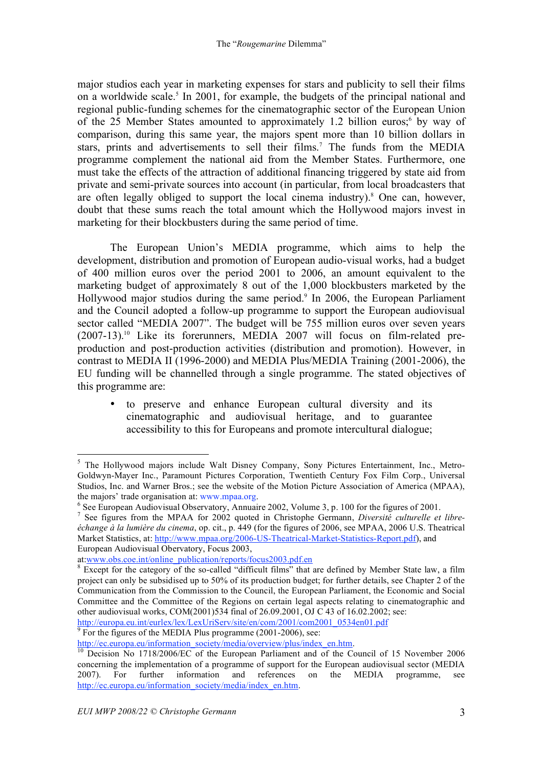major studios each year in marketing expenses for stars and publicity to sell their films on a worldwide scale.[5] In 2001, for example, the budgets of the principal national and regional public-funding schemes for the cinematographic sector of the European Union of the 25 Member States amounted to approximately 1.2 billion euros;[6] by way of comparison, during this same year, the majors spent more than 10 billion dollars in stars, prints and advertisements to sell their films.[7] The funds from the MEDIA programme complement the national aid from the Member States. Furthermore, one must take the effects of the attraction of additional financing triggered by state aid from private and semi-private sources into account (in particular, from local broadcasters that are often legally obliged to support the local cinema industry).[8] One can, however, doubt that these sums reach the total amount which the Hollywood majors invest in marketing for their blockbusters during the same period of time.

The European Union's MEDIA programme, which aims to help the development, distribution and promotion of European audio-visual works, had a budget of 400 million euros over the period 2001 to 2006, an amount equivalent to the marketing budget of approximately 8 out of the 1,000 blockbusters marketed by the Hollywood major studios during the same period.[9] In 2006, the European Parliament and the Council adopted a follow-up programme to support the European audiovisual sector called "MEDIA 2007". The budget will be 755 million euros over seven years (2007-13).[10] Like its forerunners, MEDIA 2007 will focus on film-related pre-production and post-production activities (distribution and promotion). However, in contrast to MEDIA II (1996-2000) and MEDIA Plus/MEDIA Training (2001-2006), the EU funding will be channelled through a single programme. The stated objectives of this programme are:

- to preserve and enhance European cultural diversity and its cinematographic and audiovisual heritage, and to guarantee accessibility to this for Europeans and promote intercultural dialogue;

---

[5] The Hollywood majors include Walt Disney Company, Sony Pictures Entertainment, Inc., Metro-Goldwyn-Mayer Inc., Paramount Pictures Corporation, Twentieth Century Fox Film Corp., Universal Studios, Inc. and Warner Bros.; see the website of the Motion Picture Association of America (MPAA), the majors' trade organisation at: www.mpaa.org.

[6] See European Audiovisual Observatory, Annuaire 2002, Volume 3, p. 100 for the figures of 2001.

[7] See figures from the MPAA for 2002 quoted in Christophe Germann, *Diversité culturelle et libre-échange à la lumière du cinema*, op. cit., p. 449 (for the figures of 2006, see MPAA, 2006 U.S. Theatrical Market Statistics, at: http://www.mpaa.org/2006-US-Theatrical-Market-Statistics-Report.pdf), and European Audiovisual Obervatory, Focus 2003, at:www.obs.coe.int/online_publication/reports/focus2003.pdf.en

[8] Except for the category of the so-called "difficult films" that are defined by Member State law, a film project can only be subsidised up to 50% of its production budget; for further details, see Chapter 2 of the Communication from the Commission to the Council, the European Parliament, the Economic and Social Committee and the Committee of the Regions on certain legal aspects relating to cinematographic and other audiovisual works, COM(2001)534 final of 26.09.2001, OJ C 43 of 16.02.2002; see: http://europa.eu.int/eurlex/lex/LexUriServ/site/en/com/2001/com2001_0534en01.pdf

[9] For the figures of the MEDIA Plus programme (2001-2006), see: http://ec.europa.eu/information_society/media/overview/plus/index_en.htm.

[10] Decision No 1718/2006/EC of the European Parliament and of the Council of 15 November 2006 concerning the implementation of a programme of support for the European audiovisual sector (MEDIA 2007). For further information and references on the MEDIA programme, see http://ec.europa.eu/information_society/media/index_en.htm.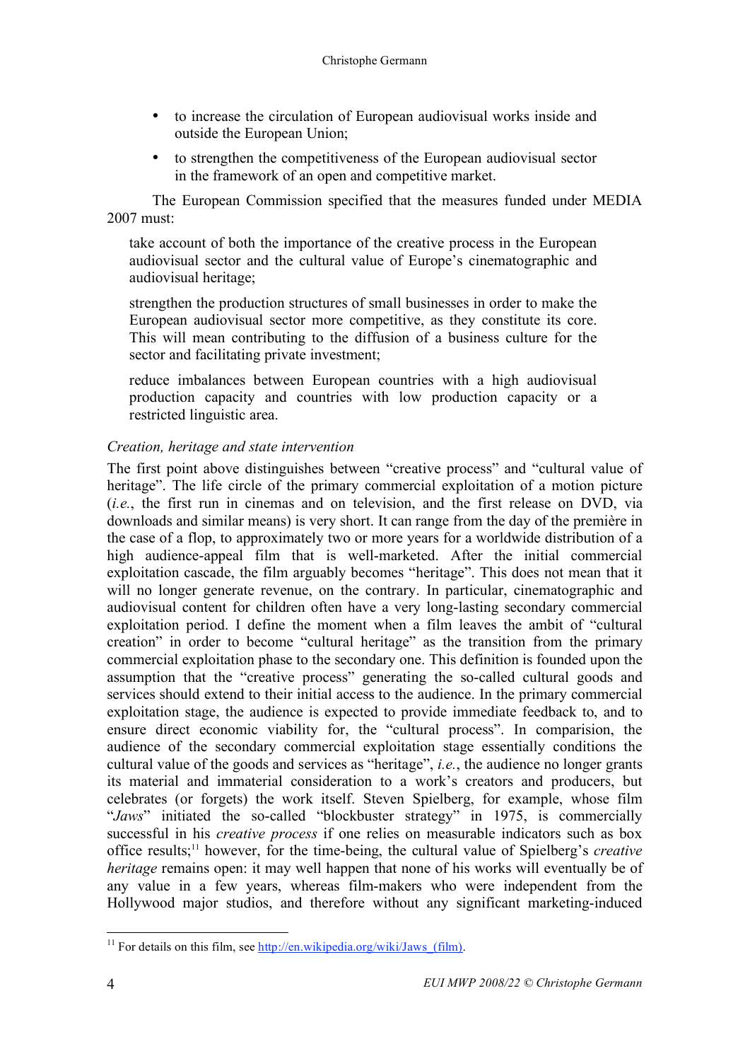- to increase the circulation of European audiovisual works inside and outside the European Union;
- to strengthen the competitiveness of the European audiovisual sector in the framework of an open and competitive market.

The European Commission specified that the measures funded under MEDIA 2007 must:

> take account of both the importance of the creative process in the European audiovisual sector and the cultural value of Europe's cinematographic and audiovisual heritage;
>
> strengthen the production structures of small businesses in order to make the European audiovisual sector more competitive, as they constitute its core. This will mean contributing to the diffusion of a business culture for the sector and facilitating private investment;
>
> reduce imbalances between European countries with a high audiovisual production capacity and countries with low production capacity or a restricted linguistic area.

*Creation, heritage and state intervention*

The first point above distinguishes between "creative process" and "cultural value of heritage". The life circle of the primary commercial exploitation of a motion picture (*i.e.*, the first run in cinemas and on television, and the first release on DVD, via downloads and similar means) is very short. It can range from the day of the première in the case of a flop, to approximately two or more years for a worldwide distribution of a high audience-appeal film that is well-marketed. After the initial commercial exploitation cascade, the film arguably becomes "heritage". This does not mean that it will no longer generate revenue, on the contrary. In particular, cinematographic and audiovisual content for children often have a very long-lasting secondary commercial exploitation period. I define the moment when a film leaves the ambit of "cultural creation" in order to become "cultural heritage" as the transition from the primary commercial exploitation phase to the secondary one. This definition is founded upon the assumption that the "creative process" generating the so-called cultural goods and services should extend to their initial access to the audience. In the primary commercial exploitation stage, the audience is expected to provide immediate feedback to, and to ensure direct economic viability for, the "cultural process". In comparision, the audience of the secondary commercial exploitation stage essentially conditions the cultural value of the goods and services as "heritage", *i.e.*, the audience no longer grants its material and immaterial consideration to a work's creators and producers, but celebrates (or forgets) the work itself. Steven Spielberg, for example, whose film "*Jaws*" initiated the so-called "blockbuster strategy" in 1975, is commercially successful in his *creative process* if one relies on measurable indicators such as box office results;[11] however, for the time-being, the cultural value of Spielberg's *creative heritage* remains open: it may well happen that none of his works will eventually be of any value in a few years, whereas film-makers who were independent from the Hollywood major studios, and therefore without any significant marketing-induced

[11] For details on this film, see http://en.wikipedia.org/wiki/Jaws_(film).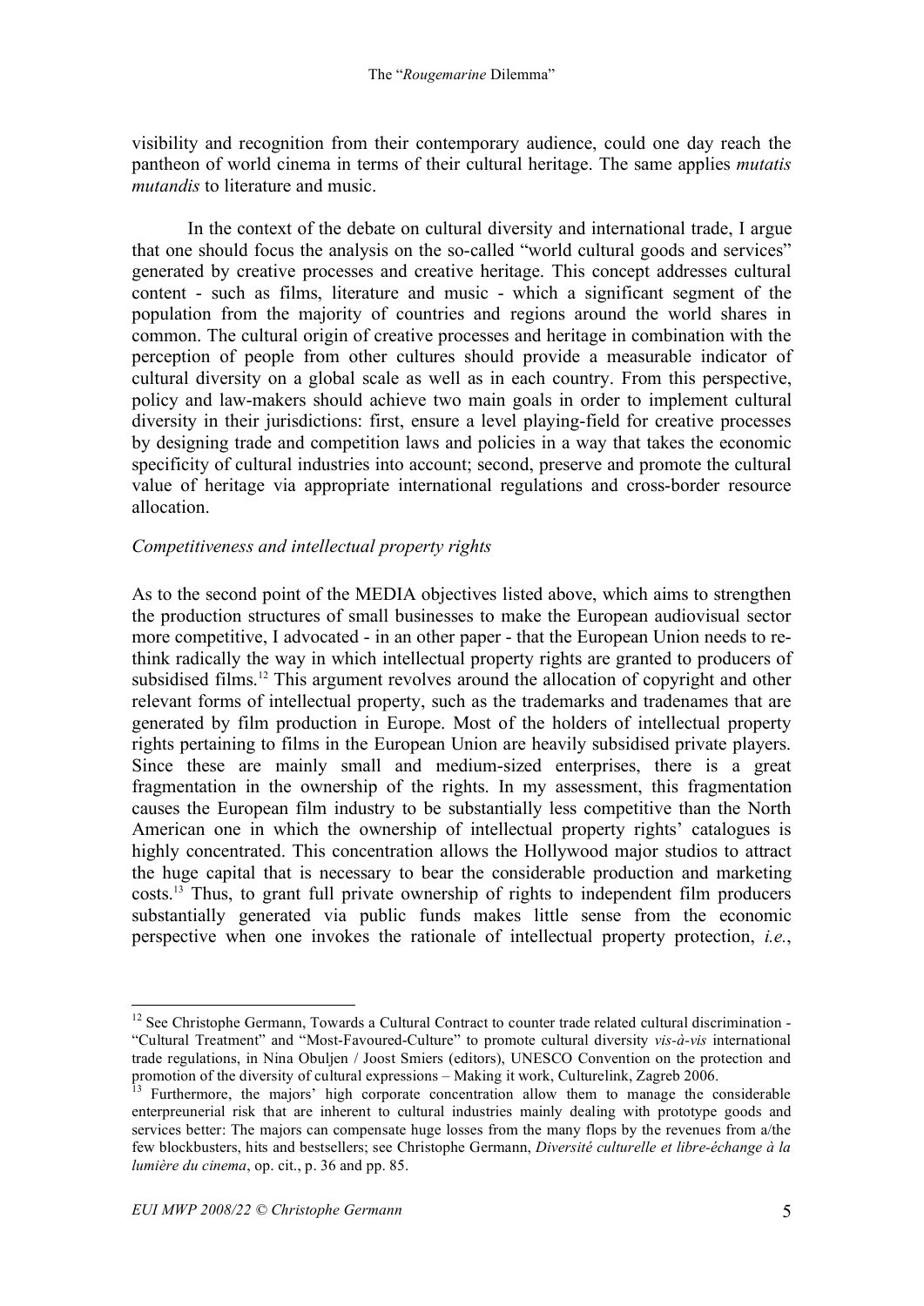visibility and recognition from their contemporary audience, could one day reach the pantheon of world cinema in terms of their cultural heritage. The same applies *mutatis mutandis* to literature and music.

In the context of the debate on cultural diversity and international trade, I argue that one should focus the analysis on the so-called "world cultural goods and services" generated by creative processes and creative heritage. This concept addresses cultural content - such as films, literature and music - which a significant segment of the population from the majority of countries and regions around the world shares in common. The cultural origin of creative processes and heritage in combination with the perception of people from other cultures should provide a measurable indicator of cultural diversity on a global scale as well as in each country. From this perspective, policy and law-makers should achieve two main goals in order to implement cultural diversity in their jurisdictions: first, ensure a level playing-field for creative processes by designing trade and competition laws and policies in a way that takes the economic specificity of cultural industries into account; second, preserve and promote the cultural value of heritage via appropriate international regulations and cross-border resource allocation.

*Competitiveness and intellectual property rights*

As to the second point of the MEDIA objectives listed above, which aims to strengthen the production structures of small businesses to make the European audiovisual sector more competitive, I advocated - in an other paper - that the European Union needs to re-think radically the way in which intellectual property rights are granted to producers of subsidised films.[12] This argument revolves around the allocation of copyright and other relevant forms of intellectual property, such as the trademarks and tradenames that are generated by film production in Europe. Most of the holders of intellectual property rights pertaining to films in the European Union are heavily subsidised private players. Since these are mainly small and medium-sized enterprises, there is a great fragmentation in the ownership of the rights. In my assessment, this fragmentation causes the European film industry to be substantially less competitive than the North American one in which the ownership of intellectual property rights' catalogues is highly concentrated. This concentration allows the Hollywood major studios to attract the huge capital that is necessary to bear the considerable production and marketing costs.[13] Thus, to grant full private ownership of rights to independent film producers substantially generated via public funds makes little sense from the economic perspective when one invokes the rationale of intellectual property protection, *i.e.*,

---

[12] See Christophe Germann, Towards a Cultural Contract to counter trade related cultural discrimination - "Cultural Treatment" and "Most-Favoured-Culture" to promote cultural diversity *vis-à-vis* international trade regulations, in Nina Obuljen / Joost Smiers (editors), UNESCO Convention on the protection and promotion of the diversity of cultural expressions – Making it work, Culturelink, Zagreb 2006.

[13] Furthermore, the majors' high corporate concentration allow them to manage the considerable enterpreunerial risk that are inherent to cultural industries mainly dealing with prototype goods and services better: The majors can compensate huge losses from the many flops by the revenues from a/the few blockbusters, hits and bestsellers; see Christophe Germann, *Diversité culturelle et libre-échange à la lumière du cinema*, op. cit., p. 36 and pp. 85.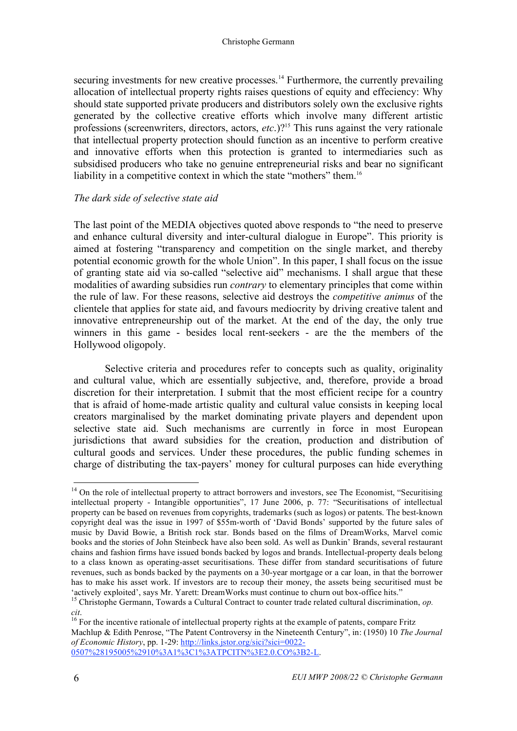securing investments for new creative processes.[14] Furthermore, the currently prevailing allocation of intellectual property rights raises questions of equity and effeciency: Why should state supported private producers and distributors solely own the exclusive rights generated by the collective creative efforts which involve many different artistic professions (screenwriters, directors, actors, *etc*.)?[15] This runs against the very rationale that intellectual property protection should function as an incentive to perform creative and innovative efforts when this protection is granted to intermediaries such as subsidised producers who take no genuine entrepreneurial risks and bear no significant liability in a competitive context in which the state "mothers" them.[16]

*The dark side of selective state aid*

The last point of the MEDIA objectives quoted above responds to "the need to preserve and enhance cultural diversity and inter-cultural dialogue in Europe". This priority is aimed at fostering "transparency and competition on the single market, and thereby potential economic growth for the whole Union". In this paper, I shall focus on the issue of granting state aid via so-called "selective aid" mechanisms. I shall argue that these modalities of awarding subsidies run *contrary* to elementary principles that come within the rule of law. For these reasons, selective aid destroys the *competitive animus* of the clientele that applies for state aid, and favours mediocrity by driving creative talent and innovative entrepreneurship out of the market. At the end of the day, the only true winners in this game - besides local rent-seekers - are the the members of the Hollywood oligopoly.

Selective criteria and procedures refer to concepts such as quality, originality and cultural value, which are essentially subjective, and, therefore, provide a broad discretion for their interpretation. I submit that the most efficient recipe for a country that is afraid of home-made artistic quality and cultural value consists in keeping local creators marginalised by the market dominating private players and dependent upon selective state aid. Such mechanisms are currently in force in most European jurisdictions that award subsidies for the creation, production and distribution of cultural goods and services. Under these procedures, the public funding schemes in charge of distributing the tax-payers' money for cultural purposes can hide everything

---

[14] On the role of intellectual property to attract borrowers and investors, see The Economist, "Securitising intellectual property - Intangible opportunities", 17 June 2006, p. 77: "Securitisations of intellectual property can be based on revenues from copyrights, trademarks (such as logos) or patents. The best-known copyright deal was the issue in 1997 of $55m-worth of 'David Bonds' supported by the future sales of music by David Bowie, a British rock star. Bonds based on the films of DreamWorks, Marvel comic books and the stories of John Steinbeck have also been sold. As well as Dunkin' Brands, several restaurant chains and fashion firms have issued bonds backed by logos and brands. Intellectual-property deals belong to a class known as operating-asset securitisations. These differ from standard securitisations of future revenues, such as bonds backed by the payments on a 30-year mortgage or a car loan, in that the borrower has to make his asset work. If investors are to recoup their money, the assets being securitised must be 'actively exploited', says Mr. Yarett: DreamWorks must continue to churn out box-office hits."

[15] Christophe Germann, Towards a Cultural Contract to counter trade related cultural discrimination, *op. cit*.

[16] For the incentive rationale of intellectual property rights at the example of patents, compare Fritz Machlup & Edith Penrose, "The Patent Controversy in the Nineteenth Century", in: (1950) 10 *The Journal of Economic History*, pp. 1-29: http://links.jstor.org/sici?sici=0022-0507%28195005%2910%3A1%3C1%3ATPCITN%3E2.0.CO%3B2-L.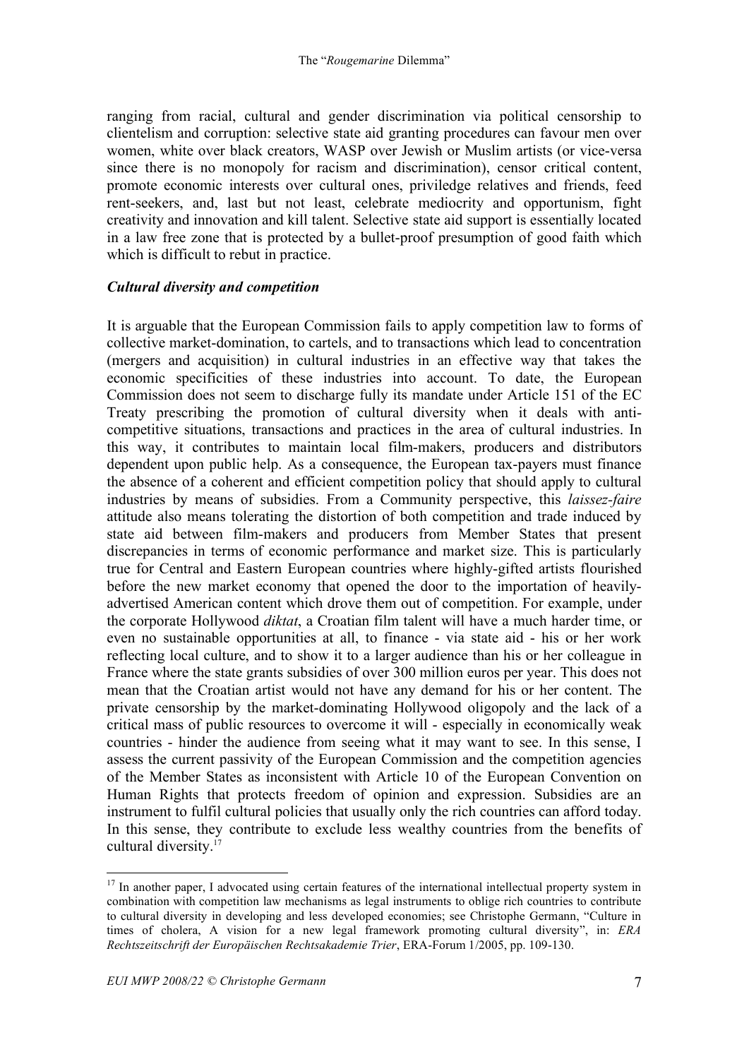ranging from racial, cultural and gender discrimination via political censorship to clientelism and corruption: selective state aid granting procedures can favour men over women, white over black creators, WASP over Jewish or Muslim artists (or vice-versa since there is no monopoly for racism and discrimination), censor critical content, promote economic interests over cultural ones, priviledge relatives and friends, feed rent-seekers, and, last but not least, celebrate mediocrity and opportunism, fight creativity and innovation and kill talent. Selective state aid support is essentially located in a law free zone that is protected by a bullet-proof presumption of good faith which which is difficult to rebut in practice.

### *Cultural diversity and competition*

It is arguable that the European Commission fails to apply competition law to forms of collective market-domination, to cartels, and to transactions which lead to concentration (mergers and acquisition) in cultural industries in an effective way that takes the economic specificities of these industries into account. To date, the European Commission does not seem to discharge fully its mandate under Article 151 of the EC Treaty prescribing the promotion of cultural diversity when it deals with anti-competitive situations, transactions and practices in the area of cultural industries. In this way, it contributes to maintain local film-makers, producers and distributors dependent upon public help. As a consequence, the European tax-payers must finance the absence of a coherent and efficient competition policy that should apply to cultural industries by means of subsidies. From a Community perspective, this *laissez-faire* attitude also means tolerating the distortion of both competition and trade induced by state aid between film-makers and producers from Member States that present discrepancies in terms of economic performance and market size. This is particularly true for Central and Eastern European countries where highly-gifted artists flourished before the new market economy that opened the door to the importation of heavily-advertised American content which drove them out of competition. For example, under the corporate Hollywood *diktat*, a Croatian film talent will have a much harder time, or even no sustainable opportunities at all, to finance - via state aid - his or her work reflecting local culture, and to show it to a larger audience than his or her colleague in France where the state grants subsidies of over 300 million euros per year. This does not mean that the Croatian artist would not have any demand for his or her content. The private censorship by the market-dominating Hollywood oligopoly and the lack of a critical mass of public resources to overcome it will - especially in economically weak countries - hinder the audience from seeing what it may want to see. In this sense, I assess the current passivity of the European Commission and the competition agencies of the Member States as inconsistent with Article 10 of the European Convention on Human Rights that protects freedom of opinion and expression. Subsidies are an instrument to fulfil cultural policies that usually only the rich countries can afford today. In this sense, they contribute to exclude less wealthy countries from the benefits of cultural diversity.[17]

---

[17] In another paper, I advocated using certain features of the international intellectual property system in combination with competition law mechanisms as legal instruments to oblige rich countries to contribute to cultural diversity in developing and less developed economies; see Christophe Germann, "Culture in times of cholera, A vision for a new legal framework promoting cultural diversity", in: *ERA Rechtszeitschrift der Europäischen Rechtsakademie Trier*, ERA-Forum 1/2005, pp. 109-130.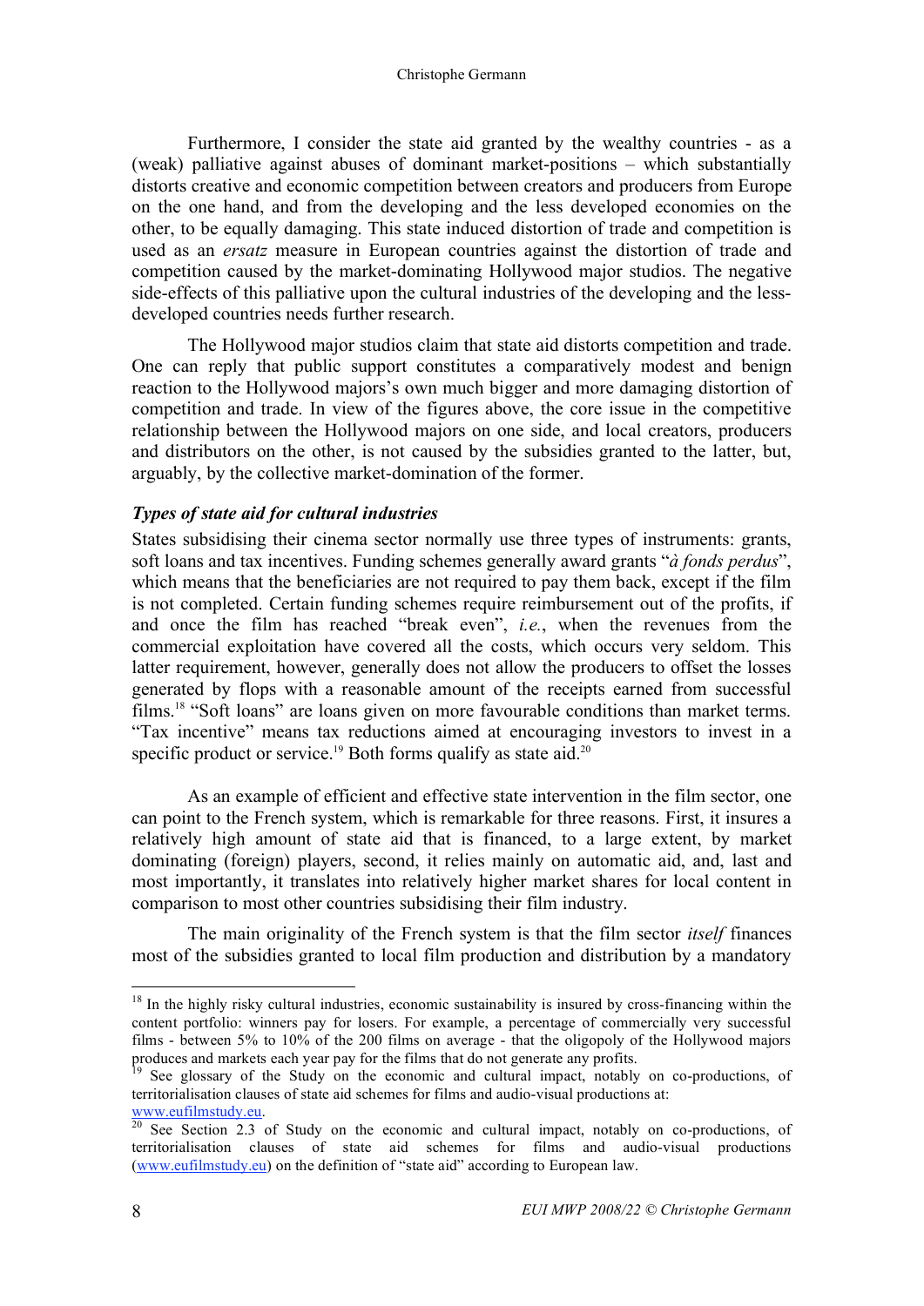Furthermore, I consider the state aid granted by the wealthy countries - as a (weak) palliative against abuses of dominant market-positions – which substantially distorts creative and economic competition between creators and producers from Europe on the one hand, and from the developing and the less developed economies on the other, to be equally damaging. This state induced distortion of trade and competition is used as an *ersatz* measure in European countries against the distortion of trade and competition caused by the market-dominating Hollywood major studios. The negative side-effects of this palliative upon the cultural industries of the developing and the less-developed countries needs further research.

The Hollywood major studios claim that state aid distorts competition and trade. One can reply that public support constitutes a comparatively modest and benign reaction to the Hollywood majors's own much bigger and more damaging distortion of competition and trade. In view of the figures above, the core issue in the competitive relationship between the Hollywood majors on one side, and local creators, producers and distributors on the other, is not caused by the subsidies granted to the latter, but, arguably, by the collective market-domination of the former.

### *Types of state aid for cultural industries*

States subsidising their cinema sector normally use three types of instruments: grants, soft loans and tax incentives. Funding schemes generally award grants "*à fonds perdus*", which means that the beneficiaries are not required to pay them back, except if the film is not completed. Certain funding schemes require reimbursement out of the profits, if and once the film has reached "break even", *i.e.*, when the revenues from the commercial exploitation have covered all the costs, which occurs very seldom. This latter requirement, however, generally does not allow the producers to offset the losses generated by flops with a reasonable amount of the receipts earned from successful films.[18] "Soft loans" are loans given on more favourable conditions than market terms. "Tax incentive" means tax reductions aimed at encouraging investors to invest in a specific product or service.[19] Both forms qualify as state aid.[20]

As an example of efficient and effective state intervention in the film sector, one can point to the French system, which is remarkable for three reasons. First, it insures a relatively high amount of state aid that is financed, to a large extent, by market dominating (foreign) players, second, it relies mainly on automatic aid, and, last and most importantly, it translates into relatively higher market shares for local content in comparison to most other countries subsidising their film industry.

The main originality of the French system is that the film sector *itself* finances most of the subsidies granted to local film production and distribution by a mandatory

---

[18] In the highly risky cultural industries, economic sustainability is insured by cross-financing within the content portfolio: winners pay for losers. For example, a percentage of commercially very successful films - between 5% to 10% of the 200 films on average - that the oligopoly of the Hollywood majors produces and markets each year pay for the films that do not generate any profits.

[19] See glossary of the Study on the economic and cultural impact, notably on co-productions, of territorialisation clauses of state aid schemes for films and audio-visual productions at: www.eufilmstudy.eu.

[20] See Section 2.3 of Study on the economic and cultural impact, notably on co-productions, of territorialisation clauses of state aid schemes for films and audio-visual productions (www.eufilmstudy.eu) on the definition of "state aid" according to European law.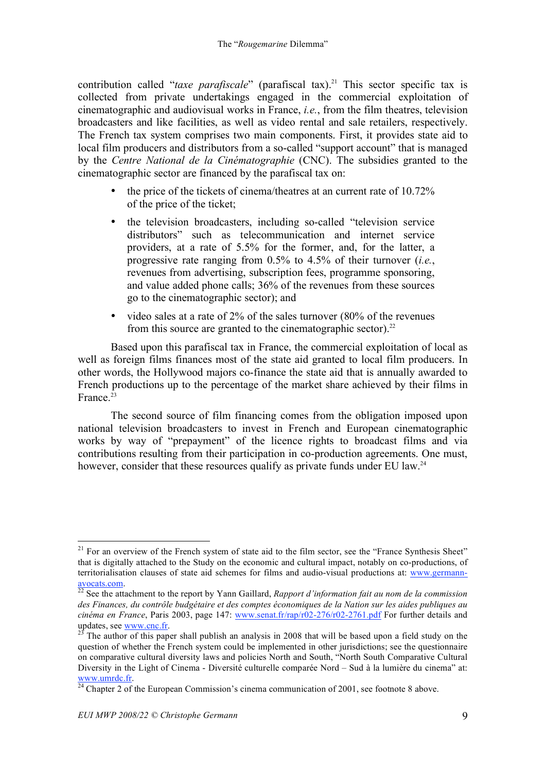contribution called "*taxe parafiscale*" (parafiscal tax).[21] This sector specific tax is collected from private undertakings engaged in the commercial exploitation of cinematographic and audiovisual works in France, *i.e.*, from the film theatres, television broadcasters and like facilities, as well as video rental and sale retailers, respectively. The French tax system comprises two main components. First, it provides state aid to local film producers and distributors from a so-called "support account" that is managed by the *Centre National de la Cinématographie* (CNC). The subsidies granted to the cinematographic sector are financed by the parafiscal tax on:

- the price of the tickets of cinema/theatres at an current rate of 10.72% of the price of the ticket;
- the television broadcasters, including so-called "television service distributors" such as telecommunication and internet service providers, at a rate of 5.5% for the former, and, for the latter, a progressive rate ranging from 0.5% to 4.5% of their turnover (*i.e.*, revenues from advertising, subscription fees, programme sponsoring, and value added phone calls; 36% of the revenues from these sources go to the cinematographic sector); and
- video sales at a rate of 2% of the sales turnover (80% of the revenues from this source are granted to the cinematographic sector).[22]

Based upon this parafiscal tax in France, the commercial exploitation of local as well as foreign films finances most of the state aid granted to local film producers. In other words, the Hollywood majors co-finance the state aid that is annually awarded to French productions up to the percentage of the market share achieved by their films in France.[23]

The second source of film financing comes from the obligation imposed upon national television broadcasters to invest in French and European cinematographic works by way of "prepayment" of the licence rights to broadcast films and via contributions resulting from their participation in co-production agreements. One must, however, consider that these resources qualify as private funds under EU law.[24]

---

[21] For an overview of the French system of state aid to the film sector, see the "France Synthesis Sheet" that is digitally attached to the Study on the economic and cultural impact, notably on co-productions, of territorialisation clauses of state aid schemes for films and audio-visual productions at: www.germann-avocats.com.

[22] See the attachment to the report by Yann Gaillard, *Rapport d'information fait au nom de la commission des Finances, du contrôle budgétaire et des comptes économiques de la Nation sur les aides publiques au cinéma en France*, Paris 2003, page 147: www.senat.fr/rap/r02-276/r02-2761.pdf For further details and updates, see www.cnc.fr.

[23] The author of this paper shall publish an analysis in 2008 that will be based upon a field study on the question of whether the French system could be implemented in other jurisdictions; see the questionnaire on comparative cultural diversity laws and policies North and South, "North South Comparative Cultural Diversity in the Light of Cinema - Diversité culturelle comparée Nord – Sud à la lumière du cinema" at: www.umrdc.fr.

[24] Chapter 2 of the European Commission's cinema communication of 2001, see footnote 8 above.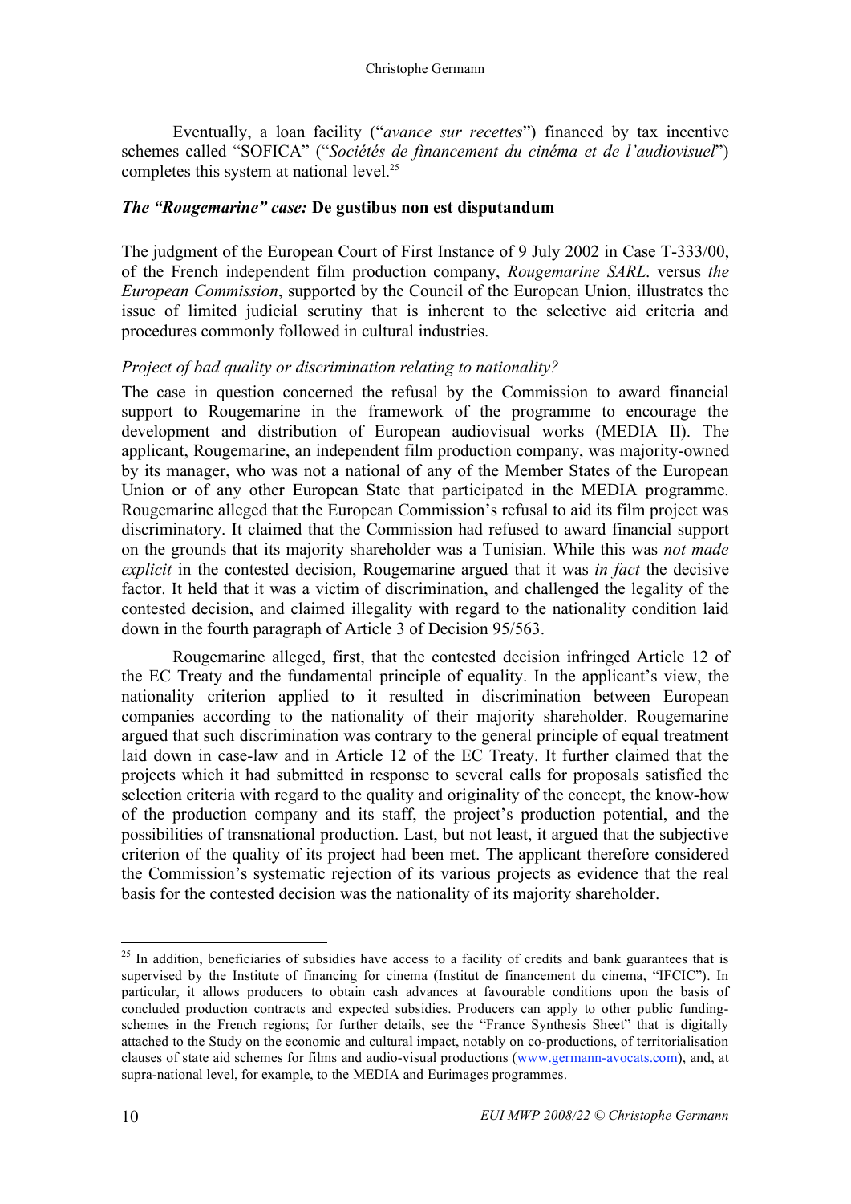Eventually, a loan facility ("*avance sur recettes*") financed by tax incentive schemes called "SOFICA" ("*Sociétés de financement du cinéma et de l'audiovisuel*") completes this system at national level.[25]

### *The "Rougemarine" case:* De gustibus non est disputandum

The judgment of the European Court of First Instance of 9 July 2002 in Case T-333/00, of the French independent film production company, *Rougemarine SARL*. versus *the European Commission*, supported by the Council of the European Union, illustrates the issue of limited judicial scrutiny that is inherent to the selective aid criteria and procedures commonly followed in cultural industries.

#### *Project of bad quality or discrimination relating to nationality?*

The case in question concerned the refusal by the Commission to award financial support to Rougemarine in the framework of the programme to encourage the development and distribution of European audiovisual works (MEDIA II). The applicant, Rougemarine, an independent film production company, was majority-owned by its manager, who was not a national of any of the Member States of the European Union or of any other European State that participated in the MEDIA programme. Rougemarine alleged that the European Commission's refusal to aid its film project was discriminatory. It claimed that the Commission had refused to award financial support on the grounds that its majority shareholder was a Tunisian. While this was *not made explicit* in the contested decision, Rougemarine argued that it was *in fact* the decisive factor. It held that it was a victim of discrimination, and challenged the legality of the contested decision, and claimed illegality with regard to the nationality condition laid down in the fourth paragraph of Article 3 of Decision 95/563.

Rougemarine alleged, first, that the contested decision infringed Article 12 of the EC Treaty and the fundamental principle of equality. In the applicant's view, the nationality criterion applied to it resulted in discrimination between European companies according to the nationality of their majority shareholder. Rougemarine argued that such discrimination was contrary to the general principle of equal treatment laid down in case-law and in Article 12 of the EC Treaty. It further claimed that the projects which it had submitted in response to several calls for proposals satisfied the selection criteria with regard to the quality and originality of the concept, the know-how of the production company and its staff, the project's production potential, and the possibilities of transnational production. Last, but not least, it argued that the subjective criterion of the quality of its project had been met. The applicant therefore considered the Commission's systematic rejection of its various projects as evidence that the real basis for the contested decision was the nationality of its majority shareholder.

---

[25] In addition, beneficiaries of subsidies have access to a facility of credits and bank guarantees that is supervised by the Institute of financing for cinema (Institut de financement du cinema, "IFCIC"). In particular, it allows producers to obtain cash advances at favourable conditions upon the basis of concluded production contracts and expected subsidies. Producers can apply to other public funding-schemes in the French regions; for further details, see the "France Synthesis Sheet" that is digitally attached to the Study on the economic and cultural impact, notably on co-productions, of territorialisation clauses of state aid schemes for films and audio-visual productions (www.germann-avocats.com), and, at supra-national level, for example, to the MEDIA and Eurimages programmes.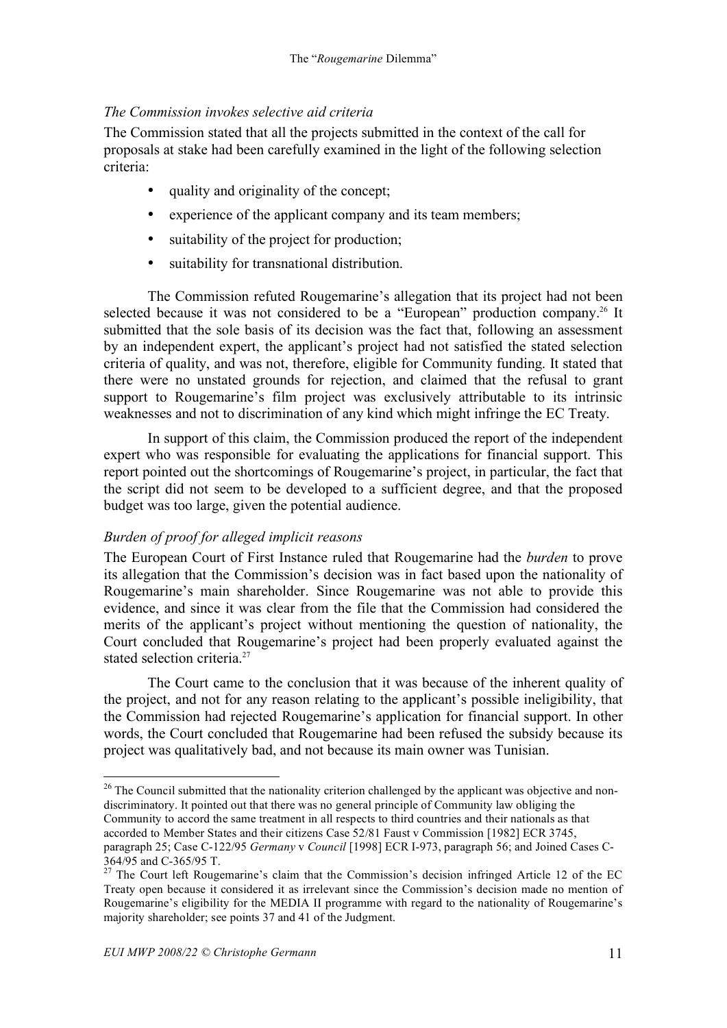*The Commission invokes selective aid criteria*

The Commission stated that all the projects submitted in the context of the call for proposals at stake had been carefully examined in the light of the following selection criteria:

- quality and originality of the concept;
- experience of the applicant company and its team members;
- suitability of the project for production;
- suitability for transnational distribution.

The Commission refuted Rougemarine's allegation that its project had not been selected because it was not considered to be a "European" production company.[26] It submitted that the sole basis of its decision was the fact that, following an assessment by an independent expert, the applicant's project had not satisfied the stated selection criteria of quality, and was not, therefore, eligible for Community funding. It stated that there were no unstated grounds for rejection, and claimed that the refusal to grant support to Rougemarine's film project was exclusively attributable to its intrinsic weaknesses and not to discrimination of any kind which might infringe the EC Treaty.

In support of this claim, the Commission produced the report of the independent expert who was responsible for evaluating the applications for financial support. This report pointed out the shortcomings of Rougemarine's project, in particular, the fact that the script did not seem to be developed to a sufficient degree, and that the proposed budget was too large, given the potential audience.

*Burden of proof for alleged implicit reasons*

The European Court of First Instance ruled that Rougemarine had the *burden* to prove its allegation that the Commission's decision was in fact based upon the nationality of Rougemarine's main shareholder. Since Rougemarine was not able to provide this evidence, and since it was clear from the file that the Commission had considered the merits of the applicant's project without mentioning the question of nationality, the Court concluded that Rougemarine's project had been properly evaluated against the stated selection criteria.[27]

The Court came to the conclusion that it was because of the inherent quality of the project, and not for any reason relating to the applicant's possible ineligibility, that the Commission had rejected Rougemarine's application for financial support. In other words, the Court concluded that Rougemarine had been refused the subsidy because its project was qualitatively bad, and not because its main owner was Tunisian.

---

[26] The Council submitted that the nationality criterion challenged by the applicant was objective and non-discriminatory. It pointed out that there was no general principle of Community law obliging the Community to accord the same treatment in all respects to third countries and their nationals as that accorded to Member States and their citizens Case 52/81 Faust v Commission [1982] ECR 3745, paragraph 25; Case C-122/95 *Germany* v *Council* [1998] ECR I-973, paragraph 56; and Joined Cases C-364/95 and C-365/95 T.

[27] The Court left Rougemarine's claim that the Commission's decision infringed Article 12 of the EC Treaty open because it considered it as irrelevant since the Commission's decision made no mention of Rougemarine's eligibility for the MEDIA II programme with regard to the nationality of Rougemarine's majority shareholder; see points 37 and 41 of the Judgment.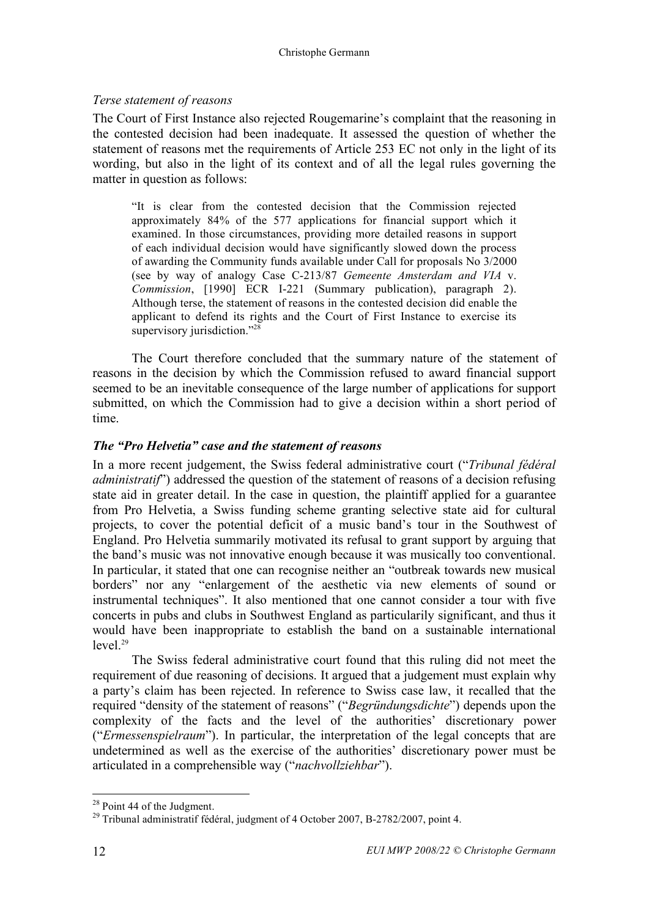*Terse statement of reasons*

The Court of First Instance also rejected Rougemarine's complaint that the reasoning in the contested decision had been inadequate. It assessed the question of whether the statement of reasons met the requirements of Article 253 EC not only in the light of its wording, but also in the light of its context and of all the legal rules governing the matter in question as follows:

> "It is clear from the contested decision that the Commission rejected approximately 84% of the 577 applications for financial support which it examined. In those circumstances, providing more detailed reasons in support of each individual decision would have significantly slowed down the process of awarding the Community funds available under Call for proposals No 3/2000 (see by way of analogy Case C-213/87 *Gemeente Amsterdam and VIA* v. *Commission*, [1990] ECR I-221 (Summary publication), paragraph 2). Although terse, the statement of reasons in the contested decision did enable the applicant to defend its rights and the Court of First Instance to exercise its supervisory jurisdiction."[28]

The Court therefore concluded that the summary nature of the statement of reasons in the decision by which the Commission refused to award financial support seemed to be an inevitable consequence of the large number of applications for support submitted, on which the Commission had to give a decision within a short period of time.

### *The "Pro Helvetia" case and the statement of reasons*

In a more recent judgement, the Swiss federal administrative court ("*Tribunal fédéral administratif*") addressed the question of the statement of reasons of a decision refusing state aid in greater detail. In the case in question, the plaintiff applied for a guarantee from Pro Helvetia, a Swiss funding scheme granting selective state aid for cultural projects, to cover the potential deficit of a music band's tour in the Southwest of England. Pro Helvetia summarily motivated its refusal to grant support by arguing that the band's music was not innovative enough because it was musically too conventional. In particular, it stated that one can recognise neither an "outbreak towards new musical borders" nor any "enlargement of the aesthetic via new elements of sound or instrumental techniques". It also mentioned that one cannot consider a tour with five concerts in pubs and clubs in Southwest England as particularily significant, and thus it would have been inappropriate to establish the band on a sustainable international level.[29]

The Swiss federal administrative court found that this ruling did not meet the requirement of due reasoning of decisions. It argued that a judgement must explain why a party's claim has been rejected. In reference to Swiss case law, it recalled that the required "density of the statement of reasons" ("*Begründungsdichte*") depends upon the complexity of the facts and the level of the authorities' discretionary power ("*Ermessenspielraum*"). In particular, the interpretation of the legal concepts that are undetermined as well as the exercise of the authorities' discretionary power must be articulated in a comprehensible way ("*nachvollziehbar*").

---

[28] Point 44 of the Judgment.

[29] Tribunal administratif fédéral, judgment of 4 October 2007, B-2782/2007, point 4.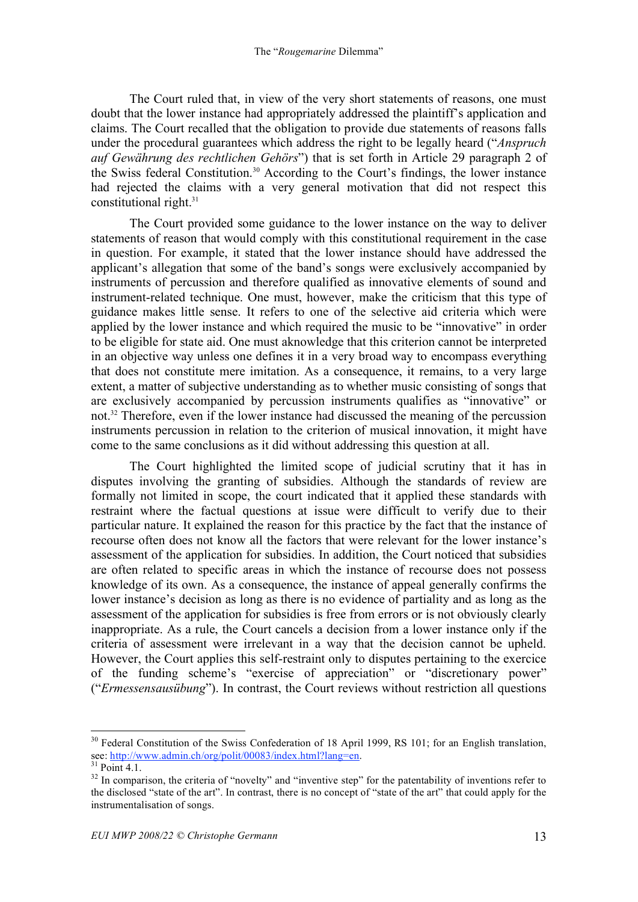The Court ruled that, in view of the very short statements of reasons, one must doubt that the lower instance had appropriately addressed the plaintiff's application and claims. The Court recalled that the obligation to provide due statements of reasons falls under the procedural guarantees which address the right to be legally heard ("*Anspruch auf Gewährung des rechtlichen Gehörs*") that is set forth in Article 29 paragraph 2 of the Swiss federal Constitution.[30] According to the Court's findings, the lower instance had rejected the claims with a very general motivation that did not respect this constitutional right.[31]

The Court provided some guidance to the lower instance on the way to deliver statements of reason that would comply with this constitutional requirement in the case in question. For example, it stated that the lower instance should have addressed the applicant's allegation that some of the band's songs were exclusively accompanied by instruments of percussion and therefore qualified as innovative elements of sound and instrument-related technique. One must, however, make the criticism that this type of guidance makes little sense. It refers to one of the selective aid criteria which were applied by the lower instance and which required the music to be "innovative" in order to be eligible for state aid. One must aknowledge that this criterion cannot be interpreted in an objective way unless one defines it in a very broad way to encompass everything that does not constitute mere imitation. As a consequence, it remains, to a very large extent, a matter of subjective understanding as to whether music consisting of songs that are exclusively accompanied by percussion instruments qualifies as "innovative" or not.[32] Therefore, even if the lower instance had discussed the meaning of the percussion instruments percussion in relation to the criterion of musical innovation, it might have come to the same conclusions as it did without addressing this question at all.

The Court highlighted the limited scope of judicial scrutiny that it has in disputes involving the granting of subsidies. Although the standards of review are formally not limited in scope, the court indicated that it applied these standards with restraint where the factual questions at issue were difficult to verify due to their particular nature. It explained the reason for this practice by the fact that the instance of recourse often does not know all the factors that were relevant for the lower instance's assessment of the application for subsidies. In addition, the Court noticed that subsidies are often related to specific areas in which the instance of recourse does not possess knowledge of its own. As a consequence, the instance of appeal generally confirms the lower instance's decision as long as there is no evidence of partiality and as long as the assessment of the application for subsidies is free from errors or is not obviously clearly inappropriate. As a rule, the Court cancels a decision from a lower instance only if the criteria of assessment were irrelevant in a way that the decision cannot be upheld. However, the Court applies this self-restraint only to disputes pertaining to the exercice of the funding scheme's "exercise of appreciation" or "discretionary power" ("*Ermessensausübung*"). In contrast, the Court reviews without restriction all questions

---

[30] Federal Constitution of the Swiss Confederation of 18 April 1999, RS 101; for an English translation, see: http://www.admin.ch/org/polit/00083/index.html?lang=en.

[31] Point 4.1.

[32] In comparison, the criteria of "novelty" and "inventive step" for the patentability of inventions refer to the disclosed "state of the art". In contrast, there is no concept of "state of the art" that could apply for the instrumentalisation of songs.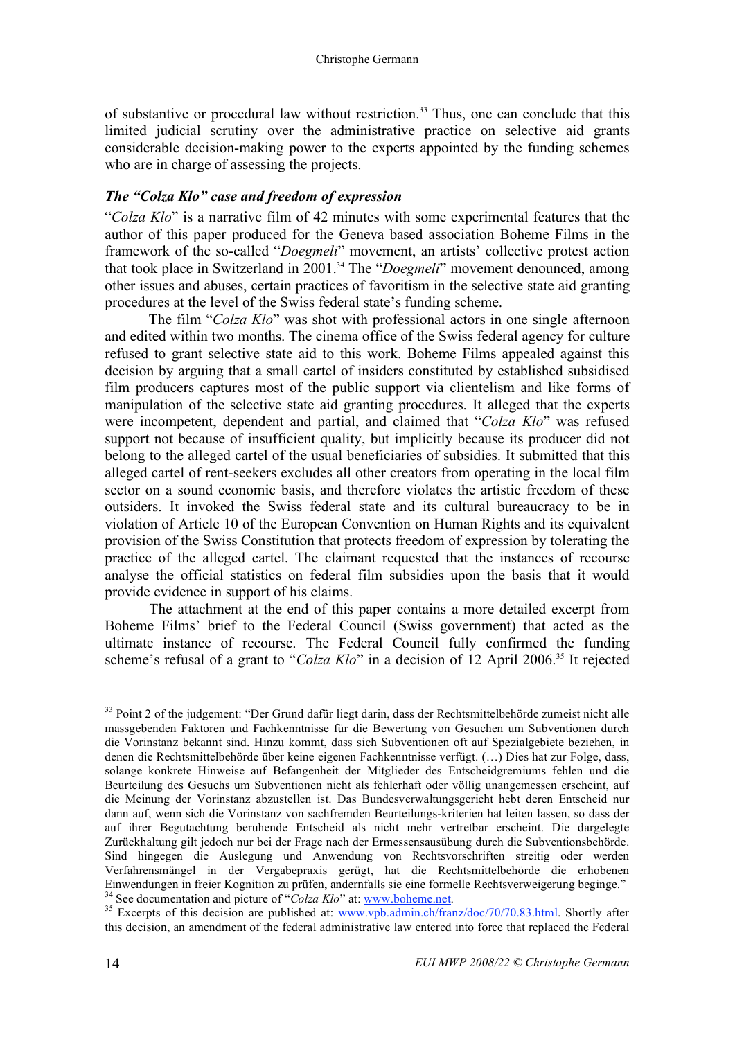of substantive or procedural law without restriction.[33] Thus, one can conclude that this limited judicial scrutiny over the administrative practice on selective aid grants considerable decision-making power to the experts appointed by the funding schemes who are in charge of assessing the projects.

### *The "Colza Klo" case and freedom of expression*

"*Colza Klo*" is a narrative film of 42 minutes with some experimental features that the author of this paper produced for the Geneva based association Boheme Films in the framework of the so-called "*Doegmeli*" movement, an artists' collective protest action that took place in Switzerland in 2001.[34] The "*Doegmeli*" movement denounced, among other issues and abuses, certain practices of favoritism in the selective state aid granting procedures at the level of the Swiss federal state's funding scheme.

The film "*Colza Klo*" was shot with professional actors in one single afternoon and edited within two months. The cinema office of the Swiss federal agency for culture refused to grant selective state aid to this work. Boheme Films appealed against this decision by arguing that a small cartel of insiders constituted by established subsidised film producers captures most of the public support via clientelism and like forms of manipulation of the selective state aid granting procedures. It alleged that the experts were incompetent, dependent and partial, and claimed that "*Colza Klo*" was refused support not because of insufficient quality, but implicitly because its producer did not belong to the alleged cartel of the usual beneficiaries of subsidies. It submitted that this alleged cartel of rent-seekers excludes all other creators from operating in the local film sector on a sound economic basis, and therefore violates the artistic freedom of these outsiders. It invoked the Swiss federal state and its cultural bureaucracy to be in violation of Article 10 of the European Convention on Human Rights and its equivalent provision of the Swiss Constitution that protects freedom of expression by tolerating the practice of the alleged cartel. The claimant requested that the instances of recourse analyse the official statistics on federal film subsidies upon the basis that it would provide evidence in support of his claims.

The attachment at the end of this paper contains a more detailed excerpt from Boheme Films' brief to the Federal Council (Swiss government) that acted as the ultimate instance of recourse. The Federal Council fully confirmed the funding scheme's refusal of a grant to "*Colza Klo*" in a decision of 12 April 2006.[35] It rejected

---

[33] Point 2 of the judgement: "Der Grund dafür liegt darin, dass der Rechtsmittelbehörde zumeist nicht alle massgebenden Faktoren und Fachkenntnisse für die Bewertung von Gesuchen um Subventionen durch die Vorinstanz bekannt sind. Hinzu kommt, dass sich Subventionen oft auf Spezialgebiete beziehen, in denen die Rechtsmittelbehörde über keine eigenen Fachkenntnisse verfügt. (…) Dies hat zur Folge, dass, solange konkrete Hinweise auf Befangenheit der Mitglieder des Entscheidgremiums fehlen und die Beurteilung des Gesuchs um Subventionen nicht als fehlerhaft oder völlig unangemessen erscheint, auf die Meinung der Vorinstanz abzustellen ist. Das Bundesverwaltungsgericht hebt deren Entscheid nur dann auf, wenn sich die Vorinstanz von sachfremden Beurteilungs-kriterien hat leiten lassen, so dass der auf ihrer Begutachtung beruhende Entscheid als nicht mehr vertretbar erscheint. Die dargelegte Zurückhaltung gilt jedoch nur bei der Frage nach der Ermessensausübung durch die Subventionsbehörde. Sind hingegen die Auslegung und Anwendung von Rechtsvorschriften streitig oder werden Verfahrensmängel in der Vergabepraxis gerügt, hat die Rechtsmittelbehörde die erhobenen Einwendungen in freier Kognition zu prüfen, andernfalls sie eine formelle Rechtsverweigerung beginge."

[34] See documentation and picture of "*Colza Klo*" at: www.boheme.net.

[35] Excerpts of this decision are published at: www.vpb.admin.ch/franz/doc/70/70.83.html. Shortly after this decision, an amendment of the federal administrative law entered into force that replaced the Federal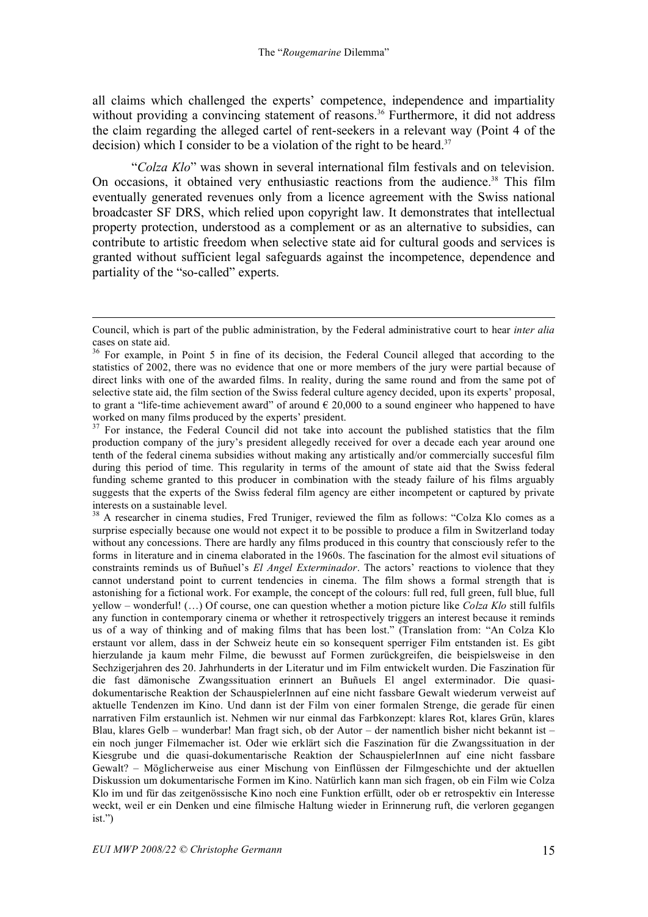all claims which challenged the experts' competence, independence and impartiality without providing a convincing statement of reasons.[36] Furthermore, it did not address the claim regarding the alleged cartel of rent-seekers in a relevant way (Point 4 of the decision) which I consider to be a violation of the right to be heard.[37]

"*Colza Klo*" was shown in several international film festivals and on television. On occasions, it obtained very enthusiastic reactions from the audience.[38] This film eventually generated revenues only from a licence agreement with the Swiss national broadcaster SF DRS, which relied upon copyright law. It demonstrates that intellectual property protection, understood as a complement or as an alternative to subsidies, can contribute to artistic freedom when selective state aid for cultural goods and services is granted without sufficient legal safeguards against the incompetence, dependence and partiality of the "so-called" experts.

---

Council, which is part of the public administration, by the Federal administrative court to hear *inter alia* cases on state aid.

[36] For example, in Point 5 in fine of its decision, the Federal Council alleged that according to the statistics of 2002, there was no evidence that one or more members of the jury were partial because of direct links with one of the awarded films. In reality, during the same round and from the same pot of selective state aid, the film section of the Swiss federal culture agency decided, upon its experts' proposal, to grant a "life-time achievement award" of around € 20,000 to a sound engineer who happened to have worked on many films produced by the experts' president.

[37] For instance, the Federal Council did not take into account the published statistics that the film production company of the jury's president allegedly received for over a decade each year around one tenth of the federal cinema subsidies without making any artistically and/or commercially succesful film during this period of time. This regularity in terms of the amount of state aid that the Swiss federal funding scheme granted to this producer in combination with the steady failure of his films arguably suggests that the experts of the Swiss federal film agency are either incompetent or captured by private interests on a sustainable level.

[38] A researcher in cinema studies, Fred Truniger, reviewed the film as follows: "Colza Klo comes as a surprise especially because one would not expect it to be possible to produce a film in Switzerland today without any concessions. There are hardly any films produced in this country that consciously refer to the forms in literature and in cinema elaborated in the 1960s. The fascination for the almost evil situations of constraints reminds us of Buñuel's *El Angel Exterminador*. The actors' reactions to violence that they cannot understand point to current tendencies in cinema. The film shows a formal strength that is astonishing for a fictional work. For example, the concept of the colours: full red, full green, full blue, full yellow – wonderful! (…) Of course, one can question whether a motion picture like *Colza Klo* still fulfils any function in contemporary cinema or whether it retrospectively triggers an interest because it reminds us of a way of thinking and of making films that has been lost." (Translation from: "An Colza Klo erstaunt vor allem, dass in der Schweiz heute ein so konsequent sperriger Film entstanden ist. Es gibt hierzulande ja kaum mehr Filme, die bewusst auf Formen zurückgreifen, die beispielsweise in den Sechzigerjahren des 20. Jahrhunderts in der Literatur und im Film entwickelt wurden. Die Faszination für die fast dämonische Zwangssituation erinnert an Buñuels El angel exterminador. Die quasi-dokumentarische Reaktion der SchauspielerInnen auf eine nicht fassbare Gewalt wiederum verweist auf aktuelle Tendenzen im Kino. Und dann ist der Film von einer formalen Strenge, die gerade für einen narrativen Film erstaunlich ist. Nehmen wir nur einmal das Farbkonzept: klares Rot, klares Grün, klares Blau, klares Gelb – wunderbar! Man fragt sich, ob der Autor – der namentlich bisher nicht bekannt ist – ein noch junger Filmemacher ist. Oder wie erklärt sich die Faszination für die Zwangssituation in der Kiesgrube und die quasi-dokumentarische Reaktion der SchauspielerInnen auf eine nicht fassbare Gewalt? – Möglicherweise aus einer Mischung von Einflüssen der Filmgeschichte und der aktuellen Diskussion um dokumentarische Formen im Kino. Natürlich kann man sich fragen, ob ein Film wie Colza Klo im und für das zeitgenössische Kino noch eine Funktion erfüllt, oder ob er retrospektiv ein Interesse weckt, weil er ein Denken und eine filmische Haltung wieder in Erinnerung ruft, die verloren gegangen ist.")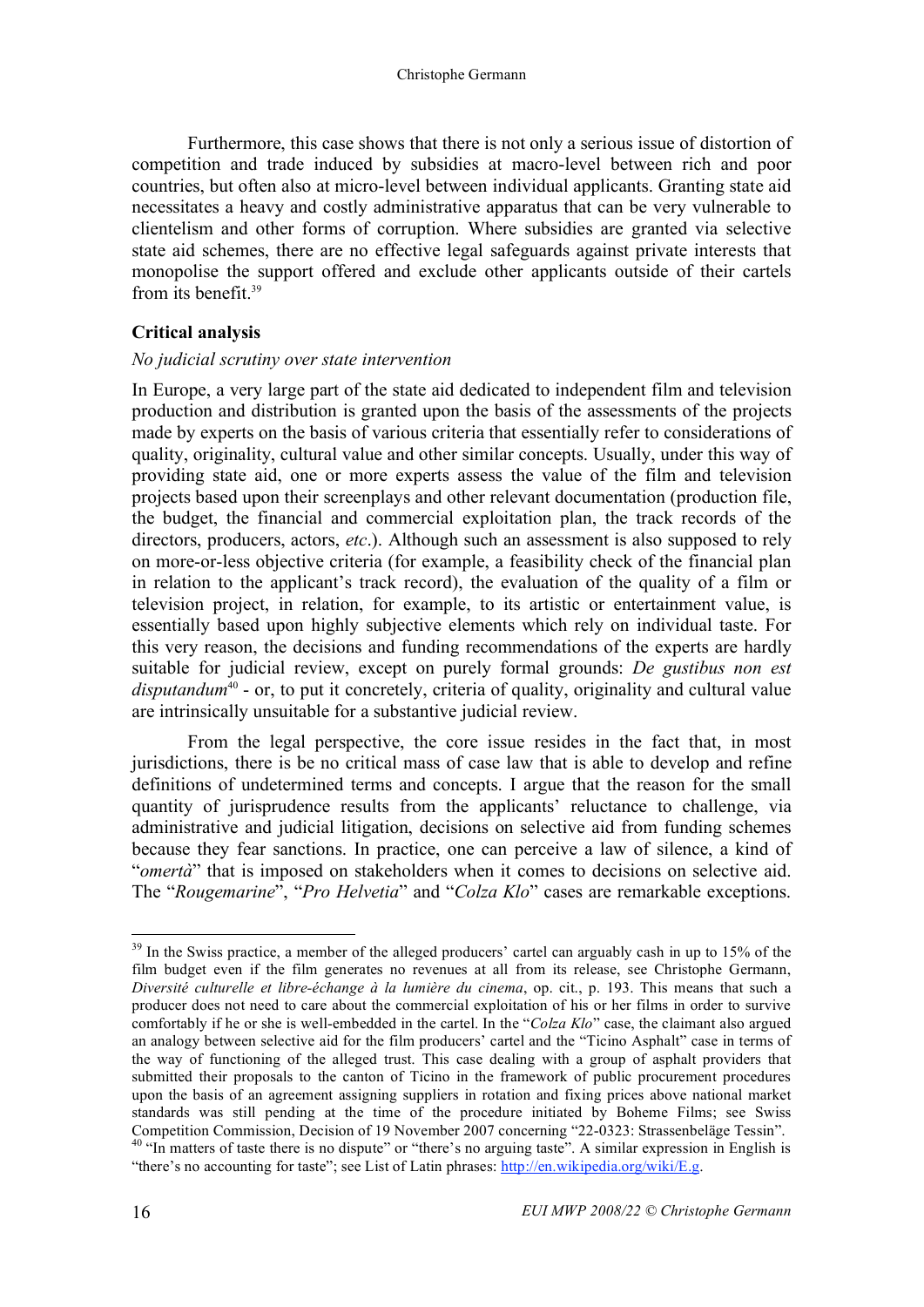Furthermore, this case shows that there is not only a serious issue of distortion of competition and trade induced by subsidies at macro-level between rich and poor countries, but often also at micro-level between individual applicants. Granting state aid necessitates a heavy and costly administrative apparatus that can be very vulnerable to clientelism and other forms of corruption. Where subsidies are granted via selective state aid schemes, there are no effective legal safeguards against private interests that monopolise the support offered and exclude other applicants outside of their cartels from its benefit.[39]

## Critical analysis

### *No judicial scrutiny over state intervention*

In Europe, a very large part of the state aid dedicated to independent film and television production and distribution is granted upon the basis of the assessments of the projects made by experts on the basis of various criteria that essentially refer to considerations of quality, originality, cultural value and other similar concepts. Usually, under this way of providing state aid, one or more experts assess the value of the film and television projects based upon their screenplays and other relevant documentation (production file, the budget, the financial and commercial exploitation plan, the track records of the directors, producers, actors, *etc*.). Although such an assessment is also supposed to rely on more-or-less objective criteria (for example, a feasibility check of the financial plan in relation to the applicant's track record), the evaluation of the quality of a film or television project, in relation, for example, to its artistic or entertainment value, is essentially based upon highly subjective elements which rely on individual taste. For this very reason, the decisions and funding recommendations of the experts are hardly suitable for judicial review, except on purely formal grounds: *De gustibus non est disputandum*[40] - or, to put it concretely, criteria of quality, originality and cultural value are intrinsically unsuitable for a substantive judicial review.

From the legal perspective, the core issue resides in the fact that, in most jurisdictions, there is be no critical mass of case law that is able to develop and refine definitions of undetermined terms and concepts. I argue that the reason for the small quantity of jurisprudence results from the applicants' reluctance to challenge, via administrative and judicial litigation, decisions on selective aid from funding schemes because they fear sanctions. In practice, one can perceive a law of silence, a kind of "*omertà*" that is imposed on stakeholders when it comes to decisions on selective aid. The "*Rougemarine*", "*Pro Helvetia*" and "*Colza Klo*" cases are remarkable exceptions.

---

[39] In the Swiss practice, a member of the alleged producers' cartel can arguably cash in up to 15% of the film budget even if the film generates no revenues at all from its release, see Christophe Germann, *Diversité culturelle et libre-échange à la lumière du cinema*, op. cit., p. 193. This means that such a producer does not need to care about the commercial exploitation of his or her films in order to survive comfortably if he or she is well-embedded in the cartel. In the "*Colza Klo*" case, the claimant also argued an analogy between selective aid for the film producers' cartel and the "Ticino Asphalt" case in terms of the way of functioning of the alleged trust. This case dealing with a group of asphalt providers that submitted their proposals to the canton of Ticino in the framework of public procurement procedures upon the basis of an agreement assigning suppliers in rotation and fixing prices above national market standards was still pending at the time of the procedure initiated by Boheme Films; see Swiss Competition Commission, Decision of 19 November 2007 concerning "22-0323: Strassenbeläge Tessin".

[40] "In matters of taste there is no dispute" or "there's no arguing taste". A similar expression in English is "there's no accounting for taste"; see List of Latin phrases: http://en.wikipedia.org/wiki/E.g.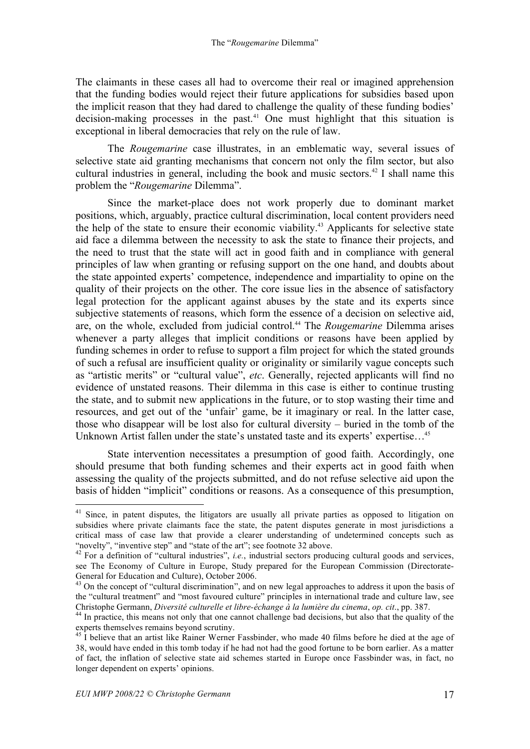The claimants in these cases all had to overcome their real or imagined apprehension that the funding bodies would reject their future applications for subsidies based upon the implicit reason that they had dared to challenge the quality of these funding bodies' decision-making processes in the past.[41] One must highlight that this situation is exceptional in liberal democracies that rely on the rule of law.

The *Rougemarine* case illustrates, in an emblematic way, several issues of selective state aid granting mechanisms that concern not only the film sector, but also cultural industries in general, including the book and music sectors.[42] I shall name this problem the "*Rougemarine* Dilemma".

Since the market-place does not work properly due to dominant market positions, which, arguably, practice cultural discrimination, local content providers need the help of the state to ensure their economic viability.[43] Applicants for selective state aid face a dilemma between the necessity to ask the state to finance their projects, and the need to trust that the state will act in good faith and in compliance with general principles of law when granting or refusing support on the one hand, and doubts about the state appointed experts' competence, independence and impartiality to opine on the quality of their projects on the other. The core issue lies in the absence of satisfactory legal protection for the applicant against abuses by the state and its experts since subjective statements of reasons, which form the essence of a decision on selective aid, are, on the whole, excluded from judicial control.[44] The *Rougemarine* Dilemma arises whenever a party alleges that implicit conditions or reasons have been applied by funding schemes in order to refuse to support a film project for which the stated grounds of such a refusal are insufficient quality or originality or similarily vague concepts such as "artistic merits" or "cultural value", *etc*. Generally, rejected applicants will find no evidence of unstated reasons. Their dilemma in this case is either to continue trusting the state, and to submit new applications in the future, or to stop wasting their time and resources, and get out of the 'unfair' game, be it imaginary or real. In the latter case, those who disappear will be lost also for cultural diversity – buried in the tomb of the Unknown Artist fallen under the state's unstated taste and its experts' expertise…[45]

State intervention necessitates a presumption of good faith. Accordingly, one should presume that both funding schemes and their experts act in good faith when assessing the quality of the projects submitted, and do not refuse selective aid upon the basis of hidden "implicit" conditions or reasons. As a consequence of this presumption,

---

[41] Since, in patent disputes, the litigators are usually all private parties as opposed to litigation on subsidies where private claimants face the state, the patent disputes generate in most jurisdictions a critical mass of case law that provide a clearer understanding of undetermined concepts such as "novelty", "inventive step" and "state of the art"; see footnote 32 above.

[42] For a definition of "cultural industries", *i.e.*, industrial sectors producing cultural goods and services, see The Economy of Culture in Europe, Study prepared for the European Commission (Directorate-General for Education and Culture), October 2006.

[43] On the concept of "cultural discrimination", and on new legal approaches to address it upon the basis of the "cultural treatment" and "most favoured culture" principles in international trade and culture law, see Christophe Germann, *Diversité culturelle et libre-échange à la lumière du cinema*, *op. cit*., pp. 387.

[44] In practice, this means not only that one cannot challenge bad decisions, but also that the quality of the experts themselves remains beyond scrutiny.

[45] I believe that an artist like Rainer Werner Fassbinder, who made 40 films before he died at the age of 38, would have ended in this tomb today if he had not had the good fortune to be born earlier. As a matter of fact, the inflation of selective state aid schemes started in Europe once Fassbinder was, in fact, no longer dependent on experts' opinions.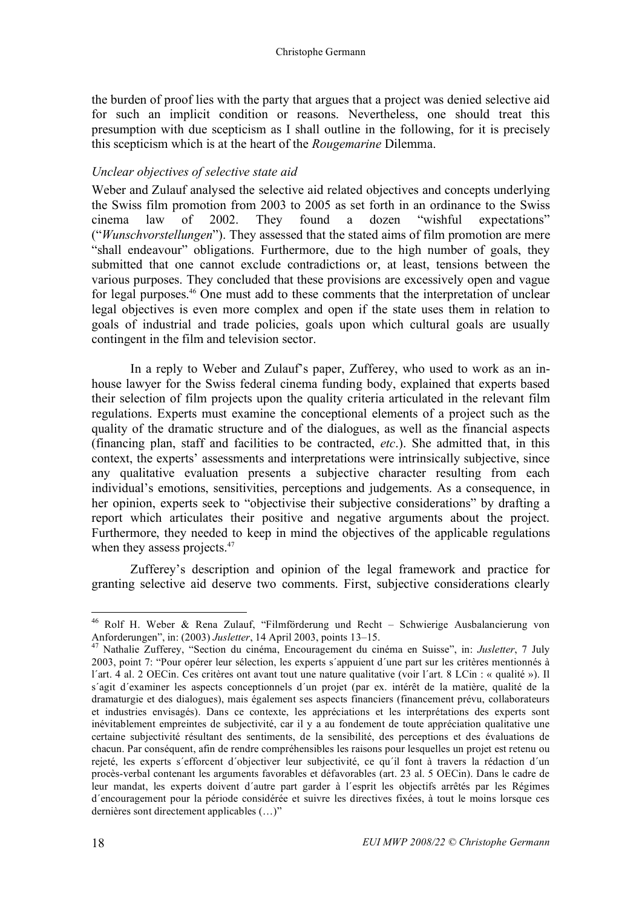the burden of proof lies with the party that argues that a project was denied selective aid for such an implicit condition or reasons. Nevertheless, one should treat this presumption with due scepticism as I shall outline in the following, for it is precisely this scepticism which is at the heart of the *Rougemarine* Dilemma.

*Unclear objectives of selective state aid*

Weber and Zulauf analysed the selective aid related objectives and concepts underlying the Swiss film promotion from 2003 to 2005 as set forth in an ordinance to the Swiss cinema law of 2002. They found a dozen "wishful expectations" ("*Wunschvorstellungen*"). They assessed that the stated aims of film promotion are mere "shall endeavour" obligations. Furthermore, due to the high number of goals, they submitted that one cannot exclude contradictions or, at least, tensions between the various purposes. They concluded that these provisions are excessively open and vague for legal purposes.[46] One must add to these comments that the interpretation of unclear legal objectives is even more complex and open if the state uses them in relation to goals of industrial and trade policies, goals upon which cultural goals are usually contingent in the film and television sector.

In a reply to Weber and Zulauf's paper, Zufferey, who used to work as an in-house lawyer for the Swiss federal cinema funding body, explained that experts based their selection of film projects upon the quality criteria articulated in the relevant film regulations. Experts must examine the conceptional elements of a project such as the quality of the dramatic structure and of the dialogues, as well as the financial aspects (financing plan, staff and facilities to be contracted, *etc*.). She admitted that, in this context, the experts' assessments and interpretations were intrinsically subjective, since any qualitative evaluation presents a subjective character resulting from each individual's emotions, sensitivities, perceptions and judgements. As a consequence, in her opinion, experts seek to "objectivise their subjective considerations" by drafting a report which articulates their positive and negative arguments about the project. Furthermore, they needed to keep in mind the objectives of the applicable regulations when they assess projects.[47]

Zufferey's description and opinion of the legal framework and practice for granting selective aid deserve two comments. First, subjective considerations clearly

---

[46] Rolf H. Weber & Rena Zulauf, "Filmförderung und Recht – Schwierige Ausbalancierung von Anforderungen", in: (2003) *Jusletter*, 14 April 2003, points 13–15.

[47] Nathalie Zufferey, "Section du cinéma, Encouragement du cinéma en Suisse", in: *Jusletter*, 7 July 2003, point 7: "Pour opérer leur sélection, les experts s´appuient d´une part sur les critères mentionnés à l´art. 4 al. 2 OECin. Ces critères ont avant tout une nature qualitative (voir l´art. 8 LCin : « qualité »). Il s´agit d´examiner les aspects conceptionnels d´un projet (par ex. intérêt de la matière, qualité de la dramaturgie et des dialogues), mais également ses aspects financiers (financement prévu, collaborateurs et industries envisagés). Dans ce contexte, les appréciations et les interprétations des experts sont inévitablement empreintes de subjectivité, car il y a au fondement de toute appréciation qualitative une certaine subjectivité résultant des sentiments, de la sensibilité, des perceptions et des évaluations de chacun. Par conséquent, afin de rendre compréhensibles les raisons pour lesquelles un projet est retenu ou rejeté, les experts s´efforcent d´objectiver leur subjectivité, ce qu´il font à travers la rédaction d´un procès-verbal contenant les arguments favorables et défavorables (art. 23 al. 5 OECin). Dans le cadre de leur mandat, les experts doivent d´autre part garder à l´esprit les objectifs arrêtés par les Régimes d´encouragement pour la période considérée et suivre les directives fixées, à tout le moins lorsque ces dernières sont directement applicables (…)"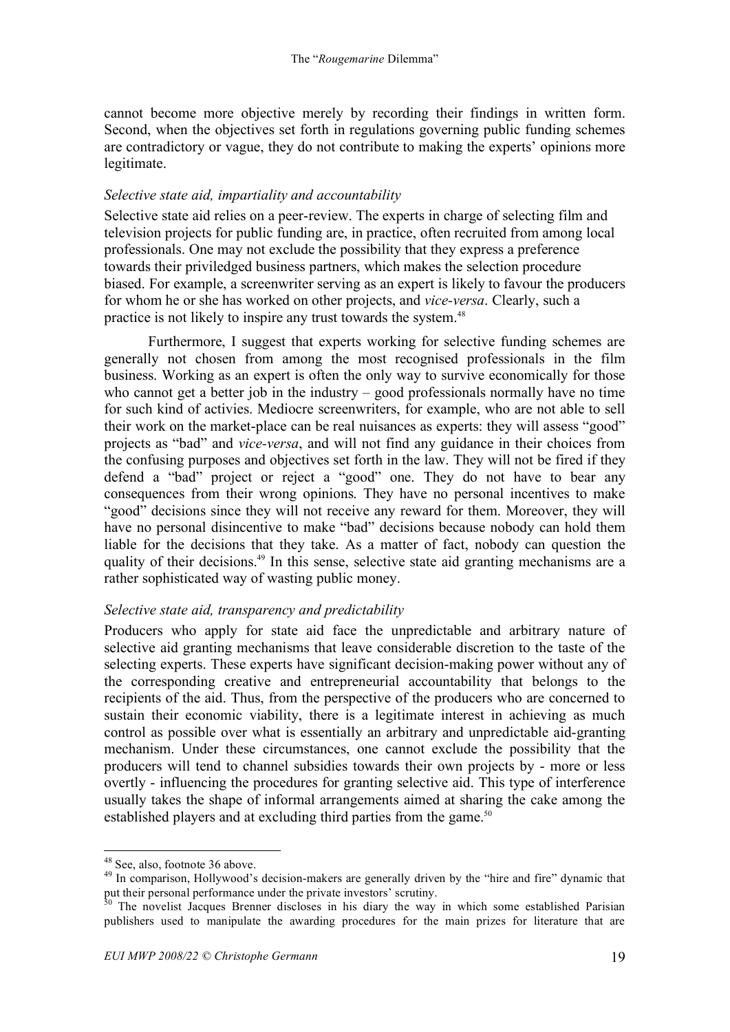cannot become more objective merely by recording their findings in written form. Second, when the objectives set forth in regulations governing public funding schemes are contradictory or vague, they do not contribute to making the experts' opinions more legitimate.

*Selective state aid, impartiality and accountability*

Selective state aid relies on a peer-review. The experts in charge of selecting film and television projects for public funding are, in practice, often recruited from among local professionals. One may not exclude the possibility that they express a preference towards their priviledged business partners, which makes the selection procedure biased. For example, a screenwriter serving as an expert is likely to favour the producers for whom he or she has worked on other projects, and *vice-versa*. Clearly, such a practice is not likely to inspire any trust towards the system.[48]

Furthermore, I suggest that experts working for selective funding schemes are generally not chosen from among the most recognised professionals in the film business. Working as an expert is often the only way to survive economically for those who cannot get a better job in the industry – good professionals normally have no time for such kind of activies. Mediocre screenwriters, for example, who are not able to sell their work on the market-place can be real nuisances as experts: they will assess "good" projects as "bad" and *vice-versa*, and will not find any guidance in their choices from the confusing purposes and objectives set forth in the law. They will not be fired if they defend a "bad" project or reject a "good" one. They do not have to bear any consequences from their wrong opinions. They have no personal incentives to make "good" decisions since they will not receive any reward for them. Moreover, they will have no personal disincentive to make "bad" decisions because nobody can hold them liable for the decisions that they take. As a matter of fact, nobody can question the quality of their decisions.[49] In this sense, selective state aid granting mechanisms are a rather sophisticated way of wasting public money.

*Selective state aid, transparency and predictability*

Producers who apply for state aid face the unpredictable and arbitrary nature of selective aid granting mechanisms that leave considerable discretion to the taste of the selecting experts. These experts have significant decision-making power without any of the corresponding creative and entrepreneurial accountability that belongs to the recipients of the aid. Thus, from the perspective of the producers who are concerned to sustain their economic viability, there is a legitimate interest in achieving as much control as possible over what is essentially an arbitrary and unpredictable aid-granting mechanism. Under these circumstances, one cannot exclude the possibility that the producers will tend to channel subsidies towards their own projects by - more or less overtly - influencing the procedures for granting selective aid. This type of interference usually takes the shape of informal arrangements aimed at sharing the cake among the established players and at excluding third parties from the game.[50]

---

[48] See, also, footnote 36 above.

[49] In comparison, Hollywood's decision-makers are generally driven by the "hire and fire" dynamic that put their personal performance under the private investors' scrutiny.

[50] The novelist Jacques Brenner discloses in his diary the way in which some established Parisian publishers used to manipulate the awarding procedures for the main prizes for literature that are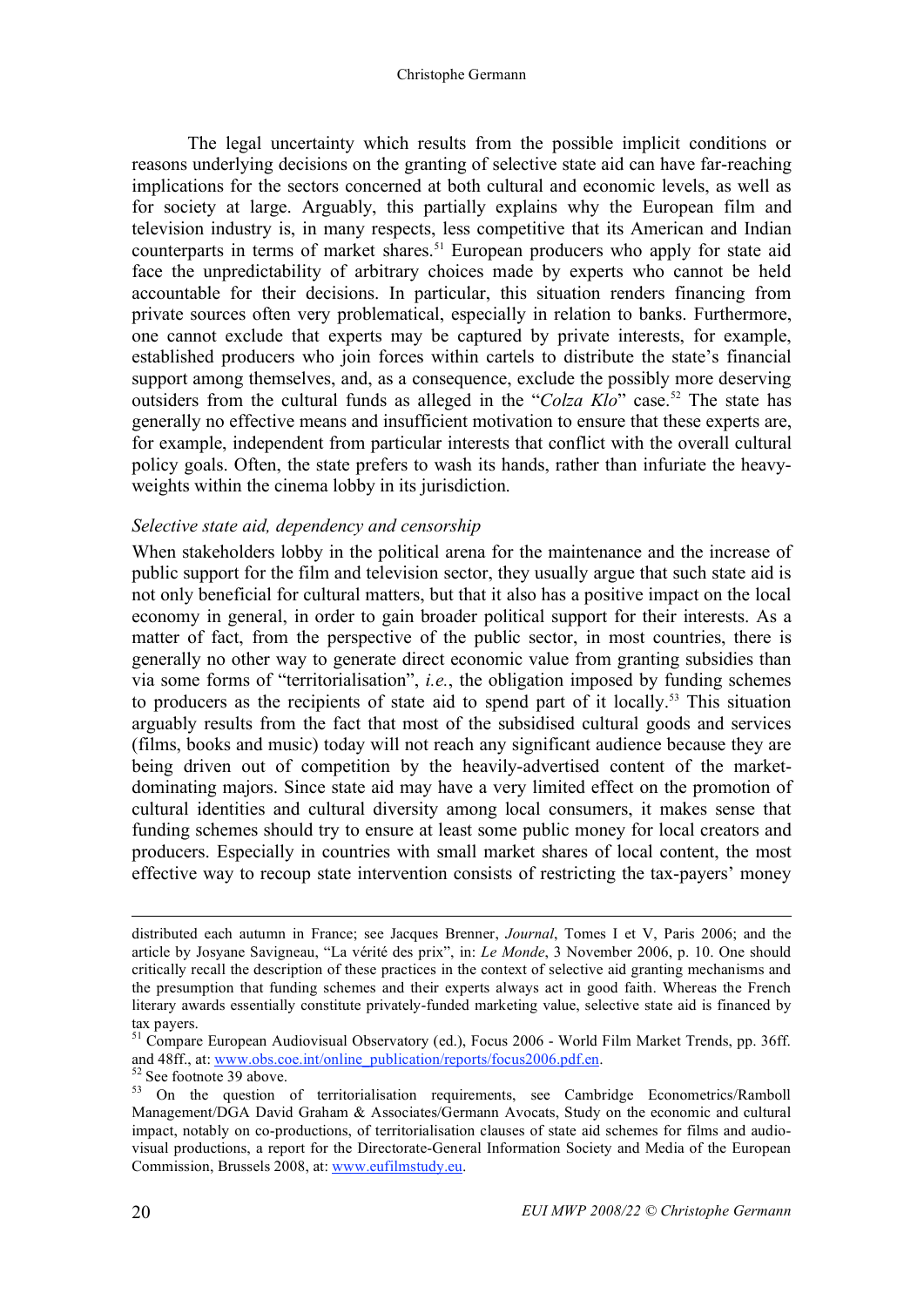The legal uncertainty which results from the possible implicit conditions or reasons underlying decisions on the granting of selective state aid can have far-reaching implications for the sectors concerned at both cultural and economic levels, as well as for society at large. Arguably, this partially explains why the European film and television industry is, in many respects, less competitive that its American and Indian counterparts in terms of market shares.[51] European producers who apply for state aid face the unpredictability of arbitrary choices made by experts who cannot be held accountable for their decisions. In particular, this situation renders financing from private sources often very problematical, especially in relation to banks. Furthermore, one cannot exclude that experts may be captured by private interests, for example, established producers who join forces within cartels to distribute the state's financial support among themselves, and, as a consequence, exclude the possibly more deserving outsiders from the cultural funds as alleged in the "*Colza Klo*" case.[52] The state has generally no effective means and insufficient motivation to ensure that these experts are, for example, independent from particular interests that conflict with the overall cultural policy goals. Often, the state prefers to wash its hands, rather than infuriate the heavy-weights within the cinema lobby in its jurisdiction.

*Selective state aid, dependency and censorship*

When stakeholders lobby in the political arena for the maintenance and the increase of public support for the film and television sector, they usually argue that such state aid is not only beneficial for cultural matters, but that it also has a positive impact on the local economy in general, in order to gain broader political support for their interests. As a matter of fact, from the perspective of the public sector, in most countries, there is generally no other way to generate direct economic value from granting subsidies than via some forms of "territorialisation", *i.e.*, the obligation imposed by funding schemes to producers as the recipients of state aid to spend part of it locally.[53] This situation arguably results from the fact that most of the subsidised cultural goods and services (films, books and music) today will not reach any significant audience because they are being driven out of competition by the heavily-advertised content of the market-dominating majors. Since state aid may have a very limited effect on the promotion of cultural identities and cultural diversity among local consumers, it makes sense that funding schemes should try to ensure at least some public money for local creators and producers. Especially in countries with small market shares of local content, the most effective way to recoup state intervention consists of restricting the tax-payers' money

---

distributed each autumn in France; see Jacques Brenner, *Journal*, Tomes I et V, Paris 2006; and the article by Josyane Savigneau, "La vérité des prix", in: *Le Monde*, 3 November 2006, p. 10. One should critically recall the description of these practices in the context of selective aid granting mechanisms and the presumption that funding schemes and their experts always act in good faith. Whereas the French literary awards essentially constitute privately-funded marketing value, selective state aid is financed by tax payers.

[51] Compare European Audiovisual Observatory (ed.), Focus 2006 - World Film Market Trends, pp. 36ff. and 48ff., at: www.obs.coe.int/online_publication/reports/focus2006.pdf.en.

[52] See footnote 39 above.

[53] On the question of territorialisation requirements, see Cambridge Econometrics/Ramboll Management/DGA David Graham & Associates/Germann Avocats, Study on the economic and cultural impact, notably on co-productions, of territorialisation clauses of state aid schemes for films and audio-visual productions, a report for the Directorate-General Information Society and Media of the European Commission, Brussels 2008, at: www.eufilmstudy.eu.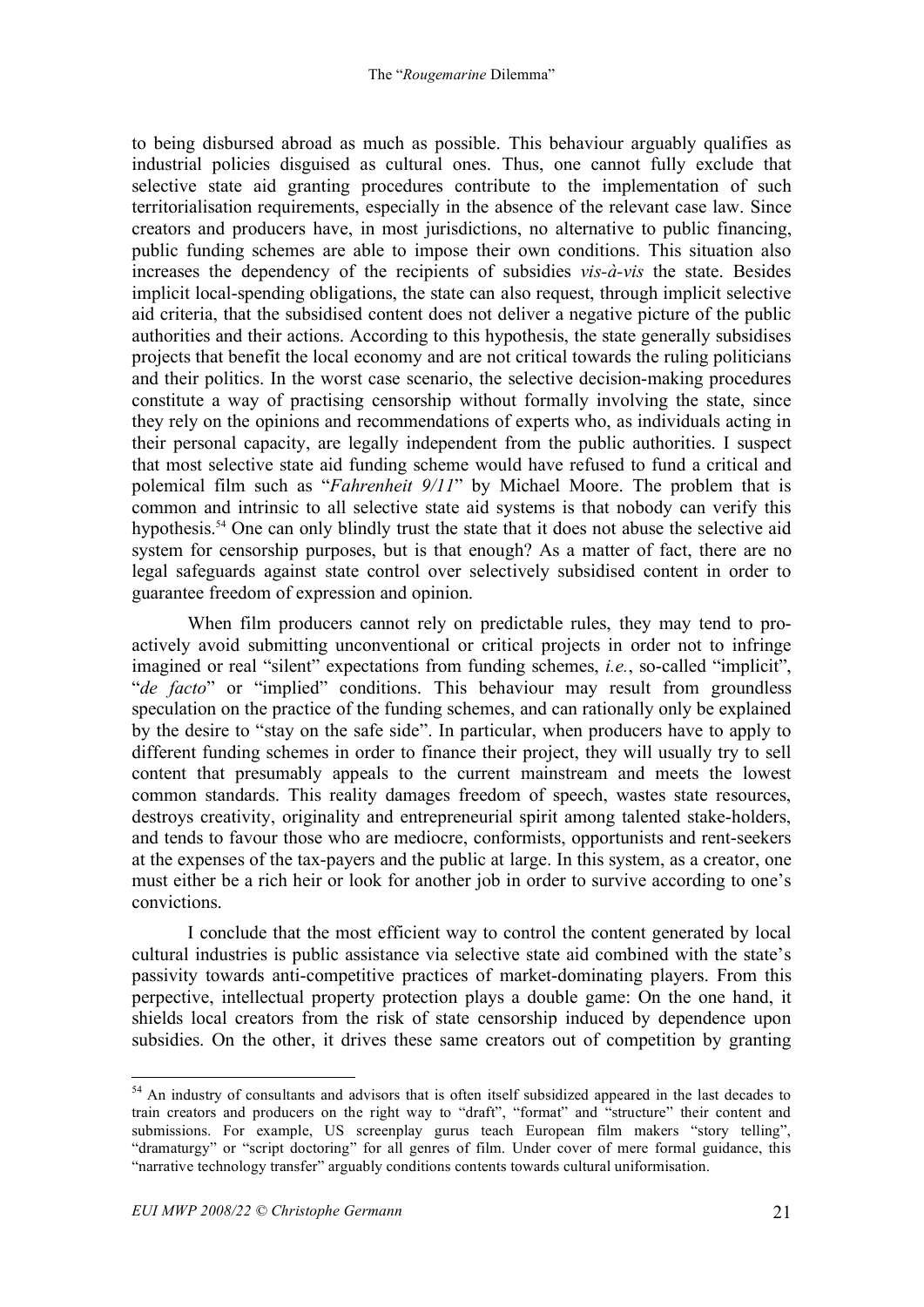to being disbursed abroad as much as possible. This behaviour arguably qualifies as industrial policies disguised as cultural ones. Thus, one cannot fully exclude that selective state aid granting procedures contribute to the implementation of such territorialisation requirements, especially in the absence of the relevant case law. Since creators and producers have, in most jurisdictions, no alternative to public financing, public funding schemes are able to impose their own conditions. This situation also increases the dependency of the recipients of subsidies *vis-à-vis* the state. Besides implicit local-spending obligations, the state can also request, through implicit selective aid criteria, that the subsidised content does not deliver a negative picture of the public authorities and their actions. According to this hypothesis, the state generally subsidises projects that benefit the local economy and are not critical towards the ruling politicians and their politics. In the worst case scenario, the selective decision-making procedures constitute a way of practising censorship without formally involving the state, since they rely on the opinions and recommendations of experts who, as individuals acting in their personal capacity, are legally independent from the public authorities. I suspect that most selective state aid funding scheme would have refused to fund a critical and polemical film such as "*Fahrenheit 9/11*" by Michael Moore. The problem that is common and intrinsic to all selective state aid systems is that nobody can verify this hypothesis.[54] One can only blindly trust the state that it does not abuse the selective aid system for censorship purposes, but is that enough? As a matter of fact, there are no legal safeguards against state control over selectively subsidised content in order to guarantee freedom of expression and opinion.

When film producers cannot rely on predictable rules, they may tend to pro-actively avoid submitting unconventional or critical projects in order not to infringe imagined or real "silent" expectations from funding schemes, *i.e.*, so-called "implicit", "*de facto*" or "implied" conditions. This behaviour may result from groundless speculation on the practice of the funding schemes, and can rationally only be explained by the desire to "stay on the safe side". In particular, when producers have to apply to different funding schemes in order to finance their project, they will usually try to sell content that presumably appeals to the current mainstream and meets the lowest common standards. This reality damages freedom of speech, wastes state resources, destroys creativity, originality and entrepreneurial spirit among talented stake-holders, and tends to favour those who are mediocre, conformists, opportunists and rent-seekers at the expenses of the tax-payers and the public at large. In this system, as a creator, one must either be a rich heir or look for another job in order to survive according to one's convictions.

I conclude that the most efficient way to control the content generated by local cultural industries is public assistance via selective state aid combined with the state's passivity towards anti-competitive practices of market-dominating players. From this perpective, intellectual property protection plays a double game: On the one hand, it shields local creators from the risk of state censorship induced by dependence upon subsidies. On the other, it drives these same creators out of competition by granting

---

[54] An industry of consultants and advisors that is often itself subsidized appeared in the last decades to train creators and producers on the right way to "draft", "format" and "structure" their content and submissions. For example, US screenplay gurus teach European film makers "story telling", "dramaturgy" or "script doctoring" for all genres of film. Under cover of mere formal guidance, this "narrative technology transfer" arguably conditions contents towards cultural uniformisation.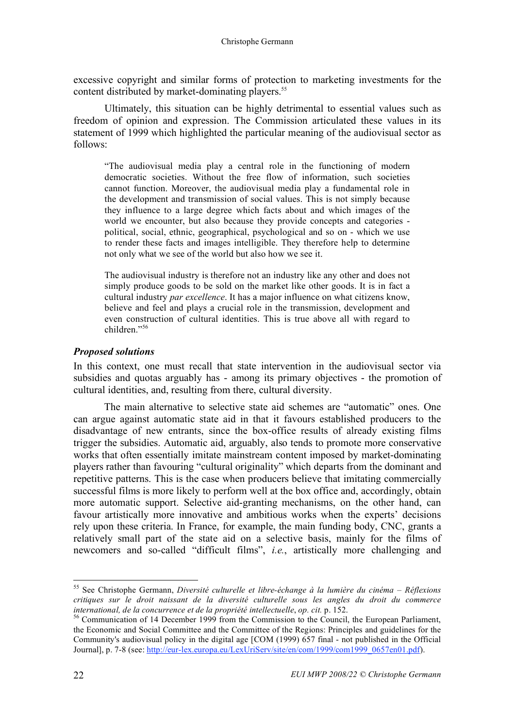excessive copyright and similar forms of protection to marketing investments for the content distributed by market-dominating players.[55]

Ultimately, this situation can be highly detrimental to essential values such as freedom of opinion and expression. The Commission articulated these values in its statement of 1999 which highlighted the particular meaning of the audiovisual sector as follows:

> "The audiovisual media play a central role in the functioning of modern democratic societies. Without the free flow of information, such societies cannot function. Moreover, the audiovisual media play a fundamental role in the development and transmission of social values. This is not simply because they influence to a large degree which facts about and which images of the world we encounter, but also because they provide concepts and categories - political, social, ethnic, geographical, psychological and so on - which we use to render these facts and images intelligible. They therefore help to determine not only what we see of the world but also how we see it.
>
> The audiovisual industry is therefore not an industry like any other and does not simply produce goods to be sold on the market like other goods. It is in fact a cultural industry *par excellence*. It has a major influence on what citizens know, believe and feel and plays a crucial role in the transmission, development and even construction of cultural identities. This is true above all with regard to children."[56]

### *Proposed solutions*

In this context, one must recall that state intervention in the audiovisual sector via subsidies and quotas arguably has - among its primary objectives - the promotion of cultural identities, and, resulting from there, cultural diversity.

The main alternative to selective state aid schemes are "automatic" ones. One can argue against automatic state aid in that it favours established producers to the disadvantage of new entrants, since the box-office results of already existing films trigger the subsidies. Automatic aid, arguably, also tends to promote more conservative works that often essentially imitate mainstream content imposed by market-dominating players rather than favouring "cultural originality" which departs from the dominant and repetitive patterns. This is the case when producers believe that imitating commercially successful films is more likely to perform well at the box office and, accordingly, obtain more automatic support. Selective aid-granting mechanisms, on the other hand, can favour artistically more innovative and ambitious works when the experts' decisions rely upon these criteria. In France, for example, the main funding body, CNC, grants a relatively small part of the state aid on a selective basis, mainly for the films of newcomers and so-called "difficult films", *i.e.*, artistically more challenging and

---

[55] See Christophe Germann, *Diversité culturelle et libre-échange à la lumière du cinéma – Réflexions critiques sur le droit naissant de la diversité culturelle sous les angles du droit du commerce international, de la concurrence et de la propriété intellectuelle*, *op. cit.* p. 152.

[56] Communication of 14 December 1999 from the Commission to the Council, the European Parliament, the Economic and Social Committee and the Committee of the Regions: Principles and guidelines for the Community's audiovisual policy in the digital age [COM (1999) 657 final - not published in the Official Journal], p. 7-8 (see: http://eur-lex.europa.eu/LexUriServ/site/en/com/1999/com1999_0657en01.pdf).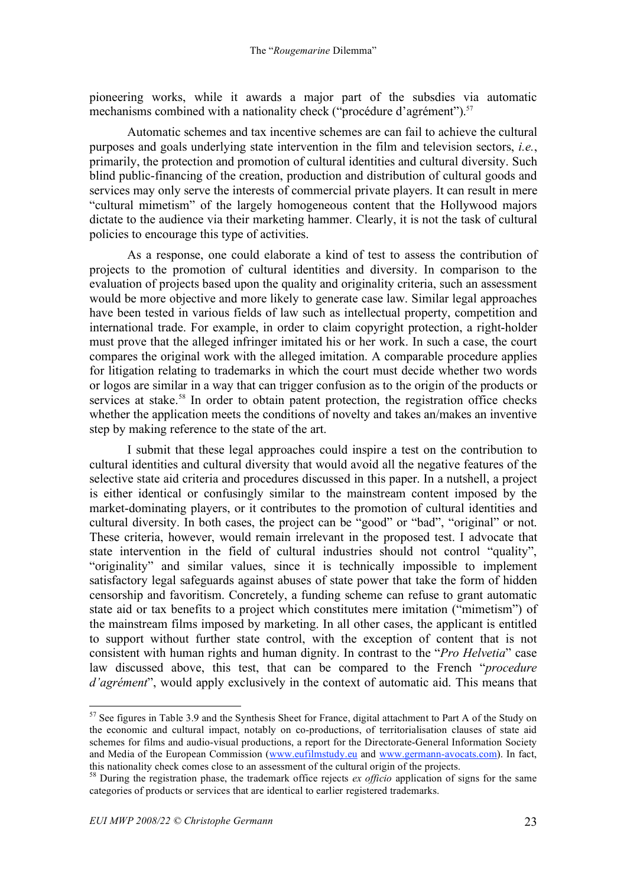pioneering works, while it awards a major part of the subsdies via automatic mechanisms combined with a nationality check ("procédure d'agrément").[57]

Automatic schemes and tax incentive schemes are can fail to achieve the cultural purposes and goals underlying state intervention in the film and television sectors, *i.e.*, primarily, the protection and promotion of cultural identities and cultural diversity. Such blind public-financing of the creation, production and distribution of cultural goods and services may only serve the interests of commercial private players. It can result in mere "cultural mimetism" of the largely homogeneous content that the Hollywood majors dictate to the audience via their marketing hammer. Clearly, it is not the task of cultural policies to encourage this type of activities.

As a response, one could elaborate a kind of test to assess the contribution of projects to the promotion of cultural identities and diversity. In comparison to the evaluation of projects based upon the quality and originality criteria, such an assessment would be more objective and more likely to generate case law. Similar legal approaches have been tested in various fields of law such as intellectual property, competition and international trade. For example, in order to claim copyright protection, a right-holder must prove that the alleged infringer imitated his or her work. In such a case, the court compares the original work with the alleged imitation. A comparable procedure applies for litigation relating to trademarks in which the court must decide whether two words or logos are similar in a way that can trigger confusion as to the origin of the products or services at stake.[58] In order to obtain patent protection, the registration office checks whether the application meets the conditions of novelty and takes an/makes an inventive step by making reference to the state of the art.

I submit that these legal approaches could inspire a test on the contribution to cultural identities and cultural diversity that would avoid all the negative features of the selective state aid criteria and procedures discussed in this paper. In a nutshell, a project is either identical or confusingly similar to the mainstream content imposed by the market-dominating players, or it contributes to the promotion of cultural identities and cultural diversity. In both cases, the project can be "good" or "bad", "original" or not. These criteria, however, would remain irrelevant in the proposed test. I advocate that state intervention in the field of cultural industries should not control "quality", "originality" and similar values, since it is technically impossible to implement satisfactory legal safeguards against abuses of state power that take the form of hidden censorship and favoritism. Concretely, a funding scheme can refuse to grant automatic state aid or tax benefits to a project which constitutes mere imitation ("mimetism") of the mainstream films imposed by marketing. In all other cases, the applicant is entitled to support without further state control, with the exception of content that is not consistent with human rights and human dignity. In contrast to the "*Pro Helvetia*" case law discussed above, this test, that can be compared to the French "*procedure d'agrément*", would apply exclusively in the context of automatic aid. This means that

---

[57] See figures in Table 3.9 and the Synthesis Sheet for France, digital attachment to Part A of the Study on the economic and cultural impact, notably on co-productions, of territorialisation clauses of state aid schemes for films and audio-visual productions, a report for the Directorate-General Information Society and Media of the European Commission (www.eufilmstudy.eu and www.germann-avocats.com). In fact, this nationality check comes close to an assessment of the cultural origin of the projects.

[58] During the registration phase, the trademark office rejects *ex officio* application of signs for the same categories of products or services that are identical to earlier registered trademarks.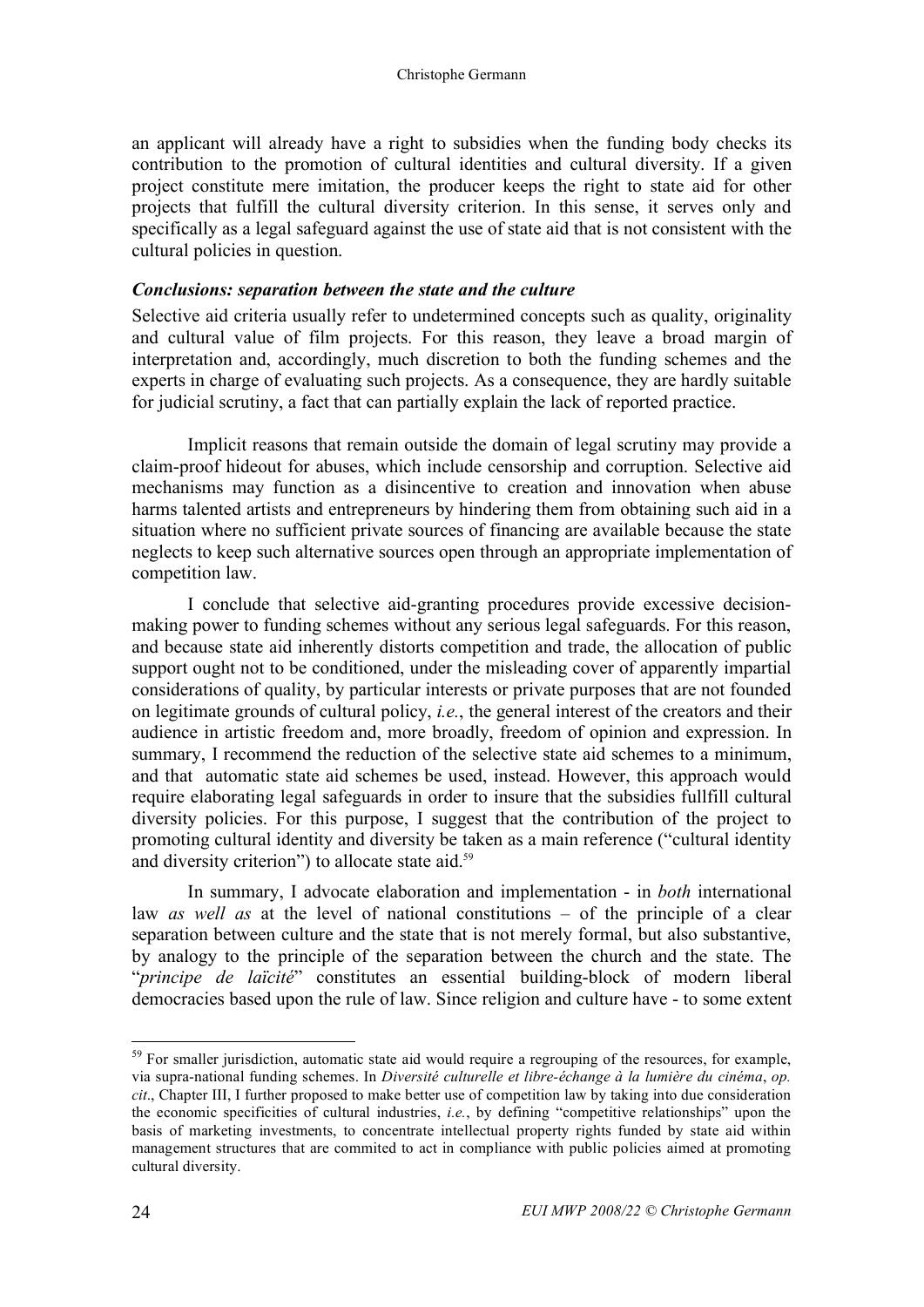an applicant will already have a right to subsidies when the funding body checks its contribution to the promotion of cultural identities and cultural diversity. If a given project constitute mere imitation, the producer keeps the right to state aid for other projects that fulfill the cultural diversity criterion. In this sense, it serves only and specifically as a legal safeguard against the use of state aid that is not consistent with the cultural policies in question.

### *Conclusions: separation between the state and the culture*

Selective aid criteria usually refer to undetermined concepts such as quality, originality and cultural value of film projects. For this reason, they leave a broad margin of interpretation and, accordingly, much discretion to both the funding schemes and the experts in charge of evaluating such projects. As a consequence, they are hardly suitable for judicial scrutiny, a fact that can partially explain the lack of reported practice.

Implicit reasons that remain outside the domain of legal scrutiny may provide a claim-proof hideout for abuses, which include censorship and corruption. Selective aid mechanisms may function as a disincentive to creation and innovation when abuse harms talented artists and entrepreneurs by hindering them from obtaining such aid in a situation where no sufficient private sources of financing are available because the state neglects to keep such alternative sources open through an appropriate implementation of competition law.

I conclude that selective aid-granting procedures provide excessive decision-making power to funding schemes without any serious legal safeguards. For this reason, and because state aid inherently distorts competition and trade, the allocation of public support ought not to be conditioned, under the misleading cover of apparently impartial considerations of quality, by particular interests or private purposes that are not founded on legitimate grounds of cultural policy, *i.e.*, the general interest of the creators and their audience in artistic freedom and, more broadly, freedom of opinion and expression. In summary, I recommend the reduction of the selective state aid schemes to a minimum, and that automatic state aid schemes be used, instead. However, this approach would require elaborating legal safeguards in order to insure that the subsidies fullfill cultural diversity policies. For this purpose, I suggest that the contribution of the project to promoting cultural identity and diversity be taken as a main reference ("cultural identity and diversity criterion") to allocate state aid.[59]

In summary, I advocate elaboration and implementation - in *both* international law *as well as* at the level of national constitutions – of the principle of a clear separation between culture and the state that is not merely formal, but also substantive, by analogy to the principle of the separation between the church and the state. The "*principe de laïcité*" constitutes an essential building-block of modern liberal democracies based upon the rule of law. Since religion and culture have - to some extent

[59] For smaller jurisdiction, automatic state aid would require a regrouping of the resources, for example, via supra-national funding schemes. In *Diversité culturelle et libre-échange à la lumière du cinéma*, *op. cit*., Chapter III, I further proposed to make better use of competition law by taking into due consideration the economic specificities of cultural industries, *i.e.*, by defining "competitive relationships" upon the basis of marketing investments, to concentrate intellectual property rights funded by state aid within management structures that are commited to act in compliance with public policies aimed at promoting cultural diversity.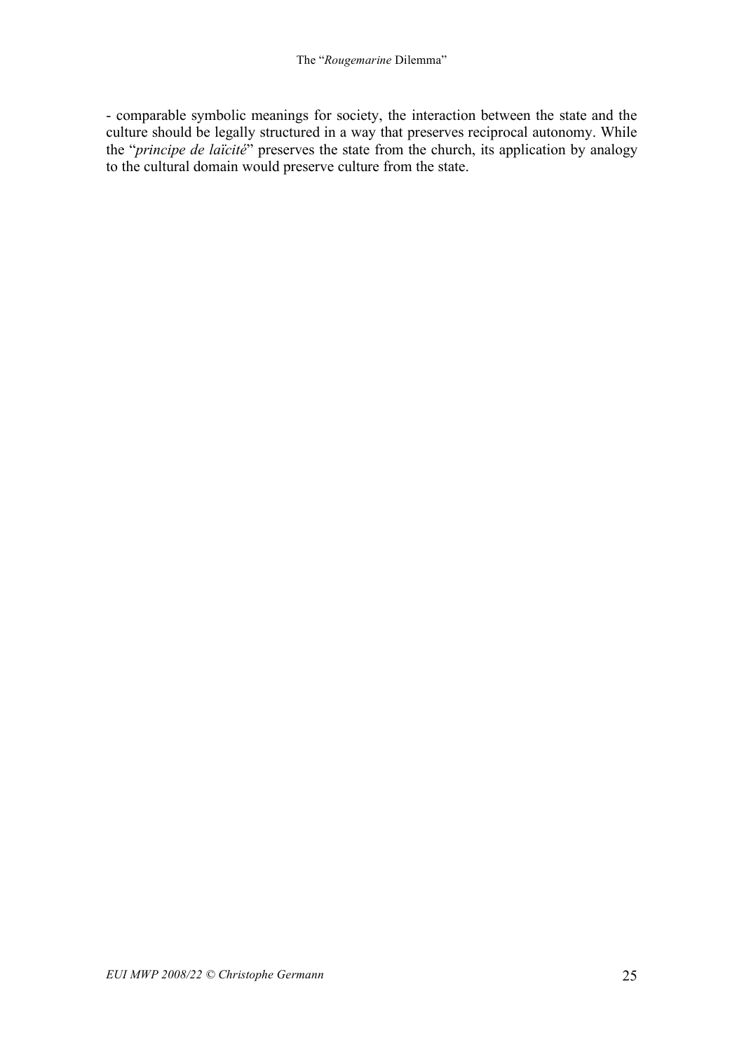- comparable symbolic meanings for society, the interaction between the state and the culture should be legally structured in a way that preserves reciprocal autonomy. While the "*principe de laïcité*" preserves the state from the church, its application by analogy to the cultural domain would preserve culture from the state.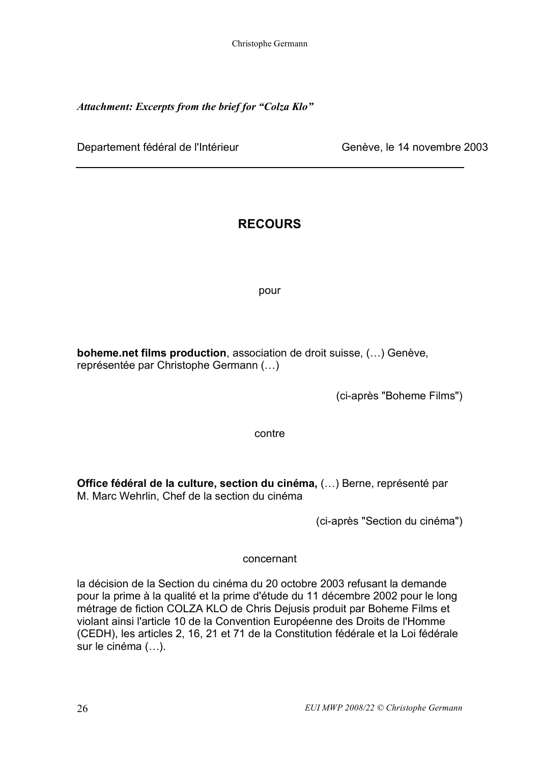***Attachment: Excerpts from the brief for "Colza Klo"***

Departement fédéral de l'Intérieur Genève, le 14 novembre 2003

---

## RECOURS

pour

**boheme.net films production**, association de droit suisse, (…) Genève, représentée par Christophe Germann (…)

(ci-après "Boheme Films")

contre

**Office fédéral de la culture, section du cinéma,** (…) Berne, représenté par M. Marc Wehrlin, Chef de la section du cinéma

(ci-après "Section du cinéma")

concernant

la décision de la Section du cinéma du 20 octobre 2003 refusant la demande pour la prime à la qualité et la prime d'étude du 11 décembre 2002 pour le long métrage de fiction COLZA KLO de Chris Dejusis produit par Boheme Films et violant ainsi l'article 10 de la Convention Européenne des Droits de l'Homme (CEDH), les articles 2, 16, 21 et 71 de la Constitution fédérale et la Loi fédérale sur le cinéma (…).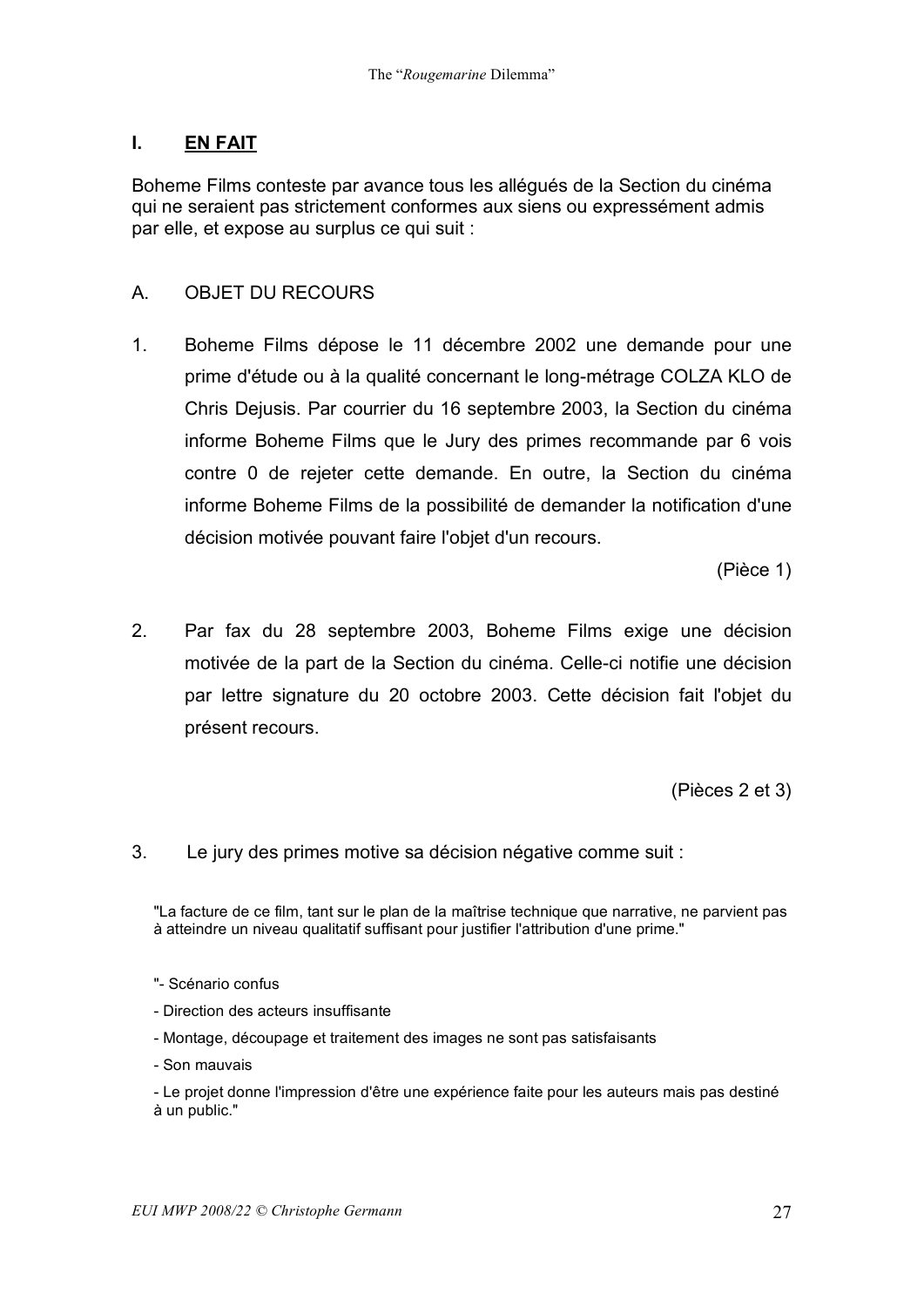## I. **EN FAIT**

Boheme Films conteste par avance tous les allégués de la Section du cinéma qui ne seraient pas strictement conformes aux siens ou expressément admis par elle, et expose au surplus ce qui suit :

### A. OBJET DU RECOURS

1. Boheme Films dépose le 11 décembre 2002 une demande pour une prime d'étude ou à la qualité concernant le long-métrage COLZA KLO de Chris Dejusis. Par courrier du 16 septembre 2003, la Section du cinéma informe Boheme Films que le Jury des primes recommande par 6 vois contre 0 de rejeter cette demande. En outre, la Section du cinéma informe Boheme Films de la possibilité de demander la notification d'une décision motivée pouvant faire l'objet d'un recours.

   (Pièce 1)

2. Par fax du 28 septembre 2003, Boheme Films exige une décision motivée de la part de la Section du cinéma. Celle-ci notifie une décision par lettre signature du 20 octobre 2003. Cette décision fait l'objet du présent recours.

   (Pièces 2 et 3)

3. Le jury des primes motive sa décision négative comme suit :

"La facture de ce film, tant sur le plan de la maîtrise technique que narrative, ne parvient pas à atteindre un niveau qualitatif suffisant pour justifier l'attribution d'une prime."

"- Scénario confus

- Direction des acteurs insuffisante

- Montage, découpage et traitement des images ne sont pas satisfaisants

- Son mauvais

- Le projet donne l'impression d'être une expérience faite pour les auteurs mais pas destiné à un public."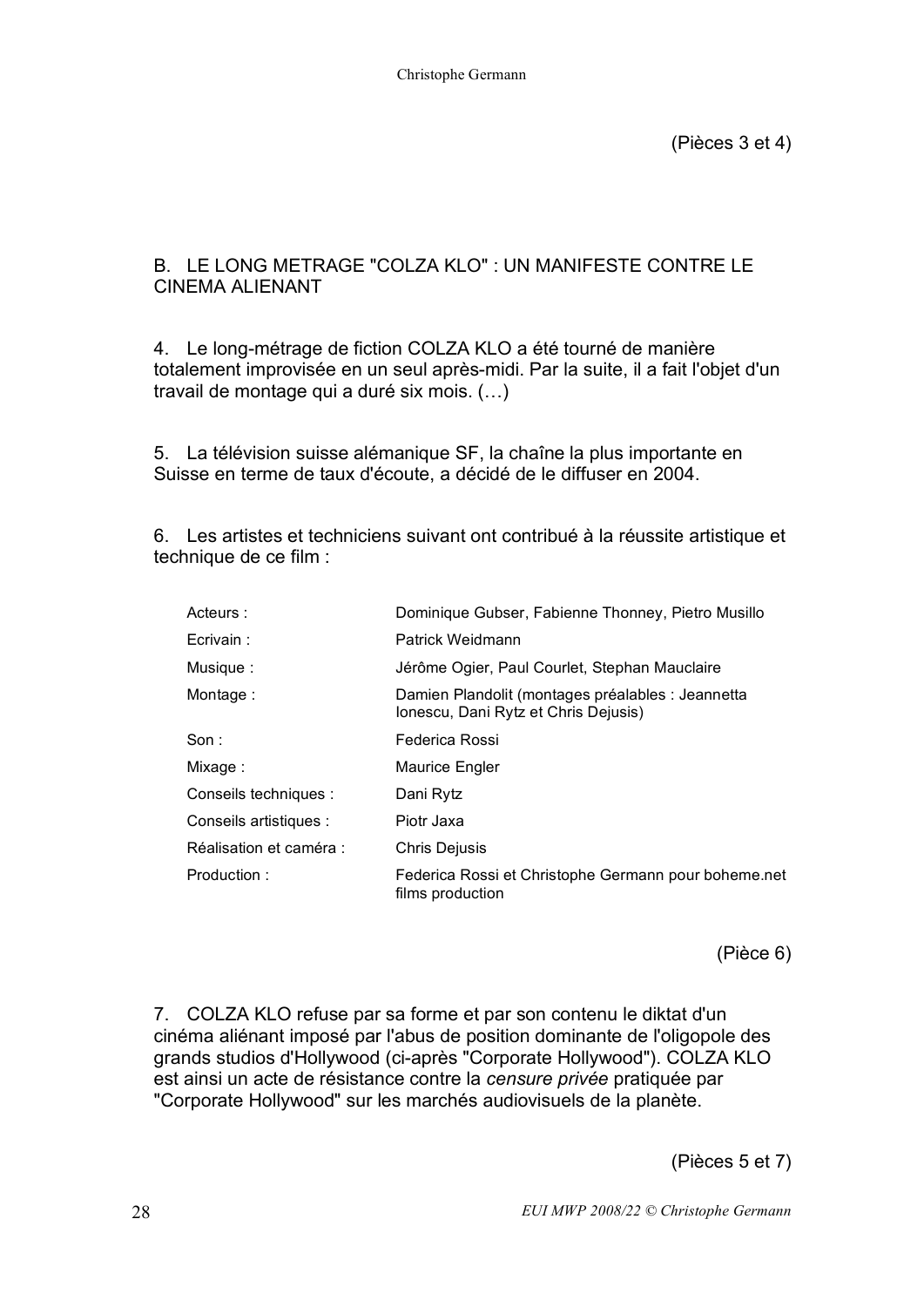(Pièces 3 et 4)

## B. LE LONG METRAGE "COLZA KLO" : UN MANIFESTE CONTRE LE CINEMA ALIENANT

4. Le long-métrage de fiction COLZA KLO a été tourné de manière totalement improvisée en un seul après-midi. Par la suite, il a fait l'objet d'un travail de montage qui a duré six mois. (…)

5. La télévision suisse alémanique SF, la chaîne la plus importante en Suisse en terme de taux d'écoute, a décidé de le diffuser en 2004.

6. Les artistes et techniciens suivant ont contribué à la réussite artistique et technique de ce film :

| | |
|---|---|
| Acteurs : | Dominique Gubser, Fabienne Thonney, Pietro Musillo |
| Ecrivain : | Patrick Weidmann |
| Musique : | Jérôme Ogier, Paul Courlet, Stephan Mauclaire |
| Montage : | Damien Plandolit (montages préalables : Jeannetta Ionescu, Dani Rytz et Chris Dejusis) |
| Son : | Federica Rossi |
| Mixage : | Maurice Engler |
| Conseils techniques : | Dani Rytz |
| Conseils artistiques : | Piotr Jaxa |
| Réalisation et caméra : | Chris Dejusis |
| Production : | Federica Rossi et Christophe Germann pour boheme.net films production |

(Pièce 6)

7. COLZA KLO refuse par sa forme et par son contenu le diktat d'un cinéma aliénant imposé par l'abus de position dominante de l'oligopole des grands studios d'Hollywood (ci-après "Corporate Hollywood"). COLZA KLO est ainsi un acte de résistance contre la *censure privée* pratiquée par "Corporate Hollywood" sur les marchés audiovisuels de la planète.

(Pièces 5 et 7)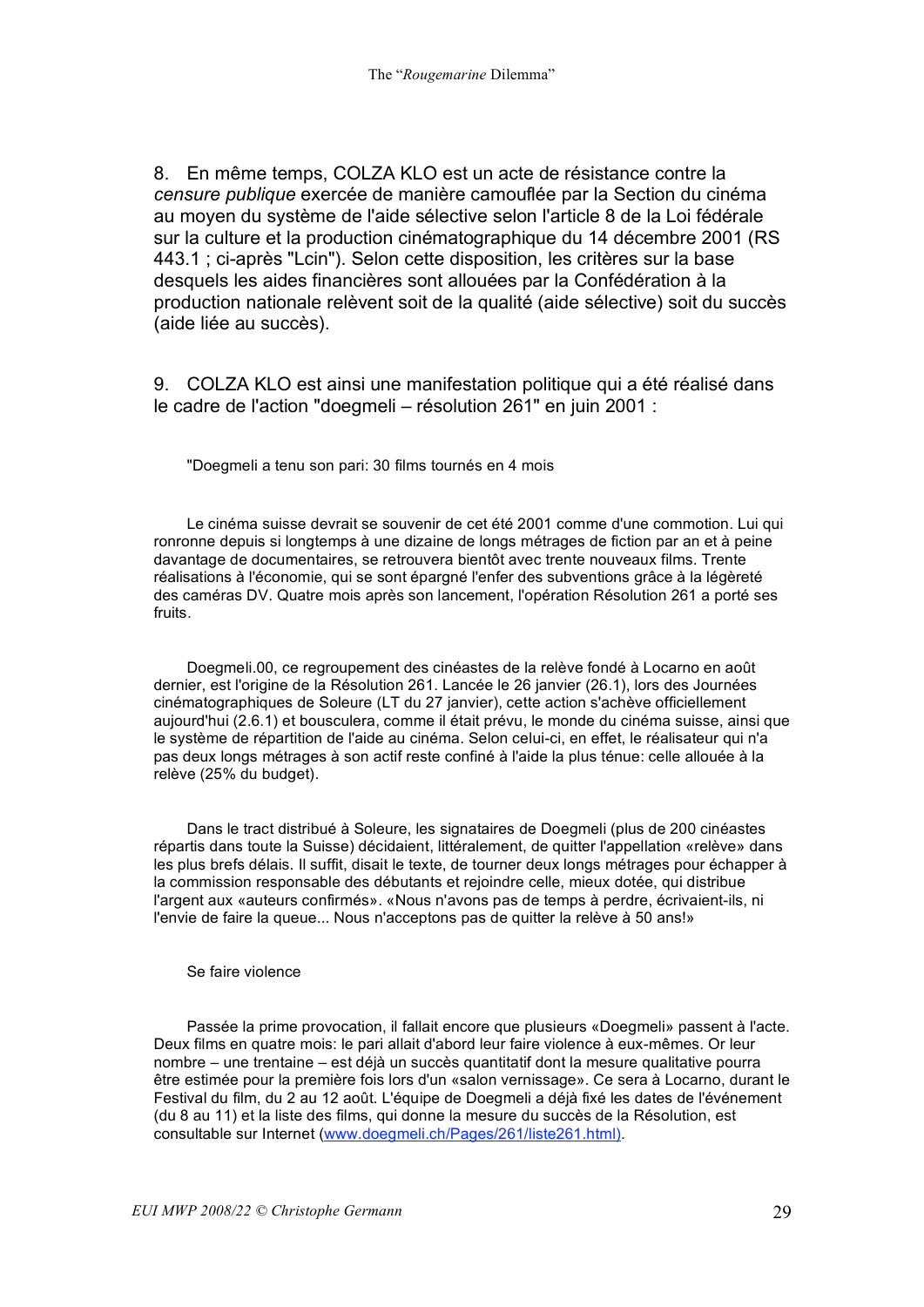8. En même temps, COLZA KLO est un acte de résistance contre la *censure publique* exercée de manière camouflée par la Section du cinéma au moyen du système de l'aide sélective selon l'article 8 de la Loi fédérale sur la culture et la production cinématographique du 14 décembre 2001 (RS 443.1 ; ci-après "Lcin"). Selon cette disposition, les critères sur la base desquels les aides financières sont allouées par la Confédération à la production nationale relèvent soit de la qualité (aide sélective) soit du succès (aide liée au succès).

9. COLZA KLO est ainsi une manifestation politique qui a été réalisé dans le cadre de l'action "doegmeli – résolution 261" en juin 2001 :

> "Doegmeli a tenu son pari: 30 films tournés en 4 mois
>
> Le cinéma suisse devrait se souvenir de cet été 2001 comme d'une commotion. Lui qui ronronne depuis si longtemps à une dizaine de longs métrages de fiction par an et à peine davantage de documentaires, se retrouvera bientôt avec trente nouveaux films. Trente réalisations à l'économie, qui se sont épargné l'enfer des subventions grâce à la légèreté des caméras DV. Quatre mois après son lancement, l'opération Résolution 261 a porté ses fruits.
>
> Doegmeli.00, ce regroupement des cinéastes de la relève fondé à Locarno en août dernier, est l'origine de la Résolution 261. Lancée le 26 janvier (26.1), lors des Journées cinématographiques de Soleure (LT du 27 janvier), cette action s'achève officiellement aujourd'hui (2.6.1) et bousculera, comme il était prévu, le monde du cinéma suisse, ainsi que le système de répartition de l'aide au cinéma. Selon celui-ci, en effet, le réalisateur qui n'a pas deux longs métrages à son actif reste confiné à l'aide la plus ténue: celle allouée à la relève (25% du budget).
>
> Dans le tract distribué à Soleure, les signataires de Doegmeli (plus de 200 cinéastes répartis dans toute la Suisse) décidaient, littéralement, de quitter l'appellation «relève» dans les plus brefs délais. Il suffit, disait le texte, de tourner deux longs métrages pour échapper à la commission responsable des débutants et rejoindre celle, mieux dotée, qui distribue l'argent aux «auteurs confirmés». «Nous n'avons pas de temps à perdre, écrivaient-ils, ni l'envie de faire la queue... Nous n'acceptons pas de quitter la relève à 50 ans!»
>
> Se faire violence
>
> Passée la prime provocation, il fallait encore que plusieurs «Doegmeli» passent à l'acte. Deux films en quatre mois: le pari allait d'abord leur faire violence à eux-mêmes. Or leur nombre – une trentaine – est déjà un succès quantitatif dont la mesure qualitative pourra être estimée pour la première fois lors d'un «salon vernissage». Ce sera à Locarno, durant le Festival du film, du 2 au 12 août. L'équipe de Doegmeli a déjà fixé les dates de l'événement (du 8 au 11) et la liste des films, qui donne la mesure du succès de la Résolution, est consultable sur Internet (www.doegmeli.ch/Pages/261/liste261.html).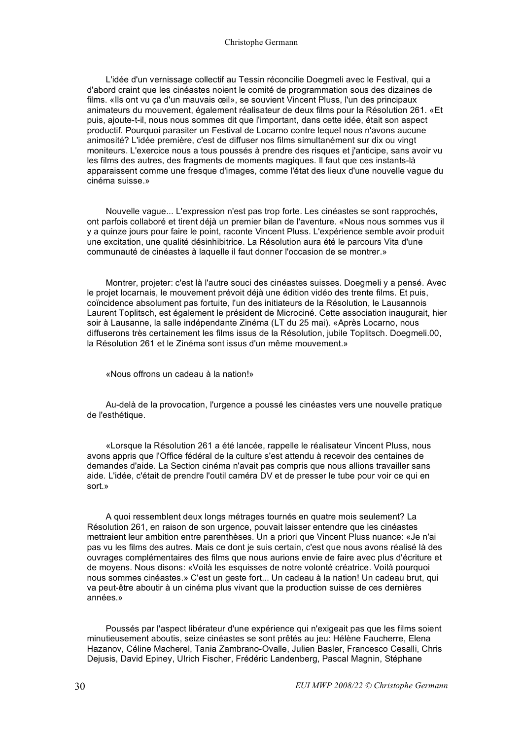L'idée d'un vernissage collectif au Tessin réconcilie Doegmeli avec le Festival, qui a d'abord craint que les cinéastes noient le comité de programmation sous des dizaines de films. «Ils ont vu ça d'un mauvais œil», se souvient Vincent Pluss, l'un des principaux animateurs du mouvement, également réalisateur de deux films pour la Résolution 261. «Et puis, ajoute-t-il, nous nous sommes dit que l'important, dans cette idée, était son aspect productif. Pourquoi parasiter un Festival de Locarno contre lequel nous n'avons aucune animosité? L'idée première, c'est de diffuser nos films simultanément sur dix ou vingt moniteurs. L'exercice nous a tous poussés à prendre des risques et j'anticipe, sans avoir vu les films des autres, des fragments de moments magiques. Il faut que ces instants-là apparaissent comme une fresque d'images, comme l'état des lieux d'une nouvelle vague du cinéma suisse.»

Nouvelle vague... L'expression n'est pas trop forte. Les cinéastes se sont rapprochés, ont parfois collaboré et tirent déjà un premier bilan de l'aventure. «Nous nous sommes vus il y a quinze jours pour faire le point, raconte Vincent Pluss. L'expérience semble avoir produit une excitation, une qualité désinhibitrice. La Résolution aura été le parcours Vita d'une communauté de cinéastes à laquelle il faut donner l'occasion de se montrer.»

Montrer, projeter: c'est là l'autre souci des cinéastes suisses. Doegmeli y a pensé. Avec le projet locarnais, le mouvement prévoit déjà une édition vidéo des trente films. Et puis, coïncidence absolument pas fortuite, l'un des initiateurs de la Résolution, le Lausannois Laurent Toplitsch, est également le président de Microciné. Cette association inaugurait, hier soir à Lausanne, la salle indépendante Zinéma (LT du 25 mai). «Après Locarno, nous diffuserons très certainement les films issus de la Résolution, jubile Toplitsch. Doegmeli.00, la Résolution 261 et le Zinéma sont issus d'un même mouvement.»

«Nous offrons un cadeau à la nation!»

Au-delà de la provocation, l'urgence a poussé les cinéastes vers une nouvelle pratique de l'esthétique.

«Lorsque la Résolution 261 a été lancée, rappelle le réalisateur Vincent Pluss, nous avons appris que l'Office fédéral de la culture s'est attendu à recevoir des centaines de demandes d'aide. La Section cinéma n'avait pas compris que nous allions travailler sans aide. L'idée, c'était de prendre l'outil caméra DV et de presser le tube pour voir ce qui en sort.»

A quoi ressemblent deux longs métrages tournés en quatre mois seulement? La Résolution 261, en raison de son urgence, pouvait laisser entendre que les cinéastes mettraient leur ambition entre parenthèses. Un a priori que Vincent Pluss nuance: «Je n'ai pas vu les films des autres. Mais ce dont je suis certain, c'est que nous avons réalisé là des ouvrages complémentaires des films que nous aurions envie de faire avec plus d'écriture et de moyens. Nous disons: «Voilà les esquisses de notre volonté créatrice. Voilà pourquoi nous sommes cinéastes.» C'est un geste fort... Un cadeau à la nation! Un cadeau brut, qui va peut-être aboutir à un cinéma plus vivant que la production suisse de ces dernières années.»

Poussés par l'aspect libérateur d'une expérience qui n'exigeait pas que les films soient minutieusement aboutis, seize cinéastes se sont prêtés au jeu: Hélène Faucherre, Elena Hazanov, Céline Macherel, Tania Zambrano-Ovalle, Julien Basler, Francesco Cesalli, Chris Dejusis, David Epiney, Ulrich Fischer, Frédéric Landenberg, Pascal Magnin, Stéphane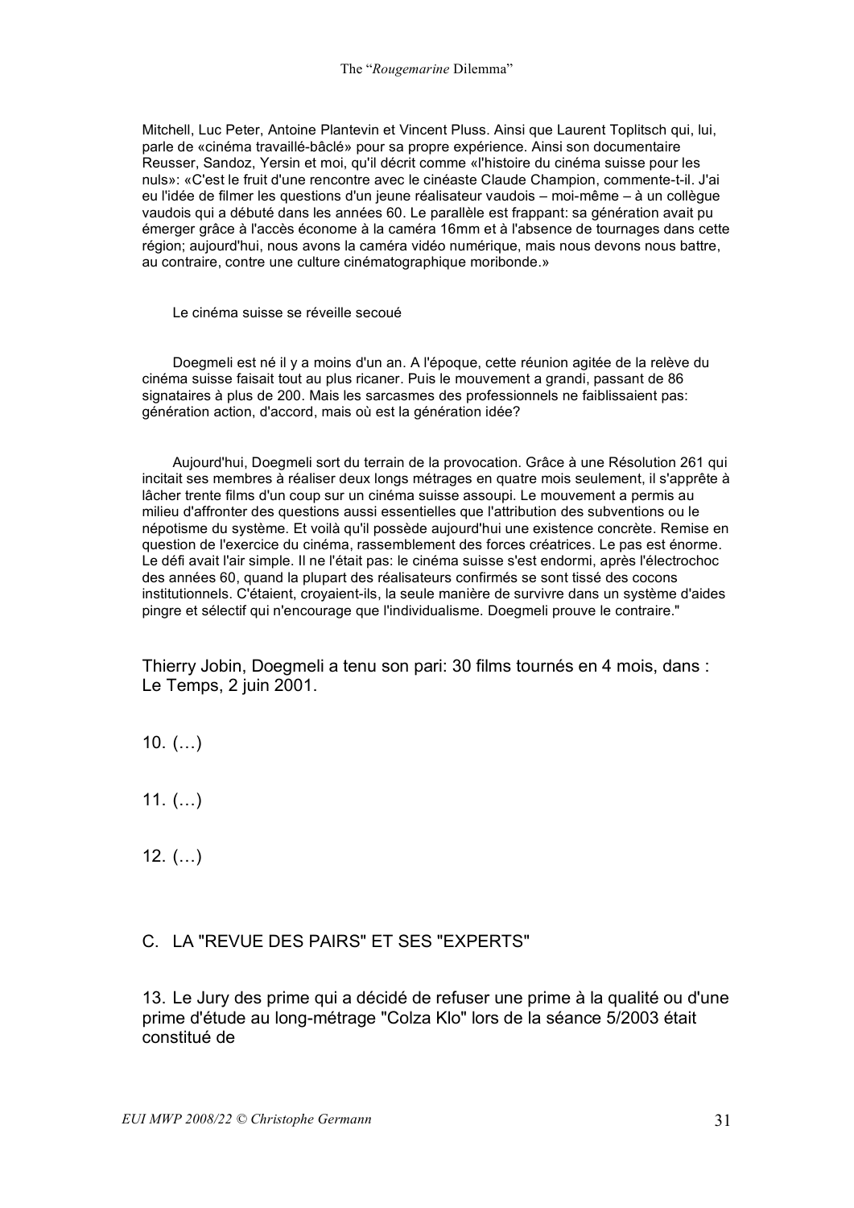Mitchell, Luc Peter, Antoine Plantevin et Vincent Pluss. Ainsi que Laurent Toplitsch qui, lui, parle de «cinéma travaillé-bâclé» pour sa propre expérience. Ainsi son documentaire Reusser, Sandoz, Yersin et moi, qu'il décrit comme «l'histoire du cinéma suisse pour les nuls»: «C'est le fruit d'une rencontre avec le cinéaste Claude Champion, commente-t-il. J'ai eu l'idée de filmer les questions d'un jeune réalisateur vaudois – moi-même – à un collègue vaudois qui a débuté dans les années 60. Le parallèle est frappant: sa génération avait pu émerger grâce à l'accès économe à la caméra 16mm et à l'absence de tournages dans cette région; aujourd'hui, nous avons la caméra vidéo numérique, mais nous devons nous battre, au contraire, contre une culture cinématographique moribonde.»

Le cinéma suisse se réveille secoué

Doegmeli est né il y a moins d'un an. A l'époque, cette réunion agitée de la relève du cinéma suisse faisait tout au plus ricaner. Puis le mouvement a grandi, passant de 86 signataires à plus de 200. Mais les sarcasmes des professionnels ne faiblissaient pas: génération action, d'accord, mais où est la génération idée?

Aujourd'hui, Doegmeli sort du terrain de la provocation. Grâce à une Résolution 261 qui incitait ses membres à réaliser deux longs métrages en quatre mois seulement, il s'apprête à lâcher trente films d'un coup sur un cinéma suisse assoupi. Le mouvement a permis au milieu d'affronter des questions aussi essentielles que l'attribution des subventions ou le népotisme du système. Et voilà qu'il possède aujourd'hui une existence concrète. Remise en question de l'exercice du cinéma, rassemblement des forces créatrices. Le pas est énorme. Le défi avait l'air simple. Il ne l'était pas: le cinéma suisse s'est endormi, après l'électrochoc des années 60, quand la plupart des réalisateurs confirmés se sont tissé des cocons institutionnels. C'étaient, croyaient-ils, la seule manière de survivre dans un système d'aides pingre et sélectif qui n'encourage que l'individualisme. Doegmeli prouve le contraire."

Thierry Jobin, Doegmeli a tenu son pari: 30 films tournés en 4 mois, dans : Le Temps, 2 juin 2001.

10. (…)

11. (…)

12. (…)

## C. LA "REVUE DES PAIRS" ET SES "EXPERTS"

13. Le Jury des prime qui a décidé de refuser une prime à la qualité ou d'une prime d'étude au long-métrage "Colza Klo" lors de la séance 5/2003 était constitué de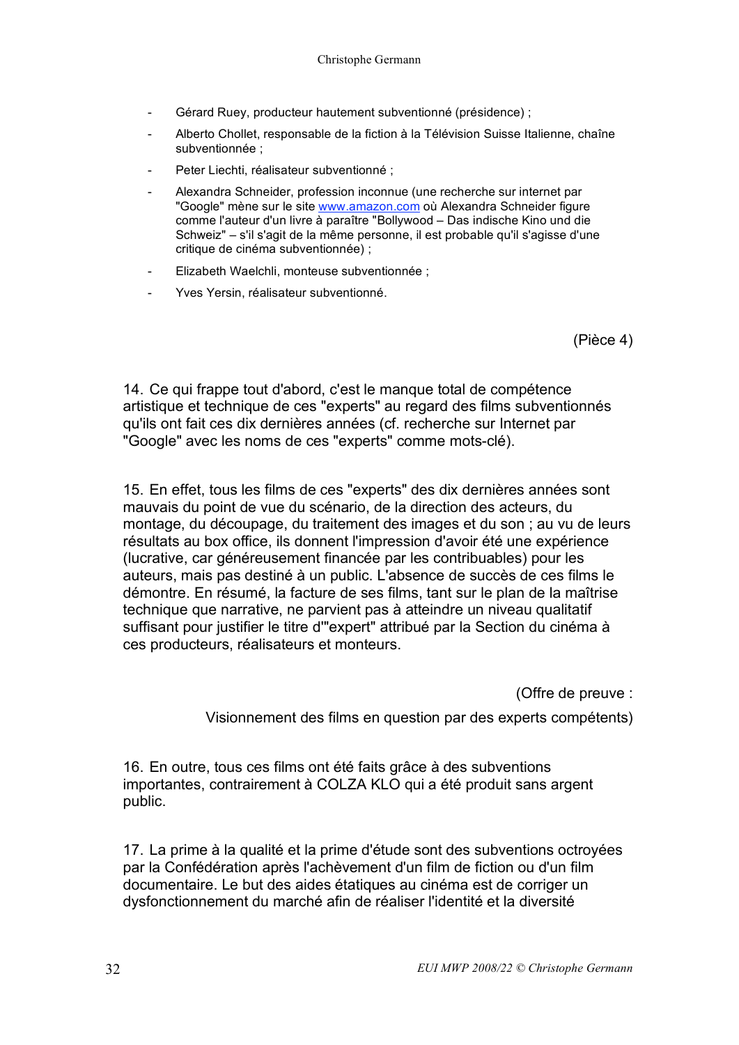- Gérard Ruey, producteur hautement subventionné (présidence) ;
- Alberto Chollet, responsable de la fiction à la Télévision Suisse Italienne, chaîne subventionnée ;
- Peter Liechti, réalisateur subventionné ;
- Alexandra Schneider, profession inconnue (une recherche sur internet par "Google" mène sur le site www.amazon.com où Alexandra Schneider figure comme l'auteur d'un livre à paraître "Bollywood – Das indische Kino und die Schweiz" – s'il s'agit de la même personne, il est probable qu'il s'agisse d'une critique de cinéma subventionnée) ;
- Elizabeth Waelchli, monteuse subventionnée ;
- Yves Yersin, réalisateur subventionné.

(Pièce 4)

14. Ce qui frappe tout d'abord, c'est le manque total de compétence artistique et technique de ces "experts" au regard des films subventionnés qu'ils ont fait ces dix dernières années (cf. recherche sur Internet par "Google" avec les noms de ces "experts" comme mots-clé).

15. En effet, tous les films de ces "experts" des dix dernières années sont mauvais du point de vue du scénario, de la direction des acteurs, du montage, du découpage, du traitement des images et du son ; au vu de leurs résultats au box office, ils donnent l'impression d'avoir été une expérience (lucrative, car généreusement financée par les contribuables) pour les auteurs, mais pas destiné à un public. L'absence de succès de ces films le démontre. En résumé, la facture de ses films, tant sur le plan de la maîtrise technique que narrative, ne parvient pas à atteindre un niveau qualitatif suffisant pour justifier le titre d'"expert" attribué par la Section du cinéma à ces producteurs, réalisateurs et monteurs.

(Offre de preuve :

Visionnement des films en question par des experts compétents)

16. En outre, tous ces films ont été faits grâce à des subventions importantes, contrairement à COLZA KLO qui a été produit sans argent public.

17. La prime à la qualité et la prime d'étude sont des subventions octroyées par la Confédération après l'achèvement d'un film de fiction ou d'un film documentaire. Le but des aides étatiques au cinéma est de corriger un dysfonctionnement du marché afin de réaliser l'identité et la diversité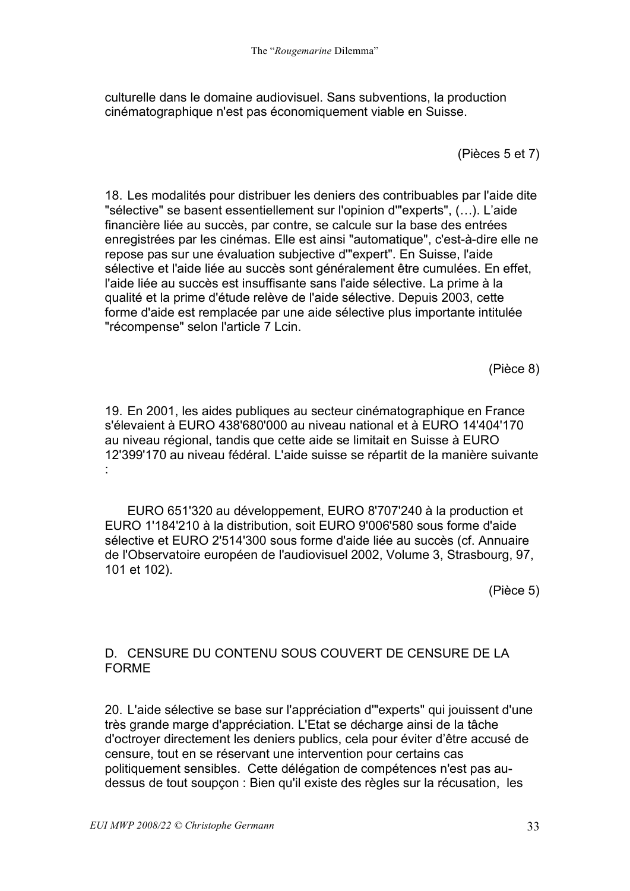culturelle dans le domaine audiovisuel. Sans subventions, la production cinématographique n'est pas économiquement viable en Suisse.

(Pièces 5 et 7)

18. Les modalités pour distribuer les deniers des contribuables par l'aide dite "sélective" se basent essentiellement sur l'opinion d'"experts", (…). L'aide financière liée au succès, par contre, se calcule sur la base des entrées enregistrées par les cinémas. Elle est ainsi "automatique", c'est-à-dire elle ne repose pas sur une évaluation subjective d'"expert". En Suisse, l'aide sélective et l'aide liée au succès sont généralement être cumulées. En effet, l'aide liée au succès est insuffisante sans l'aide sélective. La prime à la qualité et la prime d'étude relève de l'aide sélective. Depuis 2003, cette forme d'aide est remplacée par une aide sélective plus importante intitulée "récompense" selon l'article 7 Lcin.

(Pièce 8)

19. En 2001, les aides publiques au secteur cinématographique en France s'élevaient à EURO 438'680'000 au niveau national et à EURO 14'404'170 au niveau régional, tandis que cette aide se limitait en Suisse à EURO 12'399'170 au niveau fédéral. L'aide suisse se répartit de la manière suivante :

EURO 651'320 au développement, EURO 8'707'240 à la production et EURO 1'184'210 à la distribution, soit EURO 9'006'580 sous forme d'aide sélective et EURO 2'514'300 sous forme d'aide liée au succès (cf. Annuaire de l'Observatoire européen de l'audiovisuel 2002, Volume 3, Strasbourg, 97, 101 et 102).

(Pièce 5)

## D. CENSURE DU CONTENU SOUS COUVERT DE CENSURE DE LA FORME

20. L'aide sélective se base sur l'appréciation d'"experts" qui jouissent d'une très grande marge d'appréciation. L'Etat se décharge ainsi de la tâche d'octroyer directement les deniers publics, cela pour éviter d'être accusé de censure, tout en se réservant une intervention pour certains cas politiquement sensibles. Cette délégation de compétences n'est pas au-dessus de tout soupçon : Bien qu'il existe des règles sur la récusation, les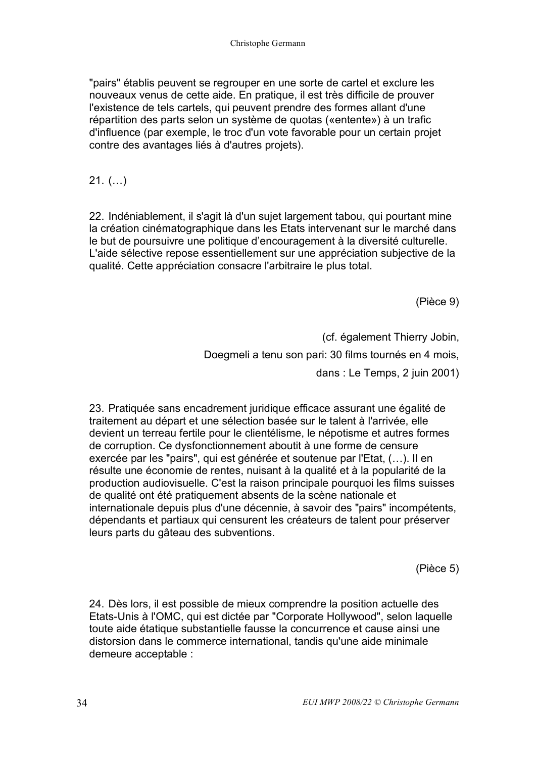"pairs" établis peuvent se regrouper en une sorte de cartel et exclure les nouveaux venus de cette aide. En pratique, il est très difficile de prouver l'existence de tels cartels, qui peuvent prendre des formes allant d'une répartition des parts selon un système de quotas («entente») à un trafic d'influence (par exemple, le troc d'un vote favorable pour un certain projet contre des avantages liés à d'autres projets).

21. (…)

22. Indéniablement, il s'agit là d'un sujet largement tabou, qui pourtant mine la création cinématographique dans les Etats intervenant sur le marché dans le but de poursuivre une politique d'encouragement à la diversité culturelle. L'aide sélective repose essentiellement sur une appréciation subjective de la qualité. Cette appréciation consacre l'arbitraire le plus total.

(Pièce 9)

(cf. également Thierry Jobin,

Doegmeli a tenu son pari: 30 films tournés en 4 mois,

dans : Le Temps, 2 juin 2001)

23. Pratiquée sans encadrement juridique efficace assurant une égalité de traitement au départ et une sélection basée sur le talent à l'arrivée, elle devient un terreau fertile pour le clientélisme, le népotisme et autres formes de corruption. Ce dysfonctionnement aboutit à une forme de censure exercée par les "pairs", qui est générée et soutenue par l'Etat, (…). Il en résulte une économie de rentes, nuisant à la qualité et à la popularité de la production audiovisuelle. C'est la raison principale pourquoi les films suisses de qualité ont été pratiquement absents de la scène nationale et internationale depuis plus d'une décennie, à savoir des "pairs" incompétents, dépendants et partiaux qui censurent les créateurs de talent pour préserver leurs parts du gâteau des subventions.

(Pièce 5)

24. Dès lors, il est possible de mieux comprendre la position actuelle des Etats-Unis à l'OMC, qui est dictée par "Corporate Hollywood", selon laquelle toute aide étatique substantielle fausse la concurrence et cause ainsi une distorsion dans le commerce international, tandis qu'une aide minimale demeure acceptable :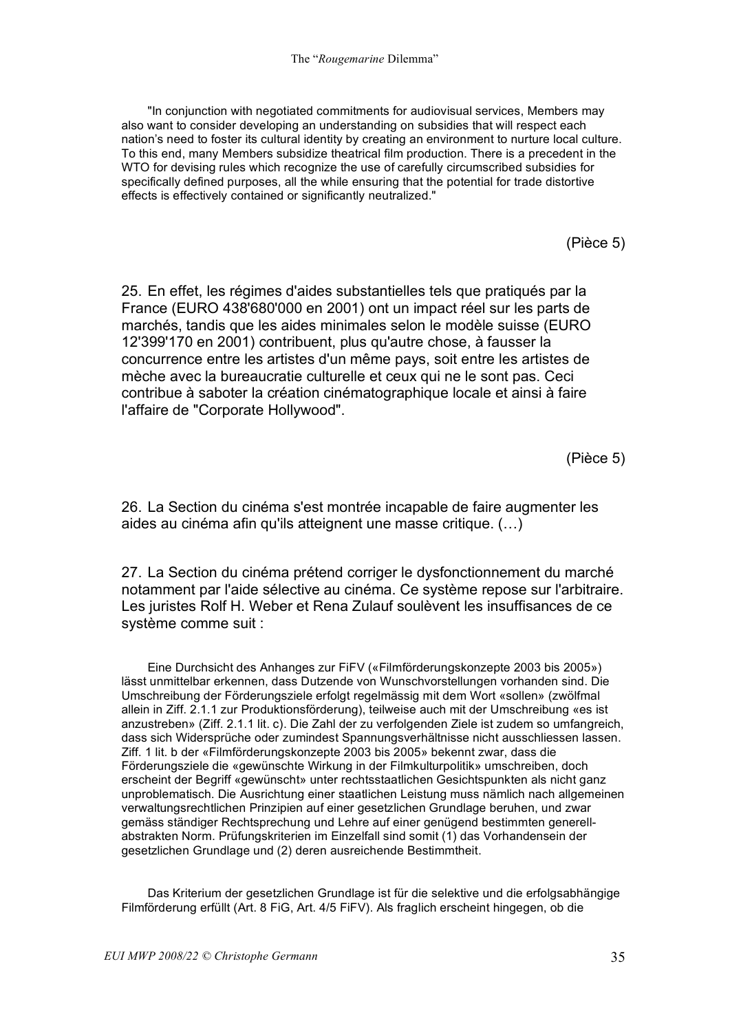"In conjunction with negotiated commitments for audiovisual services, Members may also want to consider developing an understanding on subsidies that will respect each nation's need to foster its cultural identity by creating an environment to nurture local culture. To this end, many Members subsidize theatrical film production. There is a precedent in the WTO for devising rules which recognize the use of carefully circumscribed subsidies for specifically defined purposes, all the while ensuring that the potential for trade distortive effects is effectively contained or significantly neutralized."

(Pièce 5)

25. En effet, les régimes d'aides substantielles tels que pratiqués par la France (EURO 438'680'000 en 2001) ont un impact réel sur les parts de marchés, tandis que les aides minimales selon le modèle suisse (EURO 12'399'170 en 2001) contribuent, plus qu'autre chose, à fausser la concurrence entre les artistes d'un même pays, soit entre les artistes de mèche avec la bureaucratie culturelle et ceux qui ne le sont pas. Ceci contribue à saboter la création cinématographique locale et ainsi à faire l'affaire de "Corporate Hollywood".

(Pièce 5)

26. La Section du cinéma s'est montrée incapable de faire augmenter les aides au cinéma afin qu'ils atteignent une masse critique. (…)

27. La Section du cinéma prétend corriger le dysfonctionnement du marché notamment par l'aide sélective au cinéma. Ce système repose sur l'arbitraire. Les juristes Rolf H. Weber et Rena Zulauf soulèvent les insuffisances de ce système comme suit :

Eine Durchsicht des Anhanges zur FiFV («Filmförderungskonzepte 2003 bis 2005») lässt unmittelbar erkennen, dass Dutzende von Wunschvorstellungen vorhanden sind. Die Umschreibung der Förderungsziele erfolgt regelmässig mit dem Wort «sollen» (zwölfmal allein in Ziff. 2.1.1 zur Produktionsförderung), teilweise auch mit der Umschreibung «es ist anzustreben» (Ziff. 2.1.1 lit. c). Die Zahl der zu verfolgenden Ziele ist zudem so umfangreich, dass sich Widersprüche oder zumindest Spannungsverhältnisse nicht ausschliessen lassen. Ziff. 1 lit. b der «Filmförderungskonzepte 2003 bis 2005» bekennt zwar, dass die Förderungsziele die «gewünschte Wirkung in der Filmkulturpolitik» umschreiben, doch erscheint der Begriff «gewünscht» unter rechtsstaatlichen Gesichtspunkten als nicht ganz unproblematisch. Die Ausrichtung einer staatlichen Leistung muss nämlich nach allgemeinen verwaltungsrechtlichen Prinzipien auf einer gesetzlichen Grundlage beruhen, und zwar gemäss ständiger Rechtsprechung und Lehre auf einer genügend bestimmten generell-abstrakten Norm. Prüfungskriterien im Einzelfall sind somit (1) das Vorhandensein der gesetzlichen Grundlage und (2) deren ausreichende Bestimmtheit.

Das Kriterium der gesetzlichen Grundlage ist für die selektive und die erfolgsabhängige Filmförderung erfüllt (Art. 8 FiG, Art. 4/5 FiFV). Als fraglich erscheint hingegen, ob die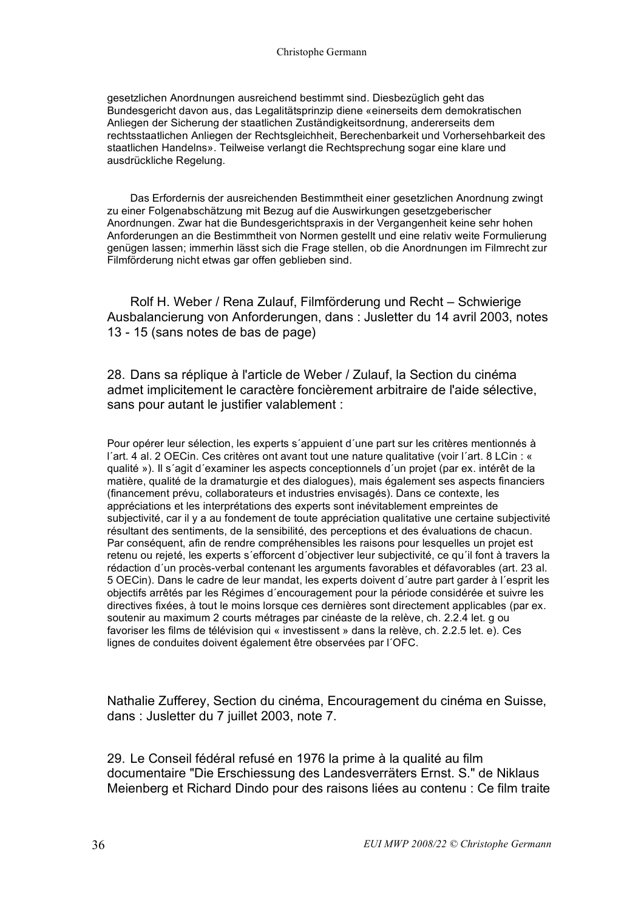gesetzlichen Anordnungen ausreichend bestimmt sind. Diesbezüglich geht das Bundesgericht davon aus, das Legalitätsprinzip diene «einerseits dem demokratischen Anliegen der Sicherung der staatlichen Zuständigkeitsordnung, andererseits dem rechtsstaatlichen Anliegen der Rechtsgleichheit, Berechenbarkeit und Vorhersehbarkeit des staatlichen Handelns». Teilweise verlangt die Rechtsprechung sogar eine klare und ausdrückliche Regelung.

Das Erfordernis der ausreichenden Bestimmtheit einer gesetzlichen Anordnung zwingt zu einer Folgenabschätzung mit Bezug auf die Auswirkungen gesetzgeberischer Anordnungen. Zwar hat die Bundesgerichtspraxis in der Vergangenheit keine sehr hohen Anforderungen an die Bestimmtheit von Normen gestellt und eine relativ weite Formulierung genügen lassen; immerhin lässt sich die Frage stellen, ob die Anordnungen im Filmrecht zur Filmförderung nicht etwas gar offen geblieben sind.

Rolf H. Weber / Rena Zulauf, Filmförderung und Recht – Schwierige Ausbalancierung von Anforderungen, dans : Jusletter du 14 avril 2003, notes 13 - 15 (sans notes de bas de page)

28. Dans sa réplique à l'article de Weber / Zulauf, la Section du cinéma admet implicitement le caractère foncièrement arbitraire de l'aide sélective, sans pour autant le justifier valablement :

Pour opérer leur sélection, les experts s´appuient d´une part sur les critères mentionnés à l´art. 4 al. 2 OECin. Ces critères ont avant tout une nature qualitative (voir l´art. 8 LCin : « qualité »). Il s´agit d´examiner les aspects conceptionnels d´un projet (par ex. intérêt de la matière, qualité de la dramaturgie et des dialogues), mais également ses aspects financiers (financement prévu, collaborateurs et industries envisagés). Dans ce contexte, les appréciations et les interprétations des experts sont inévitablement empreintes de subjectivité, car il y a au fondement de toute appréciation qualitative une certaine subjectivité résultant des sentiments, de la sensibilité, des perceptions et des évaluations de chacun. Par conséquent, afin de rendre compréhensibles les raisons pour lesquelles un projet est retenu ou rejeté, les experts s´efforcent d´objectiver leur subjectivité, ce qu´il font à travers la rédaction d´un procès-verbal contenant les arguments favorables et défavorables (art. 23 al. 5 OECin). Dans le cadre de leur mandat, les experts doivent d´autre part garder à l´esprit les objectifs arrêtés par les Régimes d´encouragement pour la période considérée et suivre les directives fixées, à tout le moins lorsque ces dernières sont directement applicables (par ex. soutenir au maximum 2 courts métrages par cinéaste de la relève, ch. 2.2.4 let. g ou favoriser les films de télévision qui « investissent » dans la relève, ch. 2.2.5 let. e). Ces lignes de conduites doivent également être observées par l´OFC.

Nathalie Zufferey, Section du cinéma, Encouragement du cinéma en Suisse, dans : Jusletter du 7 juillet 2003, note 7.

29. Le Conseil fédéral refusé en 1976 la prime à la qualité au film documentaire "Die Erschiessung des Landesverräters Ernst. S." de Niklaus Meienberg et Richard Dindo pour des raisons liées au contenu : Ce film traite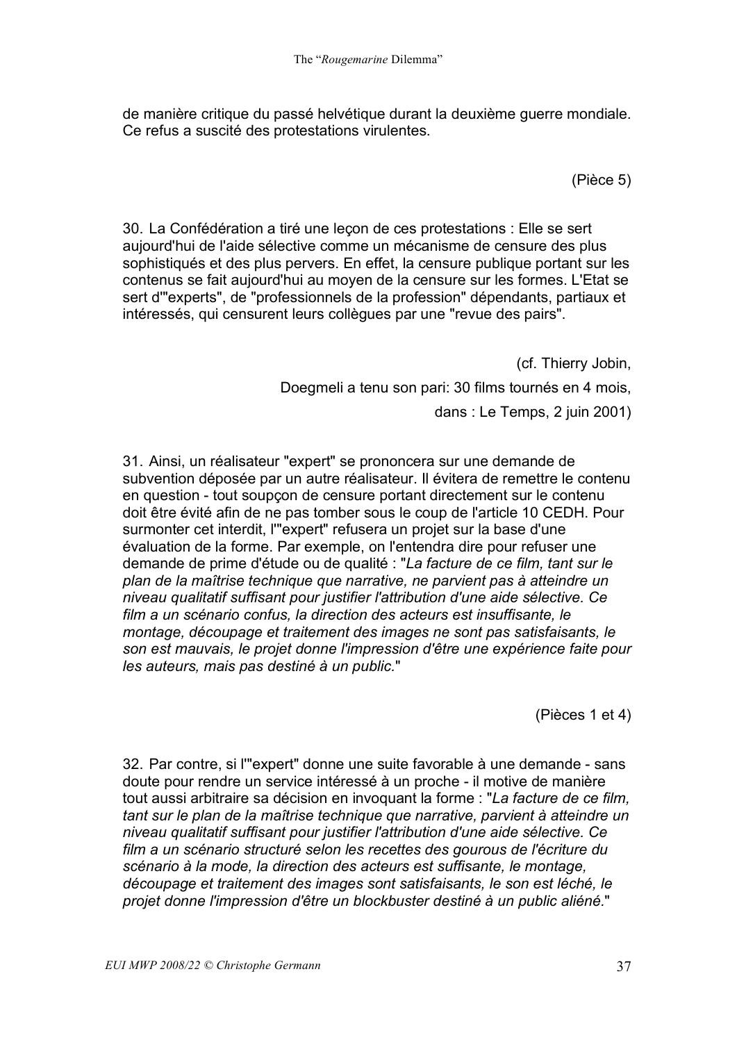de manière critique du passé helvétique durant la deuxième guerre mondiale. Ce refus a suscité des protestations virulentes.

(Pièce 5)

30. La Confédération a tiré une leçon de ces protestations : Elle se sert aujourd'hui de l'aide sélective comme un mécanisme de censure des plus sophistiqués et des plus pervers. En effet, la censure publique portant sur les contenus se fait aujourd'hui au moyen de la censure sur les formes. L'Etat se sert d'"experts", de "professionnels de la profession" dépendants, partiaux et intéressés, qui censurent leurs collègues par une "revue des pairs".

(cf. Thierry Jobin,
Doegmeli a tenu son pari: 30 films tournés en 4 mois,
dans : Le Temps, 2 juin 2001)

31. Ainsi, un réalisateur "expert" se prononcera sur une demande de subvention déposée par un autre réalisateur. Il évitera de remettre le contenu en question - tout soupçon de censure portant directement sur le contenu doit être évité afin de ne pas tomber sous le coup de l'article 10 CEDH. Pour surmonter cet interdit, l'"expert" refusera un projet sur la base d'une évaluation de la forme. Par exemple, on l'entendra dire pour refuser une demande de prime d'étude ou de qualité : "*La facture de ce film, tant sur le plan de la maîtrise technique que narrative, ne parvient pas à atteindre un niveau qualitatif suffisant pour justifier l'attribution d'une aide sélective. Ce film a un scénario confus, la direction des acteurs est insuffisante, le montage, découpage et traitement des images ne sont pas satisfaisants, le son est mauvais, le projet donne l'impression d'être une expérience faite pour les auteurs, mais pas destiné à un public.*"

(Pièces 1 et 4)

32. Par contre, si l'"expert" donne une suite favorable à une demande - sans doute pour rendre un service intéressé à un proche - il motive de manière tout aussi arbitraire sa décision en invoquant la forme : "*La facture de ce film, tant sur le plan de la maîtrise technique que narrative, parvient à atteindre un niveau qualitatif suffisant pour justifier l'attribution d'une aide sélective. Ce film a un scénario structuré selon les recettes des gourous de l'écriture du scénario à la mode, la direction des acteurs est suffisante, le montage, découpage et traitement des images sont satisfaisants, le son est léché, le projet donne l'impression d'être un blockbuster destiné à un public aliéné.*"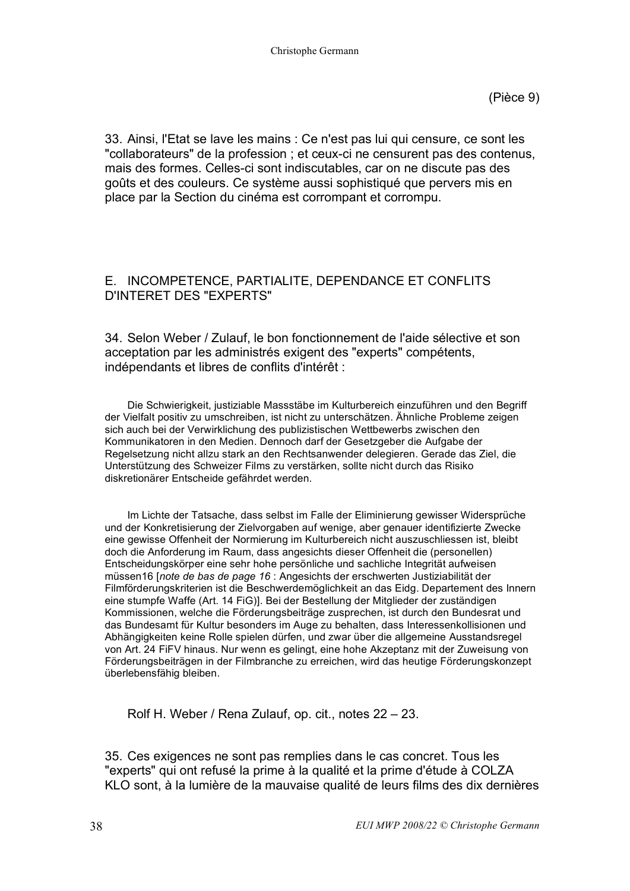(Pièce 9)

33. Ainsi, l'Etat se lave les mains : Ce n'est pas lui qui censure, ce sont les "collaborateurs" de la profession ; et ceux-ci ne censurent pas des contenus, mais des formes. Celles-ci sont indiscutables, car on ne discute pas des goûts et des couleurs. Ce système aussi sophistiqué que pervers mis en place par la Section du cinéma est corrompant et corrompu.

## E. INCOMPETENCE, PARTIALITE, DEPENDANCE ET CONFLITS D'INTERET DES "EXPERTS"

34. Selon Weber / Zulauf, le bon fonctionnement de l'aide sélective et son acceptation par les administrés exigent des "experts" compétents, indépendants et libres de conflits d'intérêt :

> Die Schwierigkeit, justiziable Massstäbe im Kulturbereich einzuführen und den Begriff der Vielfalt positiv zu umschreiben, ist nicht zu unterschätzen. Ähnliche Probleme zeigen sich auch bei der Verwirklichung des publizistischen Wettbewerbs zwischen den Kommunikatoren in den Medien. Dennoch darf der Gesetzgeber die Aufgabe der Regelsetzung nicht allzu stark an den Rechtsanwender delegieren. Gerade das Ziel, die Unterstützung des Schweizer Films zu verstärken, sollte nicht durch das Risiko diskretionärer Entscheide gefährdet werden.
>
> Im Lichte der Tatsache, dass selbst im Falle der Eliminierung gewisser Widersprüche und der Konkretisierung der Zielvorgaben auf wenige, aber genauer identifizierte Zwecke eine gewisse Offenheit der Normierung im Kulturbereich nicht auszuschliessen ist, bleibt doch die Anforderung im Raum, dass angesichts dieser Offenheit die (personellen) Entscheidungskörper eine sehr hohe persönliche und sachliche Integrität aufweisen müssen16 [*note de bas de page 16* : Angesichts der erschwerten Justiziabilität der Filmförderungskriterien ist die Beschwerdemöglichkeit an das Eidg. Departement des Innern eine stumpfe Waffe (Art. 14 FiG)]. Bei der Bestellung der Mitglieder der zuständigen Kommissionen, welche die Förderungsbeiträge zusprechen, ist durch den Bundesrat und das Bundesamt für Kultur besonders im Auge zu behalten, dass Interessenkollisionen und Abhängigkeiten keine Rolle spielen dürfen, und zwar über die allgemeine Ausstandsregel von Art. 24 FiFV hinaus. Nur wenn es gelingt, eine hohe Akzeptanz mit der Zuweisung von Förderungsbeiträgen in der Filmbranche zu erreichen, wird das heutige Förderungskonzept überlebensfähig bleiben.

Rolf H. Weber / Rena Zulauf, op. cit., notes 22 – 23.

35. Ces exigences ne sont pas remplies dans le cas concret. Tous les "experts" qui ont refusé la prime à la qualité et la prime d'étude à COLZA KLO sont, à la lumière de la mauvaise qualité de leurs films des dix dernières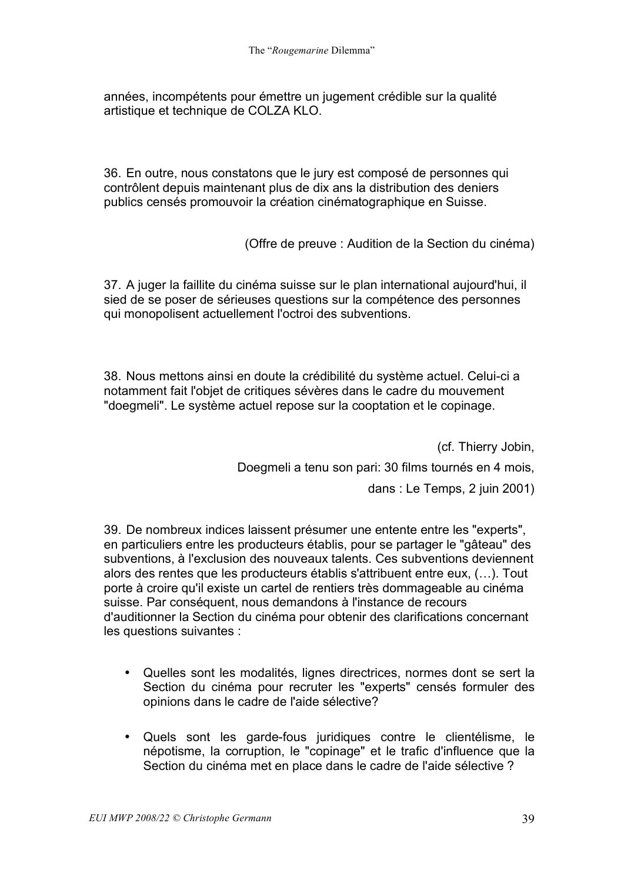années, incompétents pour émettre un jugement crédible sur la qualité artistique et technique de COLZA KLO.

36. En outre, nous constatons que le jury est composé de personnes qui contrôlent depuis maintenant plus de dix ans la distribution des deniers publics censés promouvoir la création cinématographique en Suisse.

(Offre de preuve : Audition de la Section du cinéma)

37. A juger la faillite du cinéma suisse sur le plan international aujourd'hui, il sied de se poser de sérieuses questions sur la compétence des personnes qui monopolisent actuellement l'octroi des subventions.

38. Nous mettons ainsi en doute la crédibilité du système actuel. Celui-ci a notamment fait l'objet de critiques sévères dans le cadre du mouvement "doegmeli". Le système actuel repose sur la cooptation et le copinage.

(cf. Thierry Jobin,
Doegmeli a tenu son pari: 30 films tournés en 4 mois,
dans : Le Temps, 2 juin 2001)

39. De nombreux indices laissent présumer une entente entre les "experts", en particuliers entre les producteurs établis, pour se partager le "gâteau" des subventions, à l'exclusion des nouveaux talents. Ces subventions deviennent alors des rentes que les producteurs établis s'attribuent entre eux, (…). Tout porte à croire qu'il existe un cartel de rentiers très dommageable au cinéma suisse. Par conséquent, nous demandons à l'instance de recours d'auditionner la Section du cinéma pour obtenir des clarifications concernant les questions suivantes :

- Quelles sont les modalités, lignes directrices, normes dont se sert la Section du cinéma pour recruter les "experts" censés formuler des opinions dans le cadre de l'aide sélective?
- Quels sont les garde-fous juridiques contre le clientélisme, le népotisme, la corruption, le "copinage" et le trafic d'influence que la Section du cinéma met en place dans le cadre de l'aide sélective ?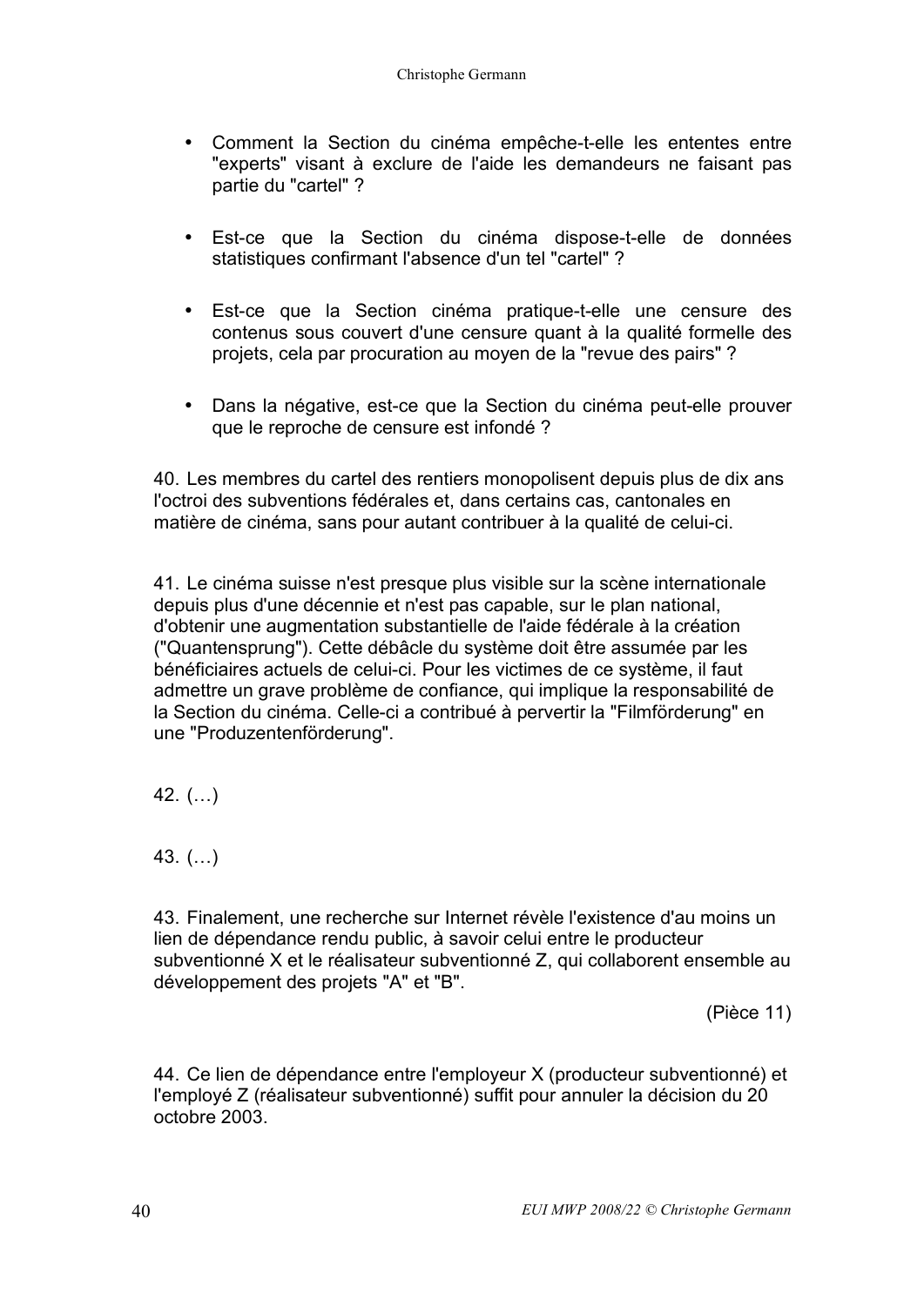- Comment la Section du cinéma empêche-t-elle les ententes entre "experts" visant à exclure de l'aide les demandeurs ne faisant pas partie du "cartel" ?

- Est-ce que la Section du cinéma dispose-t-elle de données statistiques confirmant l'absence d'un tel "cartel" ?

- Est-ce que la Section cinéma pratique-t-elle une censure des contenus sous couvert d'une censure quant à la qualité formelle des projets, cela par procuration au moyen de la "revue des pairs" ?

- Dans la négative, est-ce que la Section du cinéma peut-elle prouver que le reproche de censure est infondé ?

40. Les membres du cartel des rentiers monopolisent depuis plus de dix ans l'octroi des subventions fédérales et, dans certains cas, cantonales en matière de cinéma, sans pour autant contribuer à la qualité de celui-ci.

41. Le cinéma suisse n'est presque plus visible sur la scène internationale depuis plus d'une décennie et n'est pas capable, sur le plan national, d'obtenir une augmentation substantielle de l'aide fédérale à la création ("Quantensprung"). Cette débâcle du système doit être assumée par les bénéficiaires actuels de celui-ci. Pour les victimes de ce système, il faut admettre un grave problème de confiance, qui implique la responsabilité de la Section du cinéma. Celle-ci a contribué à pervertir la "Filmförderung" en une "Produzentenförderung".

42. (…)

43. (…)

43. Finalement, une recherche sur Internet révèle l'existence d'au moins un lien de dépendance rendu public, à savoir celui entre le producteur subventionné X et le réalisateur subventionné Z, qui collaborent ensemble au développement des projets "A" et "B".

(Pièce 11)

44. Ce lien de dépendance entre l'employeur X (producteur subventionné) et l'employé Z (réalisateur subventionné) suffit pour annuler la décision du 20 octobre 2003.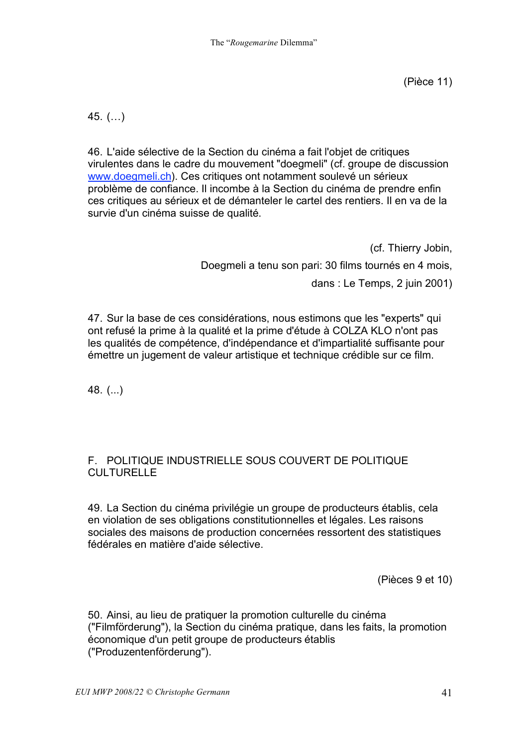(Pièce 11)

45. (…)

46. L'aide sélective de la Section du cinéma a fait l'objet de critiques virulentes dans le cadre du mouvement "doegmeli" (cf. groupe de discussion www.doegmeli.ch). Ces critiques ont notamment soulevé un sérieux problème de confiance. Il incombe à la Section du cinéma de prendre enfin ces critiques au sérieux et de démanteler le cartel des rentiers. Il en va de la survie d'un cinéma suisse de qualité.

(cf. Thierry Jobin,
Doegmeli a tenu son pari: 30 films tournés en 4 mois,
dans : Le Temps, 2 juin 2001)

47. Sur la base de ces considérations, nous estimons que les "experts" qui ont refusé la prime à la qualité et la prime d'étude à COLZA KLO n'ont pas les qualités de compétence, d'indépendance et d'impartialité suffisante pour émettre un jugement de valeur artistique et technique crédible sur ce film.

48. (...)

F. POLITIQUE INDUSTRIELLE SOUS COUVERT DE POLITIQUE CULTURELLE

49. La Section du cinéma privilégie un groupe de producteurs établis, cela en violation de ses obligations constitutionnelles et légales. Les raisons sociales des maisons de production concernées ressortent des statistiques fédérales en matière d'aide sélective.

(Pièces 9 et 10)

50. Ainsi, au lieu de pratiquer la promotion culturelle du cinéma ("Filmförderung"), la Section du cinéma pratique, dans les faits, la promotion économique d'un petit groupe de producteurs établis ("Produzentenförderung").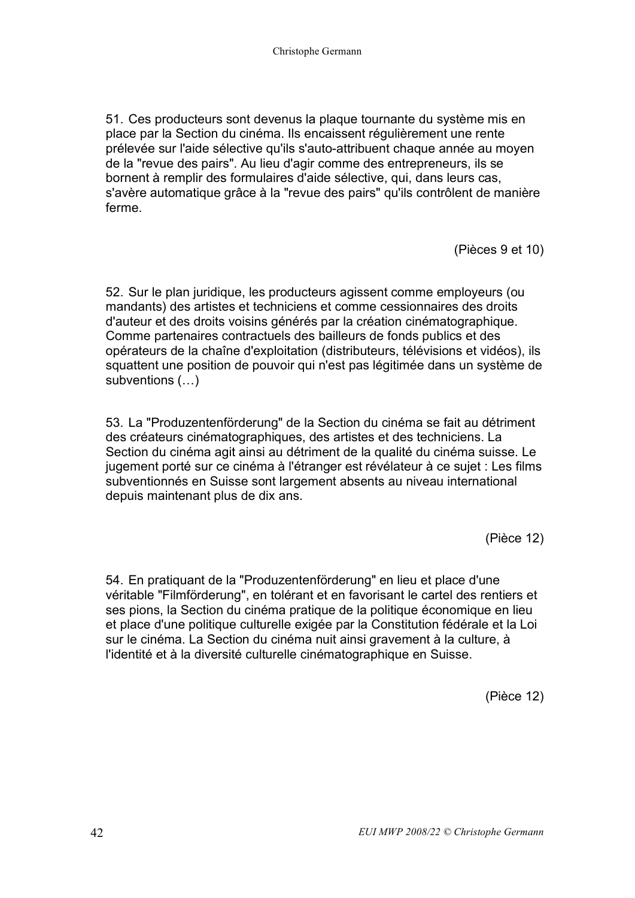51. Ces producteurs sont devenus la plaque tournante du système mis en place par la Section du cinéma. Ils encaissent régulièrement une rente prélevée sur l'aide sélective qu'ils s'auto-attribuent chaque année au moyen de la "revue des pairs". Au lieu d'agir comme des entrepreneurs, ils se bornent à remplir des formulaires d'aide sélective, qui, dans leurs cas, s'avère automatique grâce à la "revue des pairs" qu'ils contrôlent de manière ferme.

(Pièces 9 et 10)

52. Sur le plan juridique, les producteurs agissent comme employeurs (ou mandants) des artistes et techniciens et comme cessionnaires des droits d'auteur et des droits voisins générés par la création cinématographique. Comme partenaires contractuels des bailleurs de fonds publics et des opérateurs de la chaîne d'exploitation (distributeurs, télévisions et vidéos), ils squattent une position de pouvoir qui n'est pas légitimée dans un système de subventions (…)

53. La "Produzentenförderung" de la Section du cinéma se fait au détriment des créateurs cinématographiques, des artistes et des techniciens. La Section du cinéma agit ainsi au détriment de la qualité du cinéma suisse. Le jugement porté sur ce cinéma à l'étranger est révélateur à ce sujet : Les films subventionnés en Suisse sont largement absents au niveau international depuis maintenant plus de dix ans.

(Pièce 12)

54. En pratiquant de la "Produzentenförderung" en lieu et place d'une véritable "Filmförderung", en tolérant et en favorisant le cartel des rentiers et ses pions, la Section du cinéma pratique de la politique économique en lieu et place d'une politique culturelle exigée par la Constitution fédérale et la Loi sur le cinéma. La Section du cinéma nuit ainsi gravement à la culture, à l'identité et à la diversité culturelle cinématographique en Suisse.

(Pièce 12)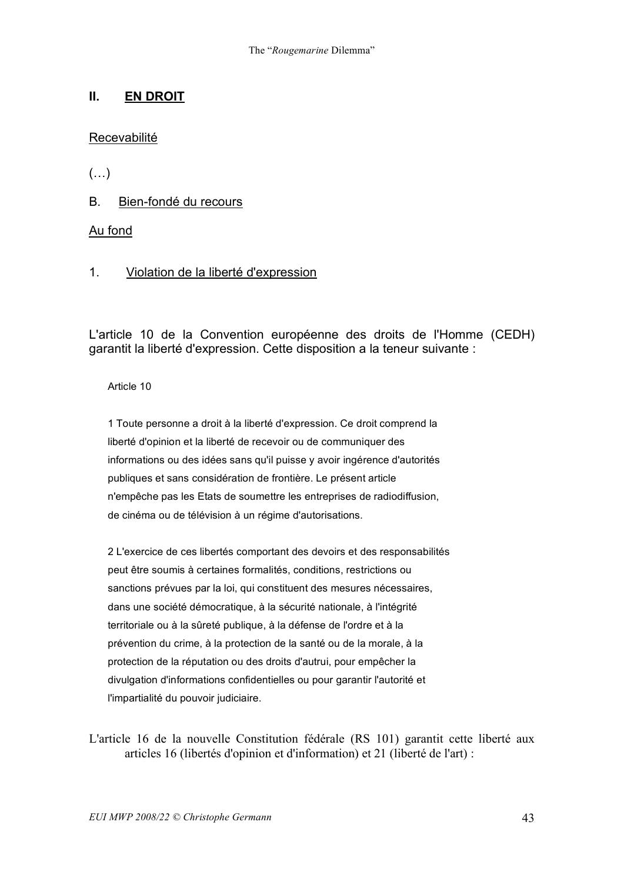## II. EN DROIT

Recevabilité

(…)

B. Bien-fondé du recours

Au fond

1. Violation de la liberté d'expression

L'article 10 de la Convention européenne des droits de l'Homme (CEDH) garantit la liberté d'expression. Cette disposition a la teneur suivante :

> Article 10
>
> 1 Toute personne a droit à la liberté d'expression. Ce droit comprend la liberté d'opinion et la liberté de recevoir ou de communiquer des informations ou des idées sans qu'il puisse y avoir ingérence d'autorités publiques et sans considération de frontière. Le présent article n'empêche pas les Etats de soumettre les entreprises de radiodiffusion, de cinéma ou de télévision à un régime d'autorisations.
>
> 2 L'exercice de ces libertés comportant des devoirs et des responsabilités peut être soumis à certaines formalités, conditions, restrictions ou sanctions prévues par la loi, qui constituent des mesures nécessaires, dans une société démocratique, à la sécurité nationale, à l'intégrité territoriale ou à la sûreté publique, à la défense de l'ordre et à la prévention du crime, à la protection de la santé ou de la morale, à la protection de la réputation ou des droits d'autrui, pour empêcher la divulgation d'informations confidentielles ou pour garantir l'autorité et l'impartialité du pouvoir judiciaire.

L'article 16 de la nouvelle Constitution fédérale (RS 101) garantit cette liberté aux articles 16 (libertés d'opinion et d'information) et 21 (liberté de l'art) :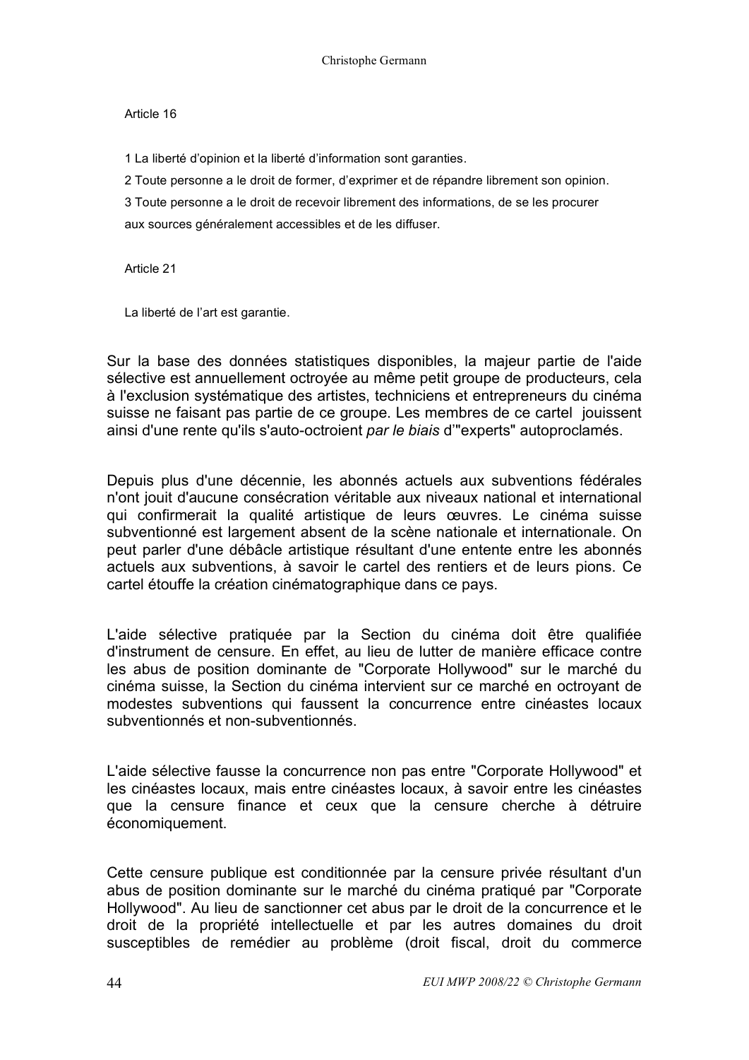Article 16

1 La liberté d'opinion et la liberté d'information sont garanties.

2 Toute personne a le droit de former, d'exprimer et de répandre librement son opinion.

3 Toute personne a le droit de recevoir librement des informations, de se les procurer aux sources généralement accessibles et de les diffuser.

Article 21

La liberté de l'art est garantie.

Sur la base des données statistiques disponibles, la majeur partie de l'aide sélective est annuellement octroyée au même petit groupe de producteurs, cela à l'exclusion systématique des artistes, techniciens et entrepreneurs du cinéma suisse ne faisant pas partie de ce groupe. Les membres de ce cartel jouissent ainsi d'une rente qu'ils s'auto-octroient *par le biais* d'"experts" autoproclamés.

Depuis plus d'une décennie, les abonnés actuels aux subventions fédérales n'ont jouit d'aucune consécration véritable aux niveaux national et international qui confirmerait la qualité artistique de leurs œuvres. Le cinéma suisse subventionné est largement absent de la scène nationale et internationale. On peut parler d'une débâcle artistique résultant d'une entente entre les abonnés actuels aux subventions, à savoir le cartel des rentiers et de leurs pions. Ce cartel étouffe la création cinématographique dans ce pays.

L'aide sélective pratiquée par la Section du cinéma doit être qualifiée d'instrument de censure. En effet, au lieu de lutter de manière efficace contre les abus de position dominante de "Corporate Hollywood" sur le marché du cinéma suisse, la Section du cinéma intervient sur ce marché en octroyant de modestes subventions qui faussent la concurrence entre cinéastes locaux subventionnés et non-subventionnés.

L'aide sélective fausse la concurrence non pas entre "Corporate Hollywood" et les cinéastes locaux, mais entre cinéastes locaux, à savoir entre les cinéastes que la censure finance et ceux que la censure cherche à détruire économiquement.

Cette censure publique est conditionnée par la censure privée résultant d'un abus de position dominante sur le marché du cinéma pratiqué par "Corporate Hollywood". Au lieu de sanctionner cet abus par le droit de la concurrence et le droit de la propriété intellectuelle et par les autres domaines du droit susceptibles de remédier au problème (droit fiscal, droit du commerce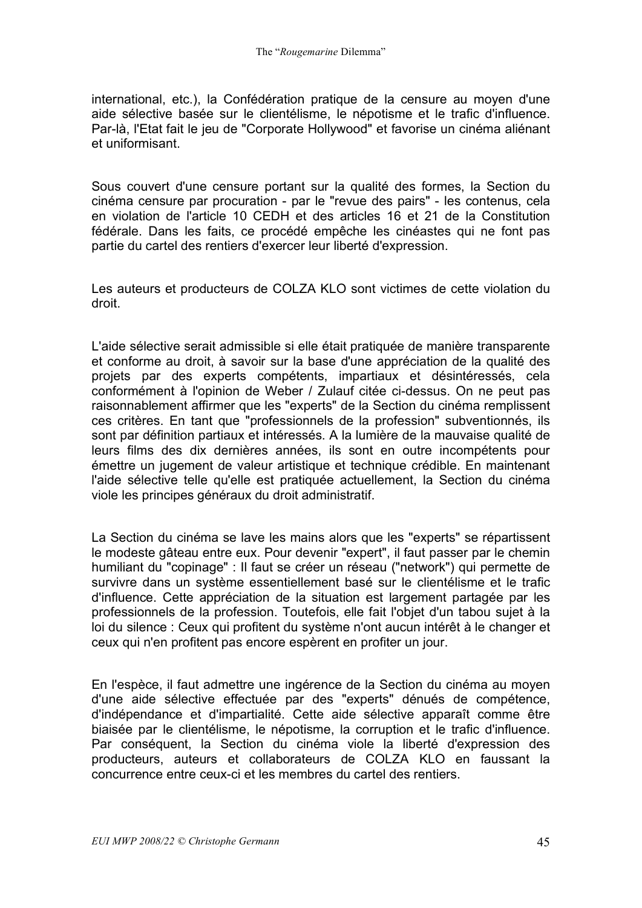international, etc.), la Confédération pratique de la censure au moyen d'une aide sélective basée sur le clientélisme, le népotisme et le trafic d'influence. Par-là, l'Etat fait le jeu de "Corporate Hollywood" et favorise un cinéma aliénant et uniformisant.

Sous couvert d'une censure portant sur la qualité des formes, la Section du cinéma censure par procuration - par le "revue des pairs" - les contenus, cela en violation de l'article 10 CEDH et des articles 16 et 21 de la Constitution fédérale. Dans les faits, ce procédé empêche les cinéastes qui ne font pas partie du cartel des rentiers d'exercer leur liberté d'expression.

Les auteurs et producteurs de COLZA KLO sont victimes de cette violation du droit.

L'aide sélective serait admissible si elle était pratiquée de manière transparente et conforme au droit, à savoir sur la base d'une appréciation de la qualité des projets par des experts compétents, impartiaux et désintéressés, cela conformément à l'opinion de Weber / Zulauf citée ci-dessus. On ne peut pas raisonnablement affirmer que les "experts" de la Section du cinéma remplissent ces critères. En tant que "professionnels de la profession" subventionnés, ils sont par définition partiaux et intéressés. A la lumière de la mauvaise qualité de leurs films des dix dernières années, ils sont en outre incompétents pour émettre un jugement de valeur artistique et technique crédible. En maintenant l'aide sélective telle qu'elle est pratiquée actuellement, la Section du cinéma viole les principes généraux du droit administratif.

La Section du cinéma se lave les mains alors que les "experts" se répartissent le modeste gâteau entre eux. Pour devenir "expert", il faut passer par le chemin humiliant du "copinage" : Il faut se créer un réseau ("network") qui permette de survivre dans un système essentiellement basé sur le clientélisme et le trafic d'influence. Cette appréciation de la situation est largement partagée par les professionnels de la profession. Toutefois, elle fait l'objet d'un tabou sujet à la loi du silence : Ceux qui profitent du système n'ont aucun intérêt à le changer et ceux qui n'en profitent pas encore espèrent en profiter un jour.

En l'espèce, il faut admettre une ingérence de la Section du cinéma au moyen d'une aide sélective effectuée par des "experts" dénués de compétence, d'indépendance et d'impartialité. Cette aide sélective apparaît comme être biaisée par le clientélisme, le népotisme, la corruption et le trafic d'influence. Par conséquent, la Section du cinéma viole la liberté d'expression des producteurs, auteurs et collaborateurs de COLZA KLO en faussant la concurrence entre ceux-ci et les membres du cartel des rentiers.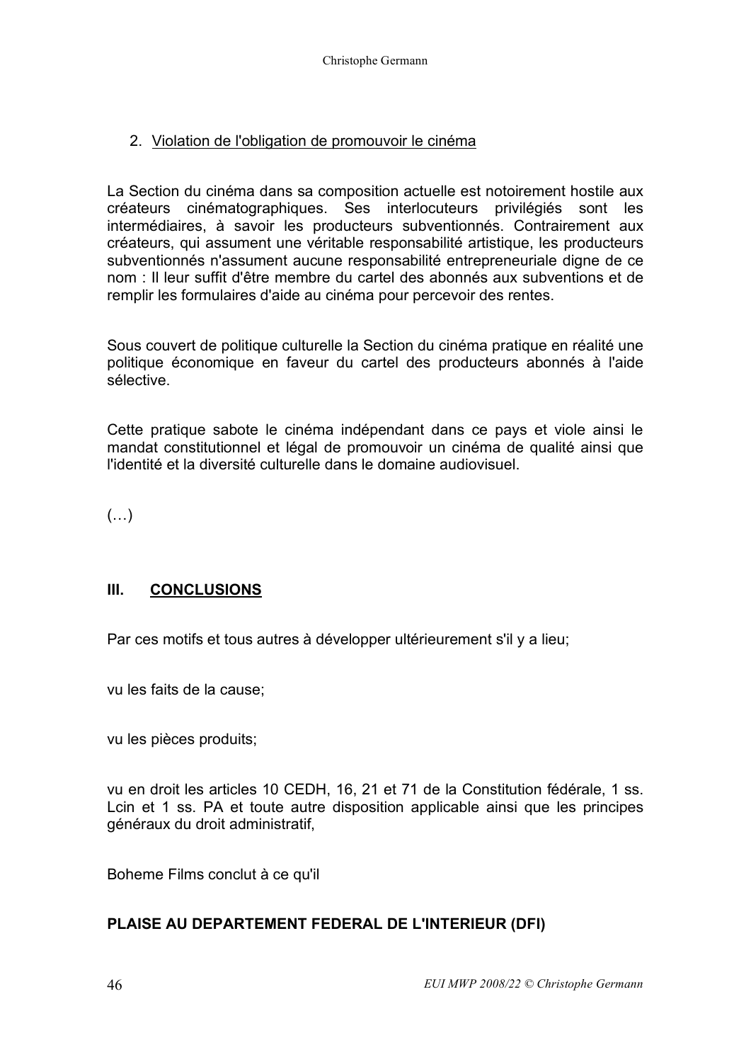2. Violation de l'obligation de promouvoir le cinéma

La Section du cinéma dans sa composition actuelle est notoirement hostile aux créateurs cinématographiques. Ses interlocuteurs privilégiés sont les intermédiaires, à savoir les producteurs subventionnés. Contrairement aux créateurs, qui assument une véritable responsabilité artistique, les producteurs subventionnés n'assument aucune responsabilité entrepreneuriale digne de ce nom : Il leur suffit d'être membre du cartel des abonnés aux subventions et de remplir les formulaires d'aide au cinéma pour percevoir des rentes.

Sous couvert de politique culturelle la Section du cinéma pratique en réalité une politique économique en faveur du cartel des producteurs abonnés à l'aide sélective.

Cette pratique sabote le cinéma indépendant dans ce pays et viole ainsi le mandat constitutionnel et légal de promouvoir un cinéma de qualité ainsi que l'identité et la diversité culturelle dans le domaine audiovisuel.

(…)

## III. CONCLUSIONS

Par ces motifs et tous autres à développer ultérieurement s'il y a lieu;

vu les faits de la cause;

vu les pièces produits;

vu en droit les articles 10 CEDH, 16, 21 et 71 de la Constitution fédérale, 1 ss. Lcin et 1 ss. PA et toute autre disposition applicable ainsi que les principes généraux du droit administratif,

Boheme Films conclut à ce qu'il

**PLAISE AU DEPARTEMENT FEDERAL DE L'INTERIEUR (DFI)**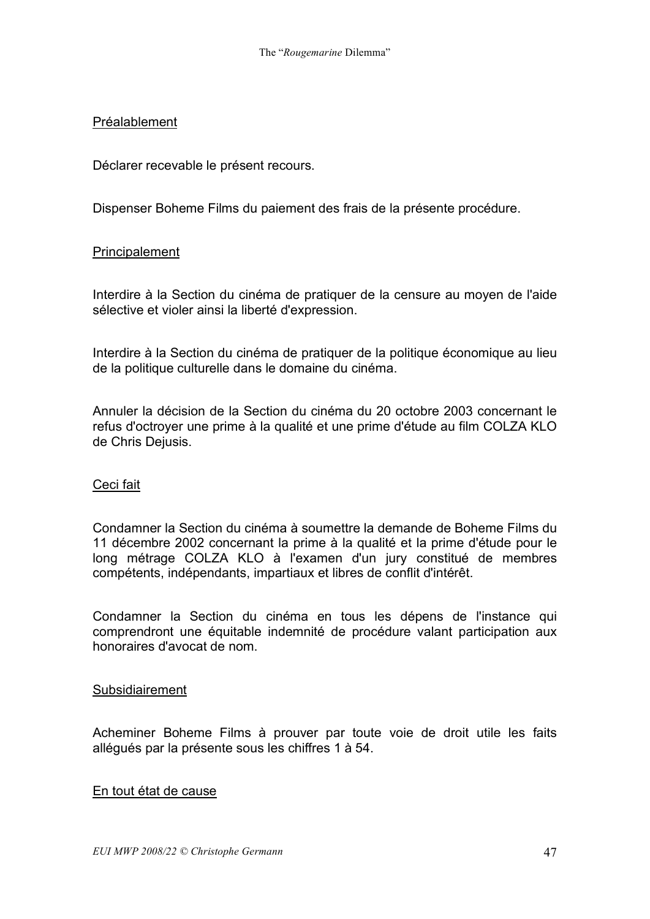<u>Préalablement</u>

Déclarer recevable le présent recours.

Dispenser Boheme Films du paiement des frais de la présente procédure.

<u>Principalement</u>

Interdire à la Section du cinéma de pratiquer de la censure au moyen de l'aide sélective et violer ainsi la liberté d'expression.

Interdire à la Section du cinéma de pratiquer de la politique économique au lieu de la politique culturelle dans le domaine du cinéma.

Annuler la décision de la Section du cinéma du 20 octobre 2003 concernant le refus d'octroyer une prime à la qualité et une prime d'étude au film COLZA KLO de Chris Dejusis.

<u>Ceci fait</u>

Condamner la Section du cinéma à soumettre la demande de Boheme Films du 11 décembre 2002 concernant la prime à la qualité et la prime d'étude pour le long métrage COLZA KLO à l'examen d'un jury constitué de membres compétents, indépendants, impartiaux et libres de conflit d'intérêt.

Condamner la Section du cinéma en tous les dépens de l'instance qui comprendront une équitable indemnité de procédure valant participation aux honoraires d'avocat de nom.

<u>Subsidiairement</u>

Acheminer Boheme Films à prouver par toute voie de droit utile les faits allégués par la présente sous les chiffres 1 à 54.

<u>En tout état de cause</u>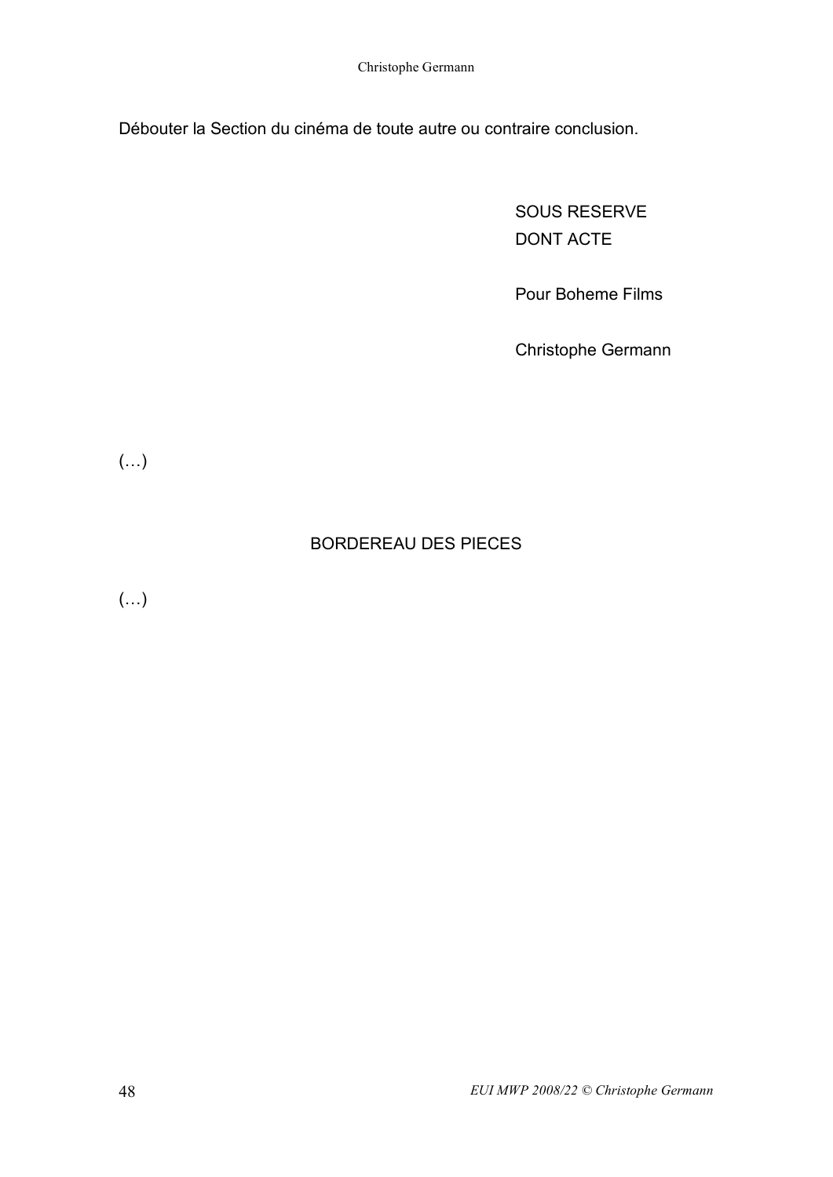Débouter la Section du cinéma de toute autre ou contraire conclusion.

SOUS RESERVE
DONT ACTE

Pour Boheme Films

Christophe Germann

(…)

BORDEREAU DES PIECES

(…)